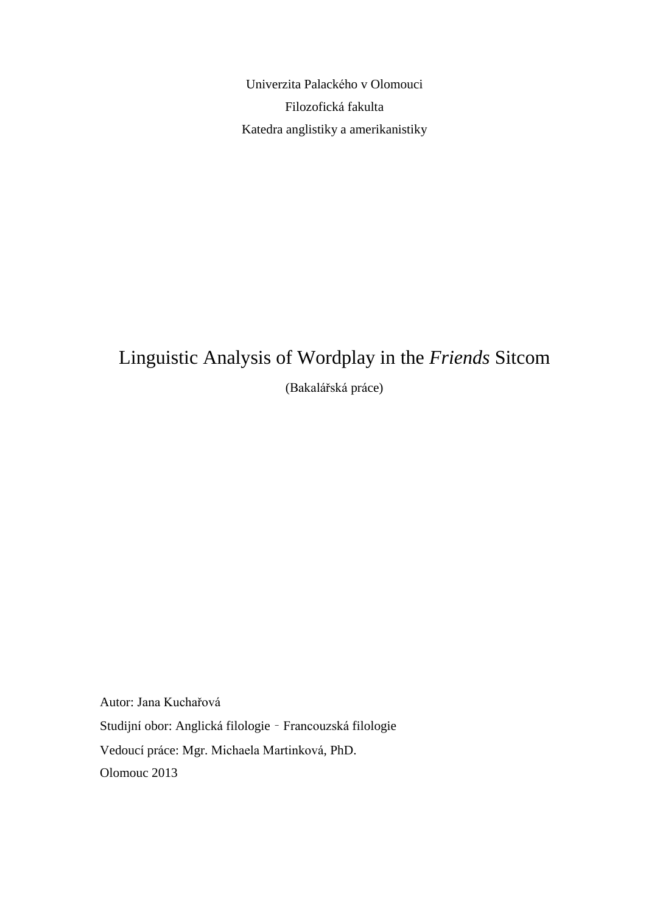Univerzita Palackého v Olomouci

Filozofická fakulta

Katedra anglistiky a amerikanistiky

# Linguistic Analysis of Wordplay in the *Friends* Sitcom

(Bakalářská práce)

Autor: Jana Kuchařová

Studijní obor: Anglická filologie – Francouzská filologie

Vedoucí práce: Mgr. Michaela Martinková, PhD.

Olomouc 2013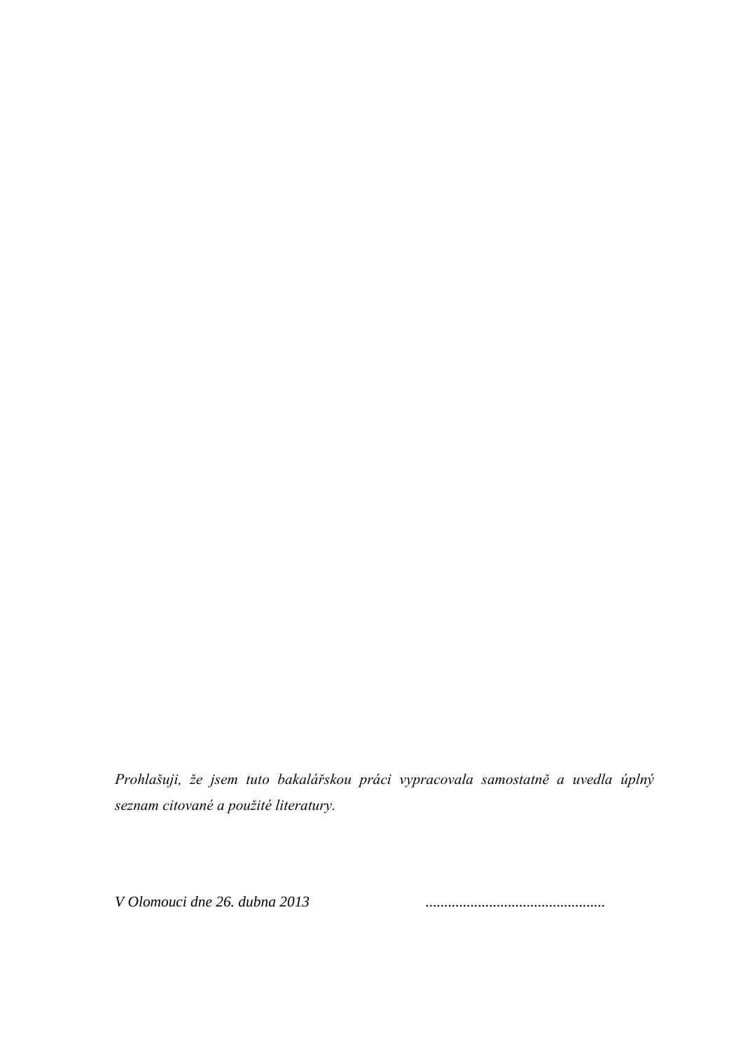*Prohlašuji, že jsem tuto bakalářskou práci vypracovala samostatně a uvedla úplný seznam citované a použité literatury.*

*V Olomouci dne 26. dubna 2013* ................................................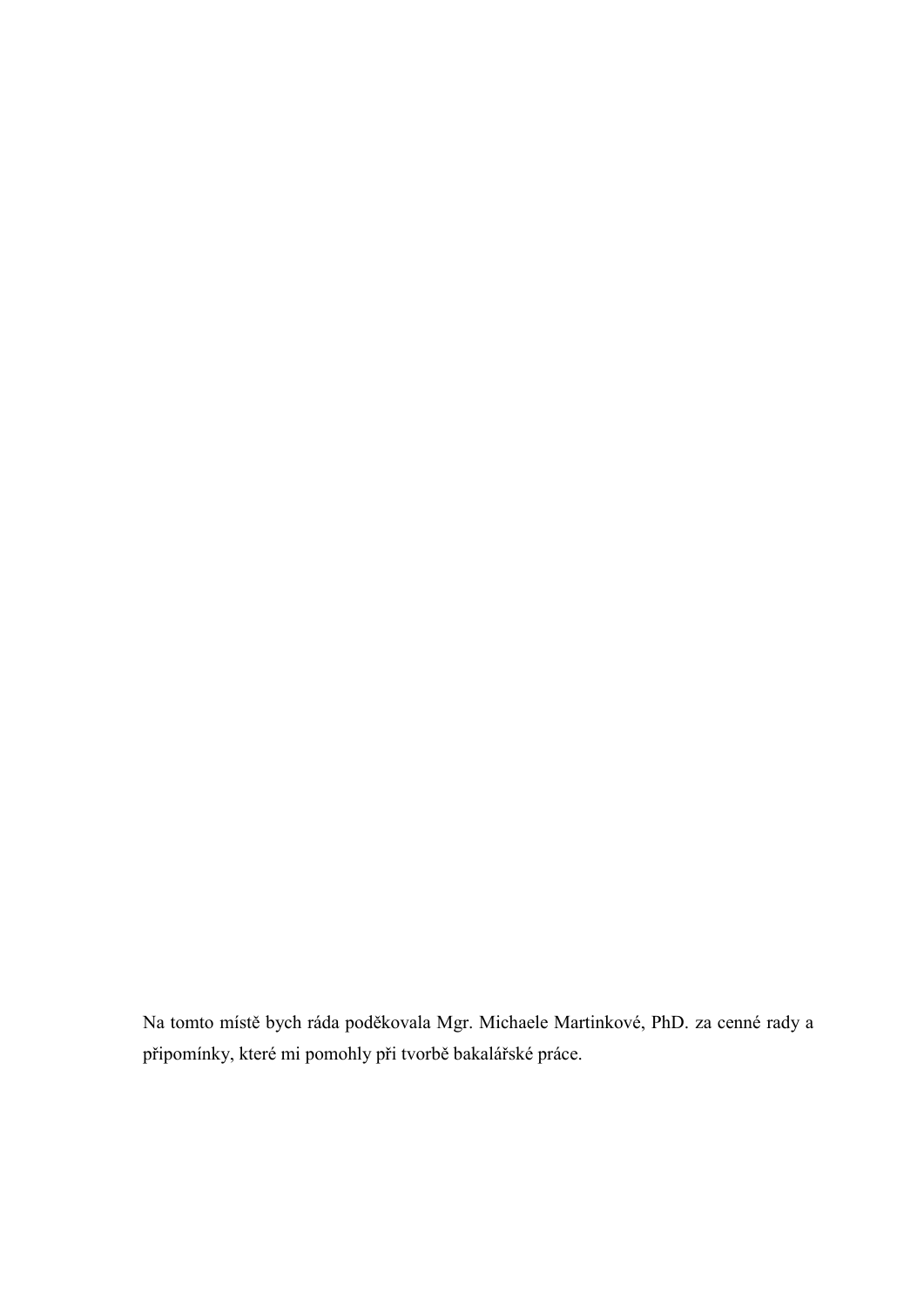Na tomto místě bych ráda poděkovala Mgr. Michaele Martinkové, PhD. za cenné rady a připomínky, které mi pomohly při tvorbě bakalářské práce.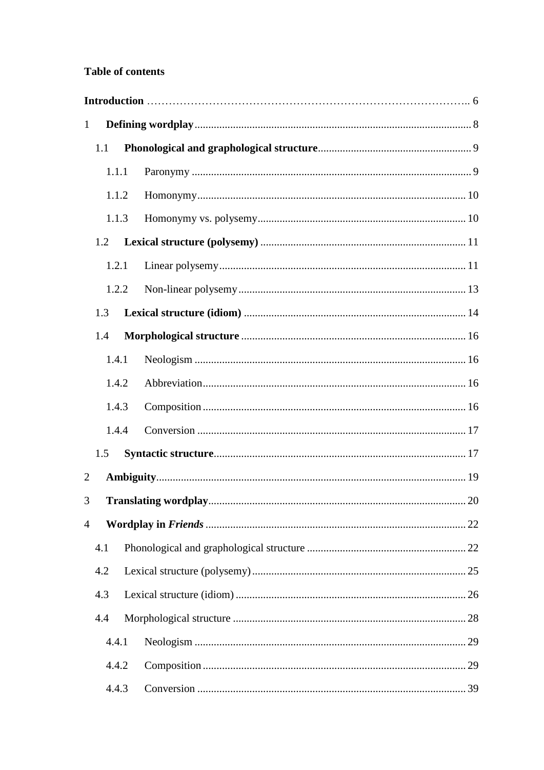**Table of contents**

**Introduction** .................................................................................. 6

1 **Defining wordplay** .................................................................................. 8

1.1 **Phonological and graphological structure** .................................................................................. 9

1.1.1 Paronymy .................................................................................. 9

1.1.2 Homonymy .................................................................................. 10

1.1.3 Homonymy vs. polysemy .................................................................................. 10

1.2 **Lexical structure (polysemy)** .................................................................................. 11

1.2.1 Linear polysemy .................................................................................. 11

1.2.2 Non-linear polysemy .................................................................................. 13

1.3 **Lexical structure (idiom)** .................................................................................. 14

1.4 **Morphological structure** .................................................................................. 16

1.4.1 Neologism .................................................................................. 16

1.4.2 Abbreviation .................................................................................. 16

1.4.3 Composition .................................................................................. 16

1.4.4 Conversion .................................................................................. 17

1.5 **Syntactic structure** .................................................................................. 17

2 **Ambiguity** .................................................................................. 19

3 **Translating wordplay** .................................................................................. 20

4 **Wordplay in *Friends*** .................................................................................. 22

4.1 Phonological and graphological structure .................................................................................. 22

4.2 Lexical structure (polysemy) .................................................................................. 25

4.3 Lexical structure (idiom) .................................................................................. 26

4.4 Morphological structure .................................................................................. 28

4.4.1 Neologism .................................................................................. 29

4.4.2 Composition .................................................................................. 29

4.4.3 Conversion .................................................................................. 39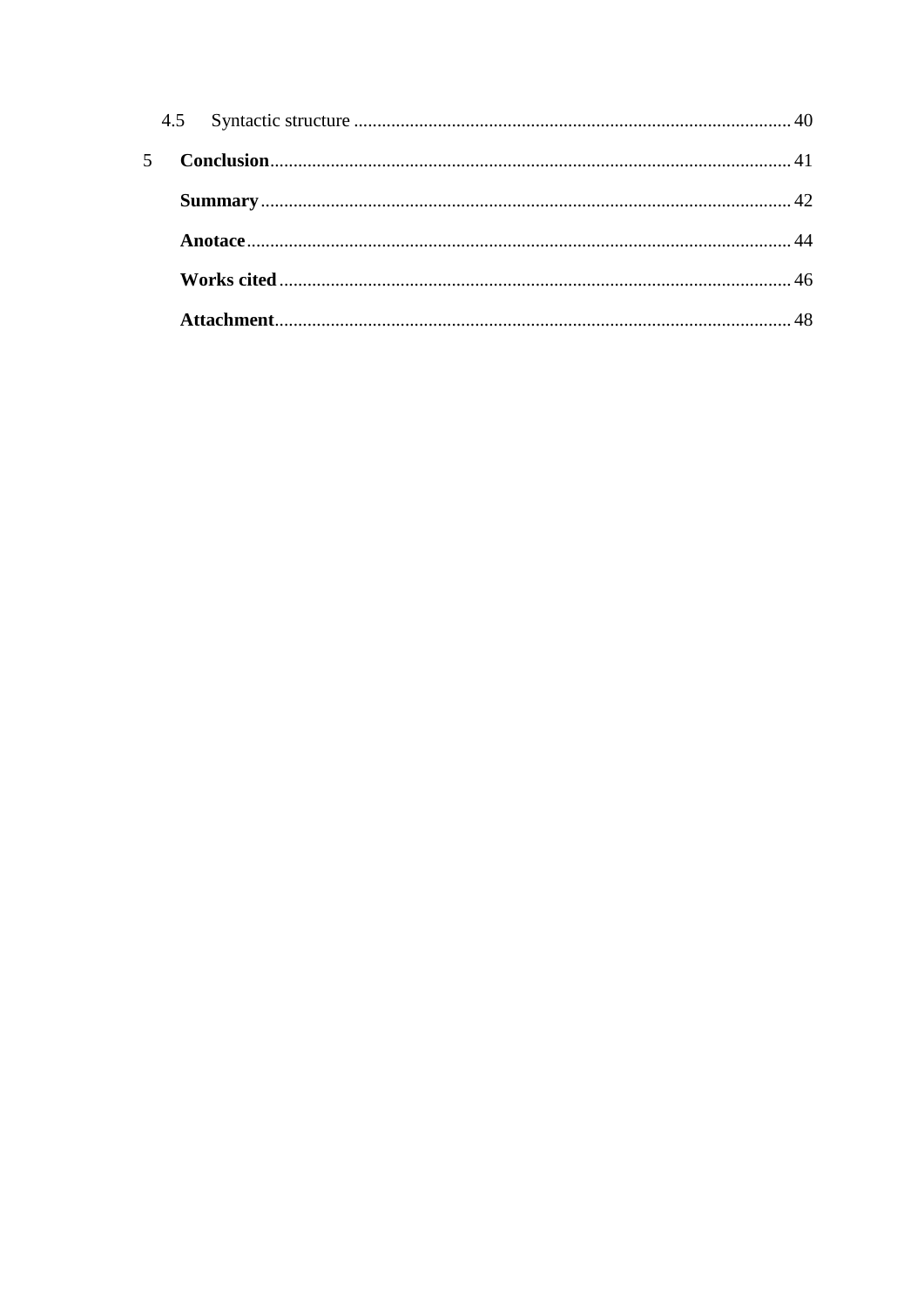4.5 Syntactic structure ........................................................................................ 40

5 **Conclusion** ...................................................................................................... 41

**Summary** ........................................................................................................ 42

**Anotace** .......................................................................................................... 44

**Works cited** ................................................................................................... 46

**Attachment** .................................................................................................... 48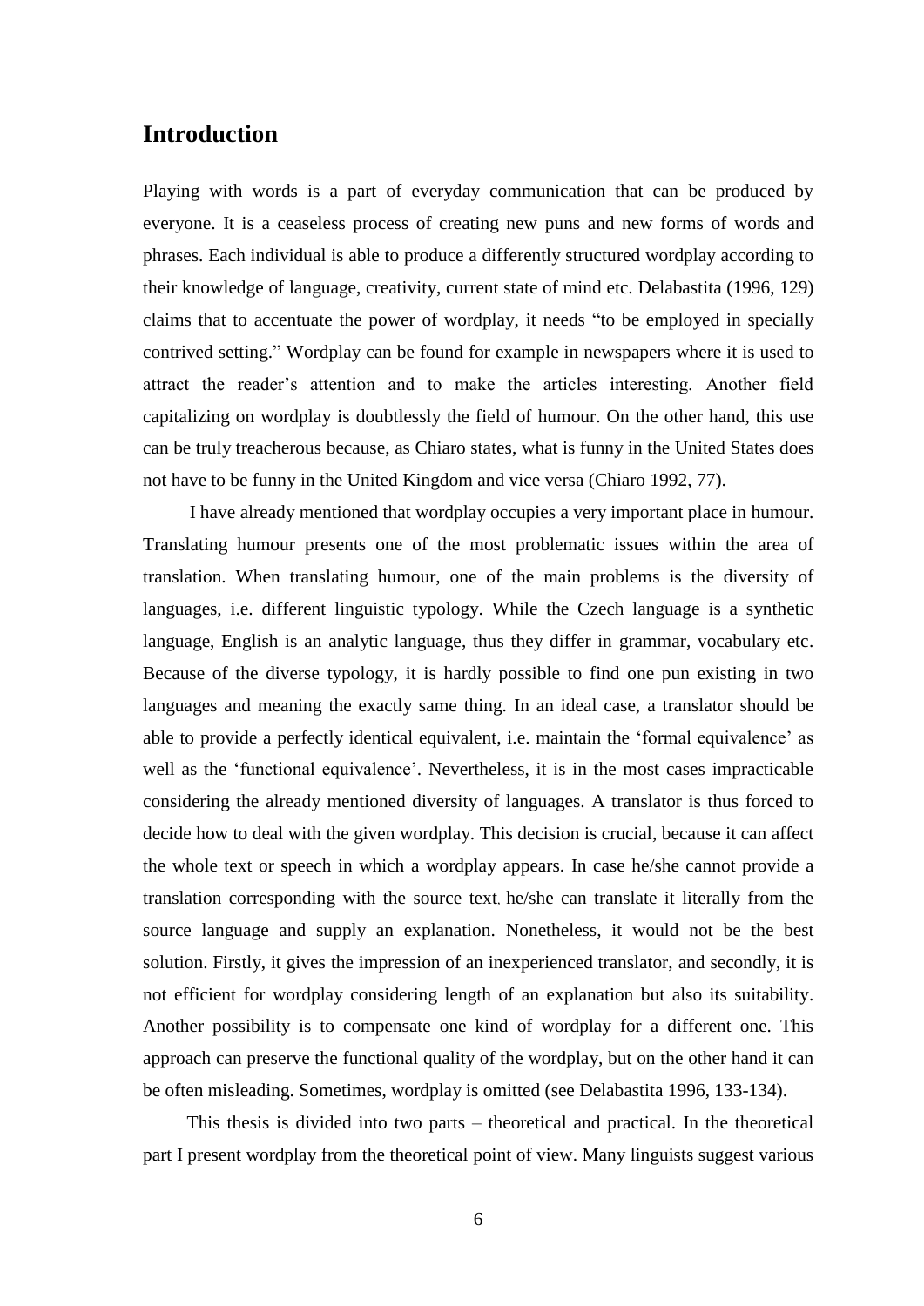# Introduction

Playing with words is a part of everyday communication that can be produced by everyone. It is a ceaseless process of creating new puns and new forms of words and phrases. Each individual is able to produce a differently structured wordplay according to their knowledge of language, creativity, current state of mind etc. Delabastita (1996, 129) claims that to accentuate the power of wordplay, it needs "to be employed in specially contrived setting." Wordplay can be found for example in newspapers where it is used to attract the reader's attention and to make the articles interesting. Another field capitalizing on wordplay is doubtlessly the field of humour. On the other hand, this use can be truly treacherous because, as Chiaro states, what is funny in the United States does not have to be funny in the United Kingdom and vice versa (Chiaro 1992, 77).

I have already mentioned that wordplay occupies a very important place in humour. Translating humour presents one of the most problematic issues within the area of translation. When translating humour, one of the main problems is the diversity of languages, i.e. different linguistic typology. While the Czech language is a synthetic language, English is an analytic language, thus they differ in grammar, vocabulary etc. Because of the diverse typology, it is hardly possible to find one pun existing in two languages and meaning the exactly same thing. In an ideal case, a translator should be able to provide a perfectly identical equivalent, i.e. maintain the 'formal equivalence' as well as the 'functional equivalence'. Nevertheless, it is in the most cases impracticable considering the already mentioned diversity of languages. A translator is thus forced to decide how to deal with the given wordplay. This decision is crucial, because it can affect the whole text or speech in which a wordplay appears. In case he/she cannot provide a translation corresponding with the source text, he/she can translate it literally from the source language and supply an explanation. Nonetheless, it would not be the best solution. Firstly, it gives the impression of an inexperienced translator, and secondly, it is not efficient for wordplay considering length of an explanation but also its suitability. Another possibility is to compensate one kind of wordplay for a different one. This approach can preserve the functional quality of the wordplay, but on the other hand it can be often misleading. Sometimes, wordplay is omitted (see Delabastita 1996, 133-134).

This thesis is divided into two parts – theoretical and practical. In the theoretical part I present wordplay from the theoretical point of view. Many linguists suggest various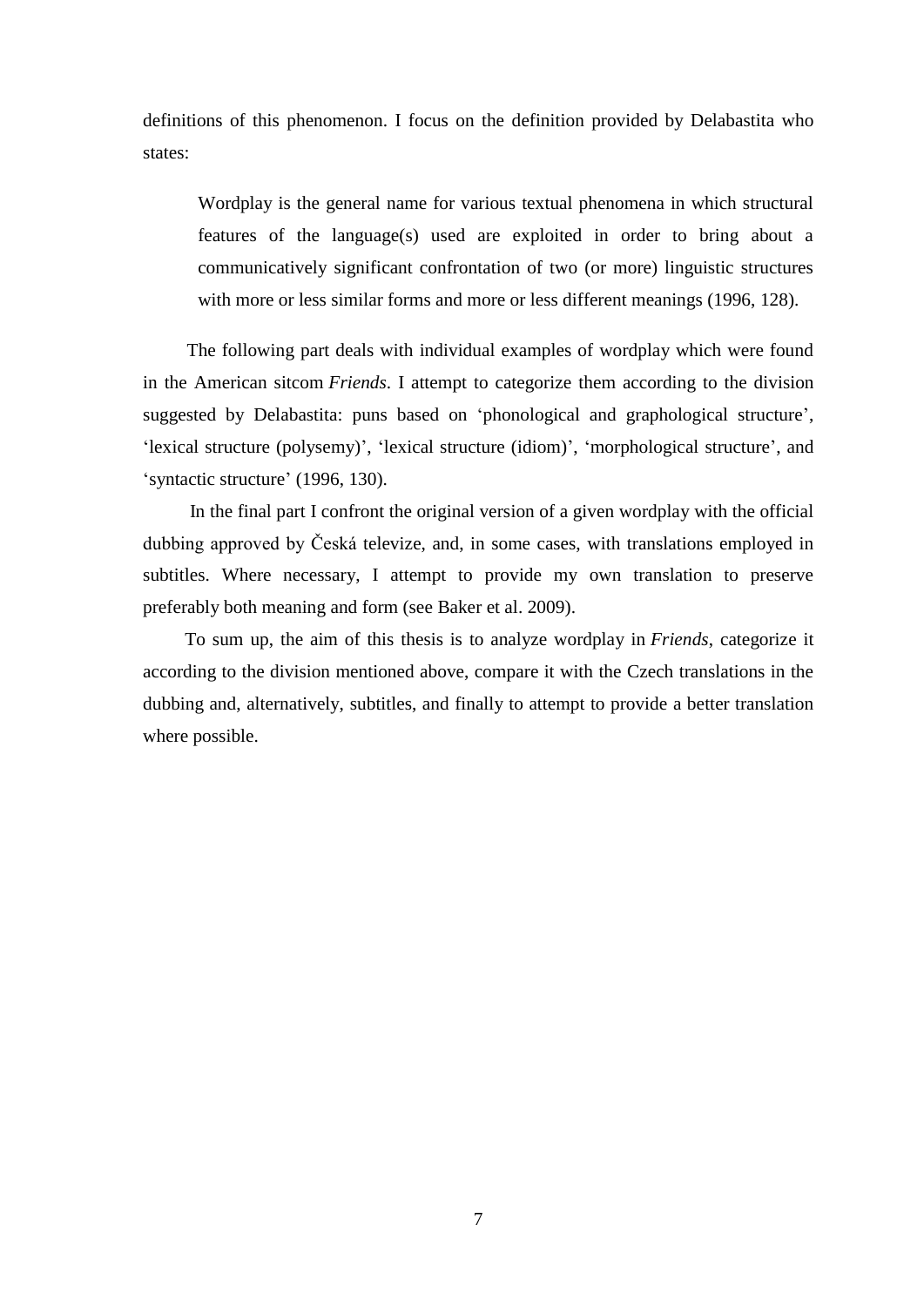definitions of this phenomenon. I focus on the definition provided by Delabastita who states:

> Wordplay is the general name for various textual phenomena in which structural features of the language(s) used are exploited in order to bring about a communicatively significant confrontation of two (or more) linguistic structures with more or less similar forms and more or less different meanings (1996, 128).

The following part deals with individual examples of wordplay which were found in the American sitcom *Friends*. I attempt to categorize them according to the division suggested by Delabastita: puns based on 'phonological and graphological structure', 'lexical structure (polysemy)', 'lexical structure (idiom)', 'morphological structure', and 'syntactic structure' (1996, 130).

In the final part I confront the original version of a given wordplay with the official dubbing approved by Česká televize, and, in some cases, with translations employed in subtitles. Where necessary, I attempt to provide my own translation to preserve preferably both meaning and form (see Baker et al. 2009).

To sum up, the aim of this thesis is to analyze wordplay in *Friends*, categorize it according to the division mentioned above, compare it with the Czech translations in the dubbing and, alternatively, subtitles, and finally to attempt to provide a better translation where possible.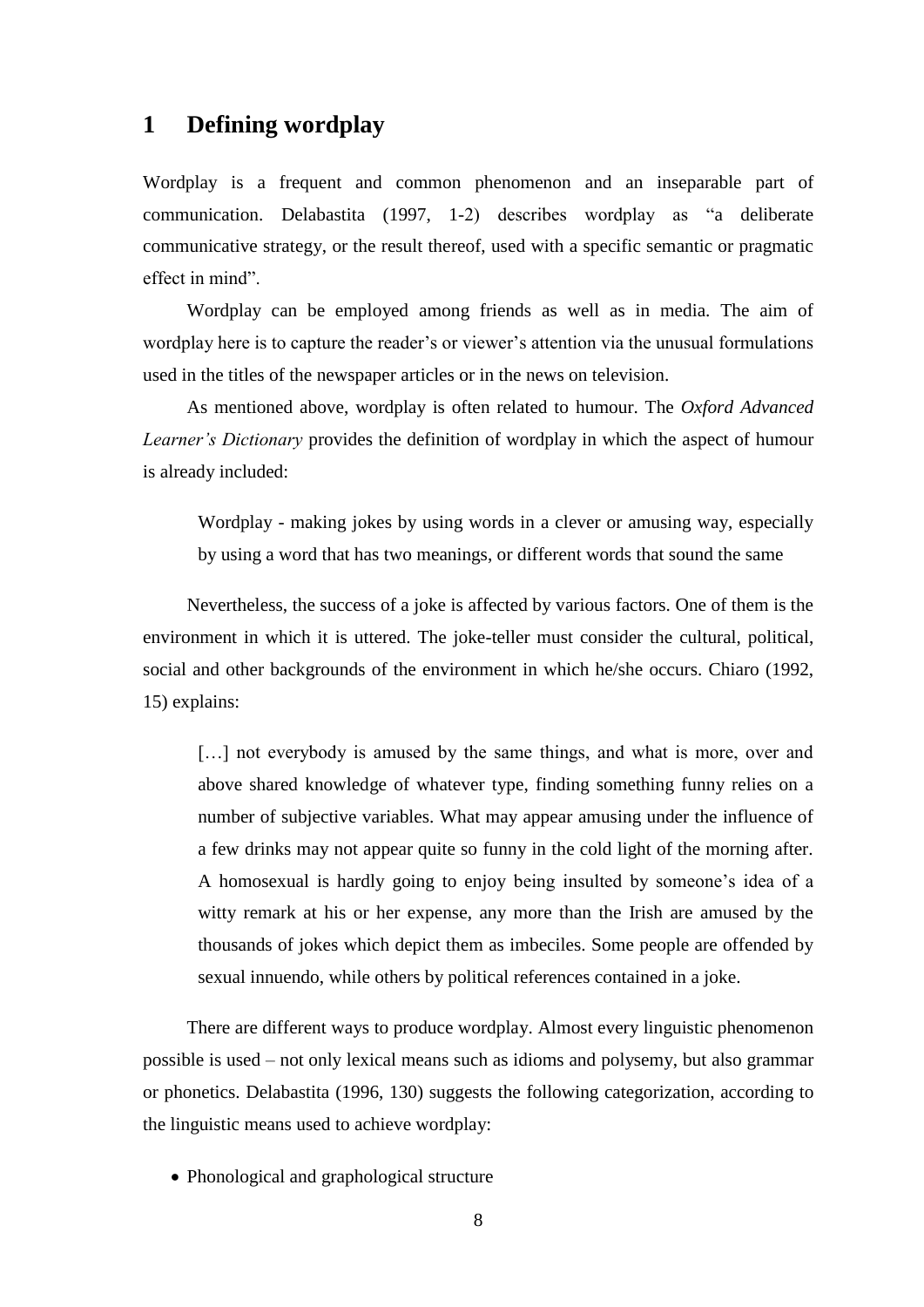# 1 Defining wordplay

Wordplay is a frequent and common phenomenon and an inseparable part of communication. Delabastita (1997, 1-2) describes wordplay as "a deliberate communicative strategy, or the result thereof, used with a specific semantic or pragmatic effect in mind".

Wordplay can be employed among friends as well as in media. The aim of wordplay here is to capture the reader's or viewer's attention via the unusual formulations used in the titles of the newspaper articles or in the news on television.

As mentioned above, wordplay is often related to humour. The *Oxford Advanced Learner's Dictionary* provides the definition of wordplay in which the aspect of humour is already included:

> Wordplay - making jokes by using words in a clever or amusing way, especially by using a word that has two meanings, or different words that sound the same

Nevertheless, the success of a joke is affected by various factors. One of them is the environment in which it is uttered. The joke-teller must consider the cultural, political, social and other backgrounds of the environment in which he/she occurs. Chiaro (1992, 15) explains:

> […] not everybody is amused by the same things, and what is more, over and above shared knowledge of whatever type, finding something funny relies on a number of subjective variables. What may appear amusing under the influence of a few drinks may not appear quite so funny in the cold light of the morning after. A homosexual is hardly going to enjoy being insulted by someone's idea of a witty remark at his or her expense, any more than the Irish are amused by the thousands of jokes which depict them as imbeciles. Some people are offended by sexual innuendo, while others by political references contained in a joke.

There are different ways to produce wordplay. Almost every linguistic phenomenon possible is used – not only lexical means such as idioms and polysemy, but also grammar or phonetics. Delabastita (1996, 130) suggests the following categorization, according to the linguistic means used to achieve wordplay:

- Phonological and graphological structure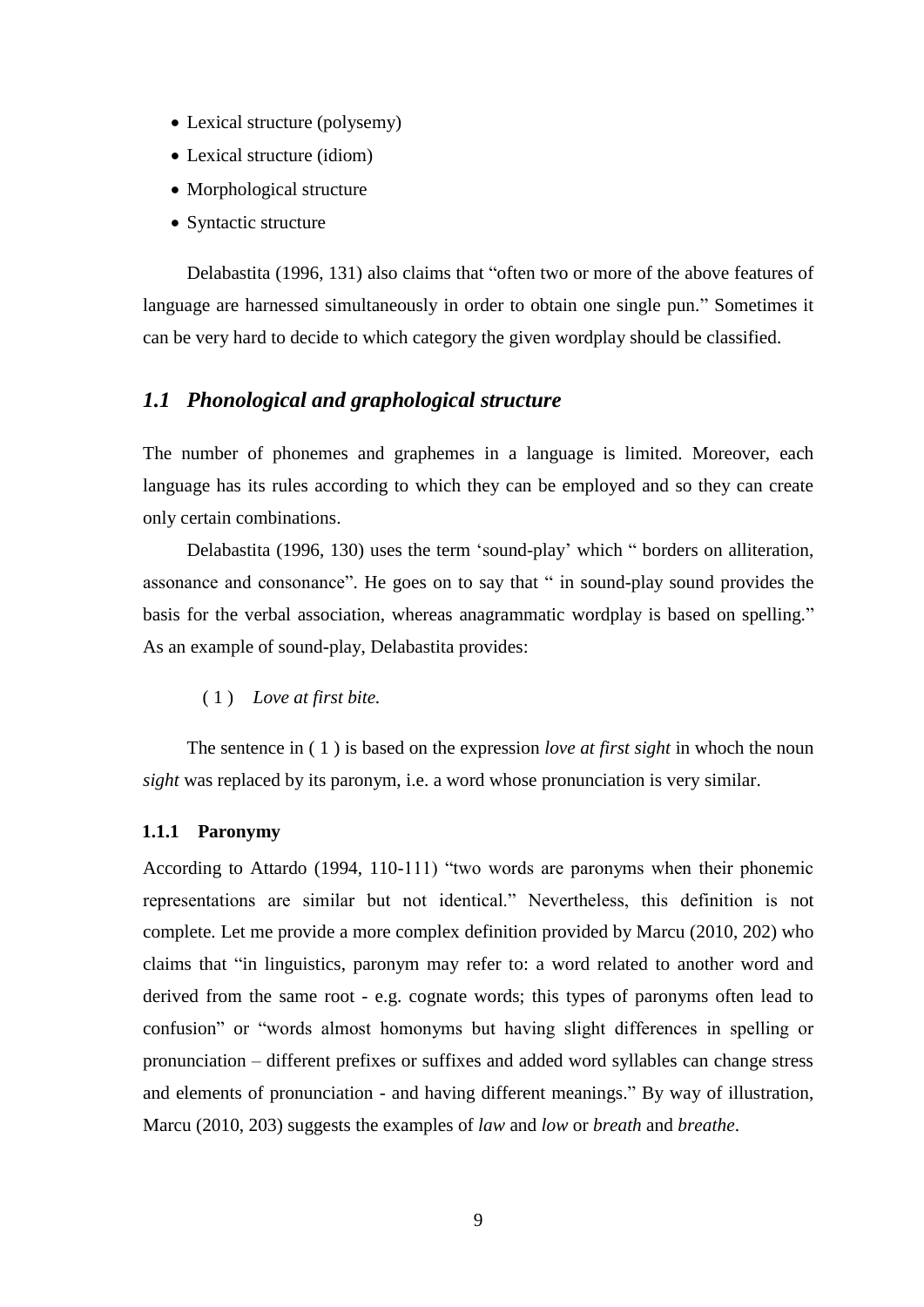- Lexical structure (polysemy)
- Lexical structure (idiom)
- Morphological structure
- Syntactic structure

Delabastita (1996, 131) also claims that "often two or more of the above features of language are harnessed simultaneously in order to obtain one single pun." Sometimes it can be very hard to decide to which category the given wordplay should be classified.

## *1.1 Phonological and graphological structure*

The number of phonemes and graphemes in a language is limited. Moreover, each language has its rules according to which they can be employed and so they can create only certain combinations.

Delabastita (1996, 130) uses the term 'sound-play' which " borders on alliteration, assonance and consonance". He goes on to say that " in sound-play sound provides the basis for the verbal association, whereas anagrammatic wordplay is based on spelling." As an example of sound-play, Delabastita provides:

( 1 ) *Love at first bite.*

The sentence in ( 1 ) is based on the expression *love at first sight* in whoch the noun *sight* was replaced by its paronym, i.e. a word whose pronunciation is very similar.

### 1.1.1 Paronymy

According to Attardo (1994, 110-111) "two words are paronyms when their phonemic representations are similar but not identical." Nevertheless, this definition is not complete. Let me provide a more complex definition provided by Marcu (2010, 202) who claims that "in linguistics, paronym may refer to: a word related to another word and derived from the same root - e.g. cognate words; this types of paronyms often lead to confusion" or "words almost homonyms but having slight differences in spelling or pronunciation – different prefixes or suffixes and added word syllables can change stress and elements of pronunciation - and having different meanings." By way of illustration, Marcu (2010, 203) suggests the examples of *law* and *low* or *breath* and *breathe*.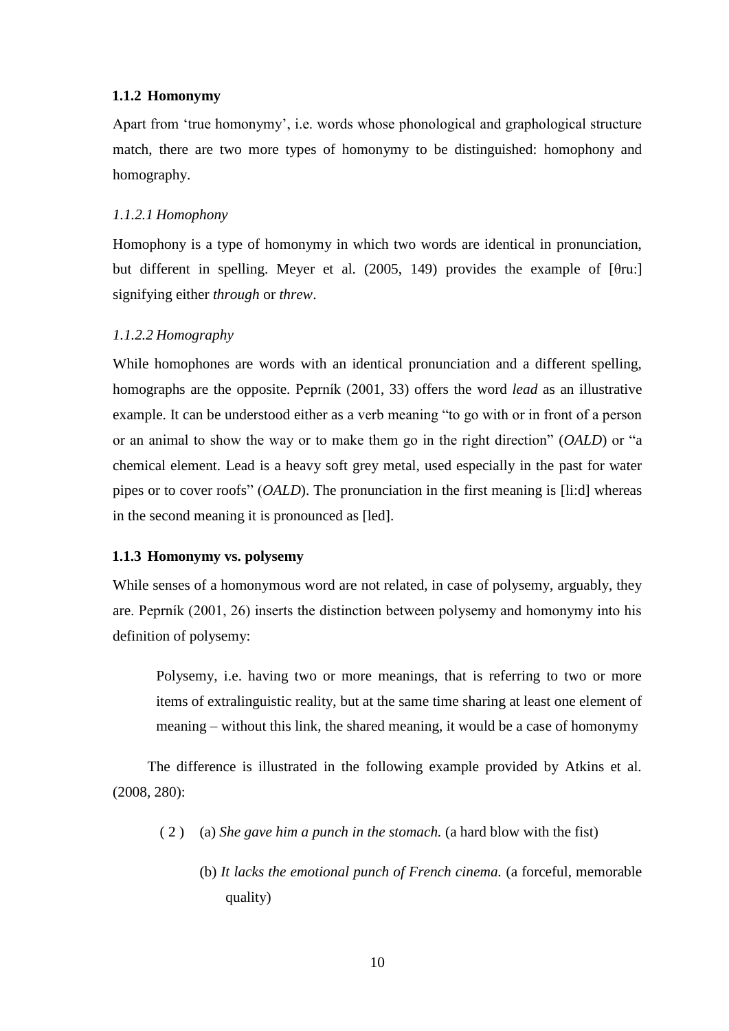### 1.1.2 Homonymy

Apart from 'true homonymy', i.e. words whose phonological and graphological structure match, there are two more types of homonymy to be distinguished: homophony and homography.

#### *1.1.2.1 Homophony*

Homophony is a type of homonymy in which two words are identical in pronunciation, but different in spelling. Meyer et al. (2005, 149) provides the example of [θru:] signifying either *through* or *threw*.

#### *1.1.2.2 Homography*

While homophones are words with an identical pronunciation and a different spelling, homographs are the opposite. Peprník (2001, 33) offers the word *lead* as an illustrative example. It can be understood either as a verb meaning "to go with or in front of a person or an animal to show the way or to make them go in the right direction" (*OALD*) or "a chemical element. Lead is a heavy soft grey metal, used especially in the past for water pipes or to cover roofs" (*OALD*). The pronunciation in the first meaning is [li:d] whereas in the second meaning it is pronounced as [led].

### 1.1.3 Homonymy vs. polysemy

While senses of a homonymous word are not related, in case of polysemy, arguably, they are. Peprník (2001, 26) inserts the distinction between polysemy and homonymy into his definition of polysemy:

> Polysemy, i.e. having two or more meanings, that is referring to two or more items of extralinguistic reality, but at the same time sharing at least one element of meaning – without this link, the shared meaning, it would be a case of homonymy

The difference is illustrated in the following example provided by Atkins et al. (2008, 280):

( 2 ) (a) *She gave him a punch in the stomach.* (a hard blow with the fist)

(b) *It lacks the emotional punch of French cinema.* (a forceful, memorable quality)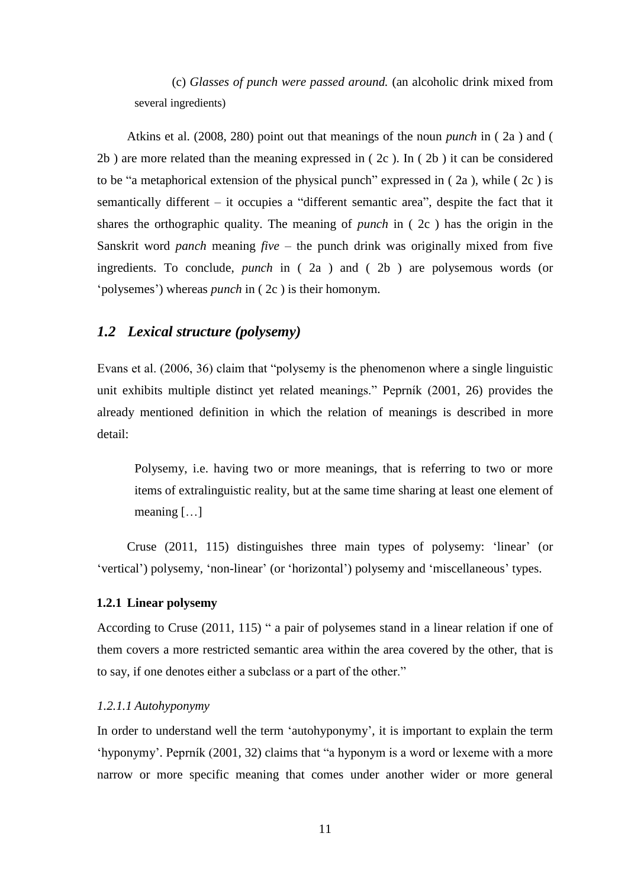(c) *Glasses of punch were passed around.* (an alcoholic drink mixed from several ingredients)

Atkins et al. (2008, 280) point out that meanings of the noun *punch* in ( 2a ) and ( 2b ) are more related than the meaning expressed in ( 2c ). In ( 2b ) it can be considered to be "a metaphorical extension of the physical punch" expressed in ( 2a ), while ( 2c ) is semantically different – it occupies a "different semantic area", despite the fact that it shares the orthographic quality. The meaning of *punch* in ( 2c ) has the origin in the Sanskrit word *panch* meaning *five* – the punch drink was originally mixed from five ingredients. To conclude, *punch* in ( 2a ) and ( 2b ) are polysemous words (or 'polysemes') whereas *punch* in ( 2c ) is their homonym.

## *1.2 Lexical structure (polysemy)*

Evans et al. (2006, 36) claim that "polysemy is the phenomenon where a single linguistic unit exhibits multiple distinct yet related meanings." Peprník (2001, 26) provides the already mentioned definition in which the relation of meanings is described in more detail:

> Polysemy, i.e. having two or more meanings, that is referring to two or more items of extralinguistic reality, but at the same time sharing at least one element of meaning […]

Cruse (2011, 115) distinguishes three main types of polysemy: 'linear' (or 'vertical') polysemy, 'non-linear' (or 'horizontal') polysemy and 'miscellaneous' types.

### 1.2.1 Linear polysemy

According to Cruse (2011, 115) " a pair of polysemes stand in a linear relation if one of them covers a more restricted semantic area within the area covered by the other, that is to say, if one denotes either a subclass or a part of the other."

#### *1.2.1.1 Autohyponymy*

In order to understand well the term 'autohyponymy', it is important to explain the term 'hyponymy'. Peprník (2001, 32) claims that "a hyponym is a word or lexeme with a more narrow or more specific meaning that comes under another wider or more general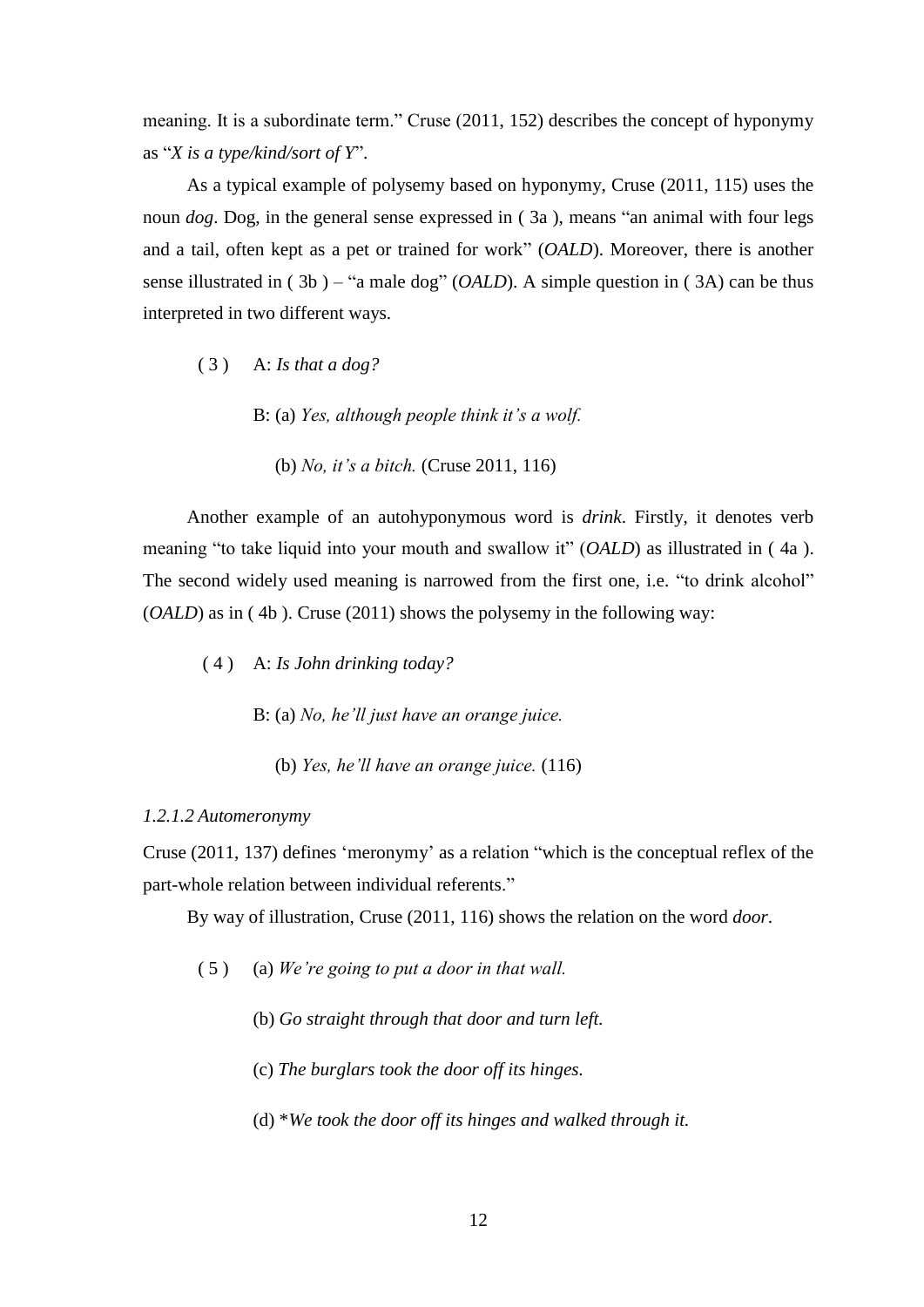meaning. It is a subordinate term." Cruse (2011, 152) describes the concept of hyponymy as "*X is a type/kind/sort of Y*".

As a typical example of polysemy based on hyponymy, Cruse (2011, 115) uses the noun *dog*. Dog, in the general sense expressed in ( 3a ), means "an animal with four legs and a tail, often kept as a pet or trained for work" (*OALD*). Moreover, there is another sense illustrated in ( 3b ) – "a male dog" (*OALD*). A simple question in ( 3A) can be thus interpreted in two different ways.

( 3 ) A: *Is that a dog?*

B: (a) *Yes, although people think it's a wolf.*

(b) *No, it's a bitch.* (Cruse 2011, 116)

Another example of an autohyponymous word is *drink*. Firstly, it denotes verb meaning "to take liquid into your mouth and swallow it" (*OALD*) as illustrated in ( 4a ). The second widely used meaning is narrowed from the first one, i.e. "to drink alcohol" (*OALD*) as in ( 4b ). Cruse (2011) shows the polysemy in the following way:

( 4 ) A: *Is John drinking today?*

B: (a) *No, he'll just have an orange juice.*

(b) *Yes, he'll have an orange juice.* (116)

#### *1.2.1.2 Automeronymy*

Cruse (2011, 137) defines 'meronymy' as a relation "which is the conceptual reflex of the part-whole relation between individual referents."

By way of illustration, Cruse (2011, 116) shows the relation on the word *door*.

( 5 ) (a) *We're going to put a door in that wall.*

(b) *Go straight through that door and turn left.*

(c) *The burglars took the door off its hinges.*

(d) \**We took the door off its hinges and walked through it.*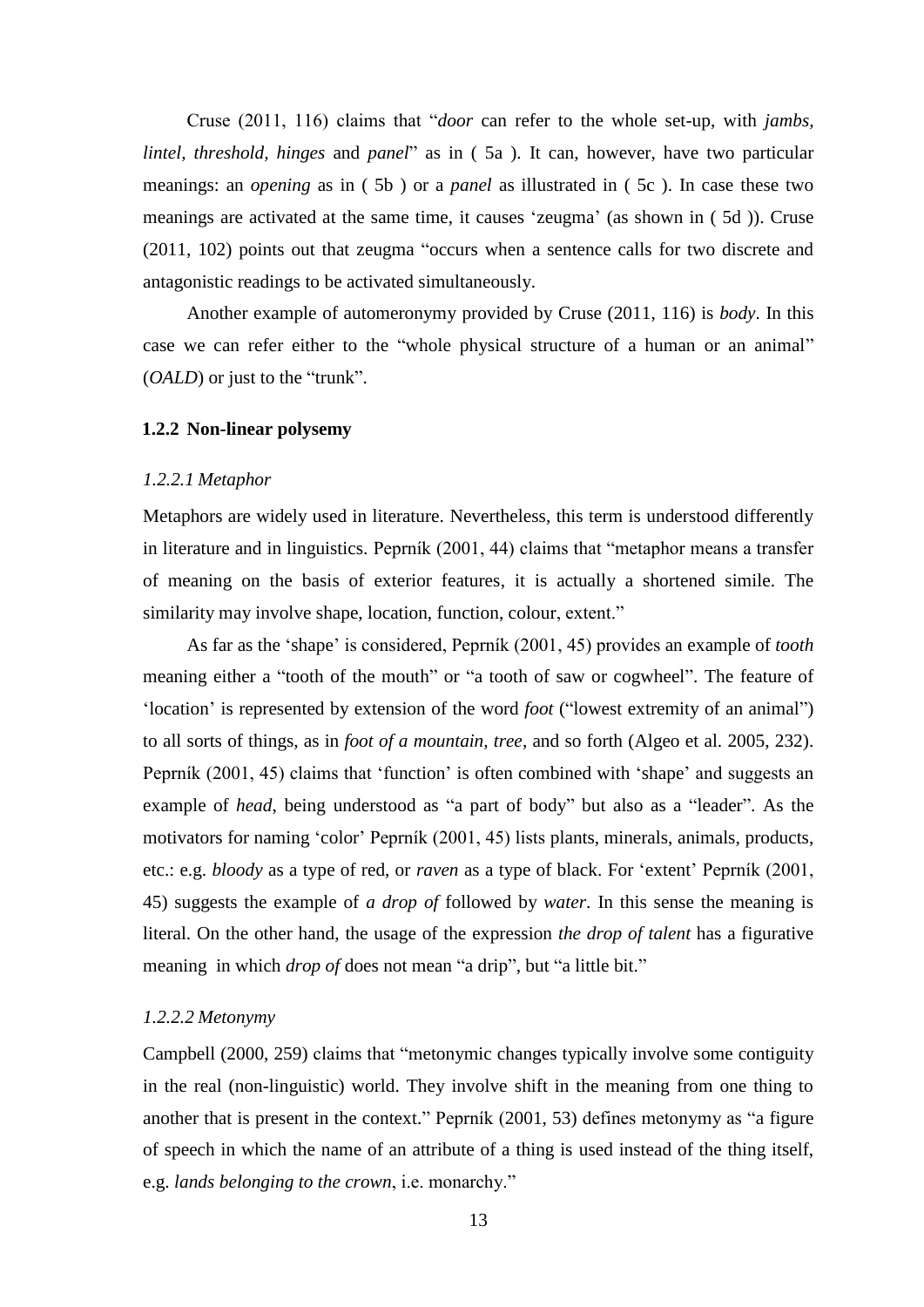Cruse (2011, 116) claims that "*door* can refer to the whole set-up, with *jambs, lintel, threshold, hinges* and *panel*" as in ( 5a ). It can, however, have two particular meanings: an *opening* as in ( 5b ) or a *panel* as illustrated in ( 5c ). In case these two meanings are activated at the same time, it causes 'zeugma' (as shown in ( 5d )). Cruse (2011, 102) points out that zeugma "occurs when a sentence calls for two discrete and antagonistic readings to be activated simultaneously.

Another example of automeronymy provided by Cruse (2011, 116) is *body*. In this case we can refer either to the "whole physical structure of a human or an animal" (*OALD*) or just to the "trunk".

### 1.2.2 Non-linear polysemy

#### *1.2.2.1 Metaphor*

Metaphors are widely used in literature. Nevertheless, this term is understood differently in literature and in linguistics. Peprník (2001, 44) claims that "metaphor means a transfer of meaning on the basis of exterior features, it is actually a shortened simile. The similarity may involve shape, location, function, colour, extent."

As far as the 'shape' is considered, Peprník (2001, 45) provides an example of *tooth* meaning either a "tooth of the mouth" or "a tooth of saw or cogwheel". The feature of 'location' is represented by extension of the word *foot* ("lowest extremity of an animal") to all sorts of things, as in *foot of a mountain, tree*, and so forth (Algeo et al. 2005, 232). Peprník (2001, 45) claims that 'function' is often combined with 'shape' and suggests an example of *head*, being understood as "a part of body" but also as a "leader". As the motivators for naming 'color' Peprník (2001, 45) lists plants, minerals, animals, products, etc.: e.g. *bloody* as a type of red, or *raven* as a type of black. For 'extent' Peprník (2001, 45) suggests the example of *a drop of* followed by *water*. In this sense the meaning is literal. On the other hand, the usage of the expression *the drop of talent* has a figurative meaning in which *drop of* does not mean "a drip", but "a little bit."

#### *1.2.2.2 Metonymy*

Campbell (2000, 259) claims that "metonymic changes typically involve some contiguity in the real (non-linguistic) world. They involve shift in the meaning from one thing to another that is present in the context." Peprník (2001, 53) defines metonymy as "a figure of speech in which the name of an attribute of a thing is used instead of the thing itself, e.g. *lands belonging to the crown*, i.e. monarchy."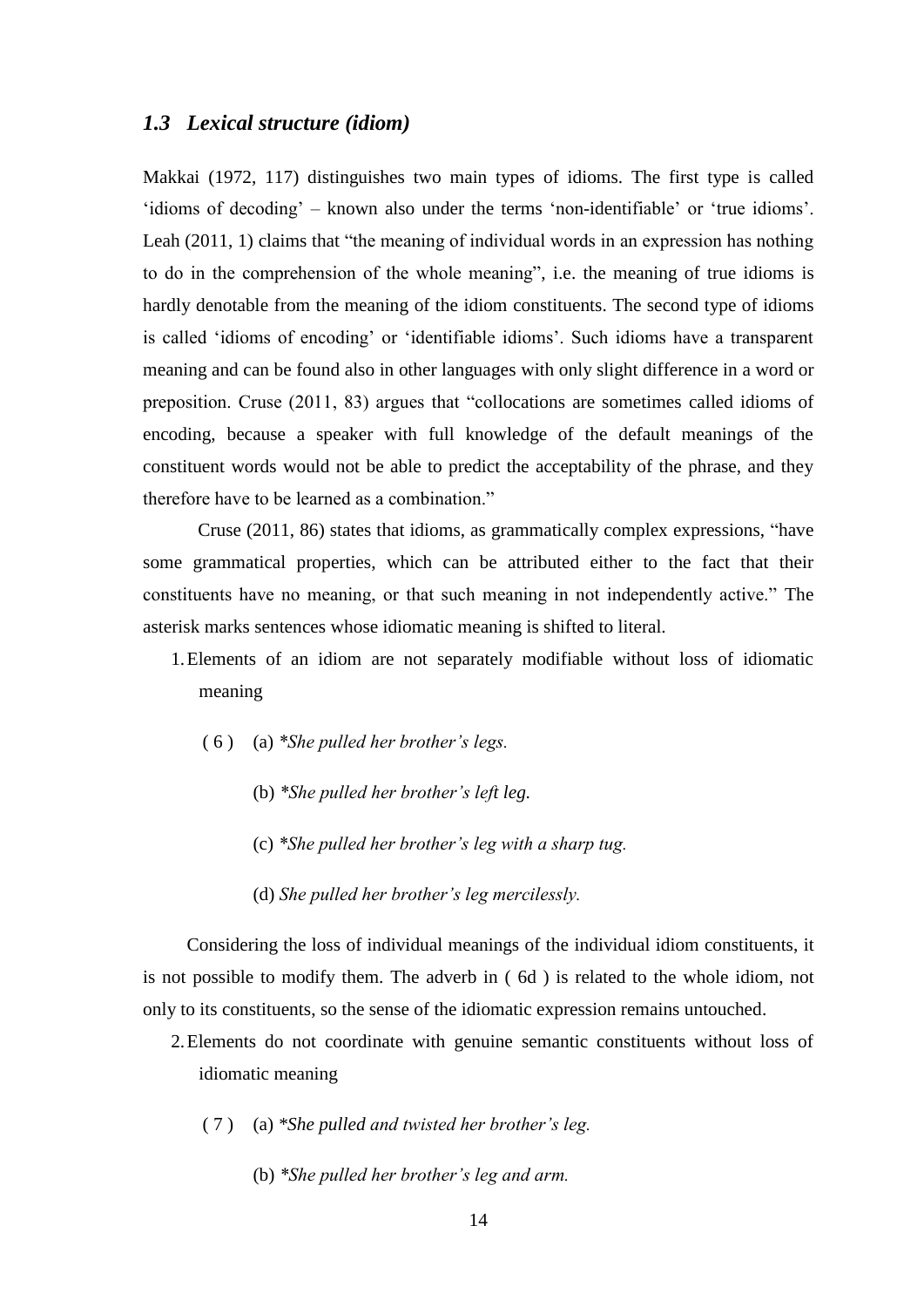### *1.3 Lexical structure (idiom)*

Makkai (1972, 117) distinguishes two main types of idioms. The first type is called 'idioms of decoding' – known also under the terms 'non-identifiable' or 'true idioms'. Leah (2011, 1) claims that "the meaning of individual words in an expression has nothing to do in the comprehension of the whole meaning", i.e. the meaning of true idioms is hardly denotable from the meaning of the idiom constituents. The second type of idioms is called 'idioms of encoding' or 'identifiable idioms'. Such idioms have a transparent meaning and can be found also in other languages with only slight difference in a word or preposition. Cruse (2011, 83) argues that "collocations are sometimes called idioms of encoding, because a speaker with full knowledge of the default meanings of the constituent words would not be able to predict the acceptability of the phrase, and they therefore have to be learned as a combination."

Cruse (2011, 86) states that idioms, as grammatically complex expressions, "have some grammatical properties, which can be attributed either to the fact that their constituents have no meaning, or that such meaning in not independently active." The asterisk marks sentences whose idiomatic meaning is shifted to literal.

1. Elements of an idiom are not separately modifiable without loss of idiomatic meaning

( 6 ) (a) *\*She pulled her brother's legs.*

(b) *\*She pulled her brother's left leg.*

(c) *\*She pulled her brother's leg with a sharp tug.*

(d) *She pulled her brother's leg mercilessly.*

Considering the loss of individual meanings of the individual idiom constituents, it is not possible to modify them. The adverb in ( 6d ) is related to the whole idiom, not only to its constituents, so the sense of the idiomatic expression remains untouched.

2. Elements do not coordinate with genuine semantic constituents without loss of idiomatic meaning

( 7 ) (a) *\*She pulled and twisted her brother's leg.*

(b) *\*She pulled her brother's leg and arm.*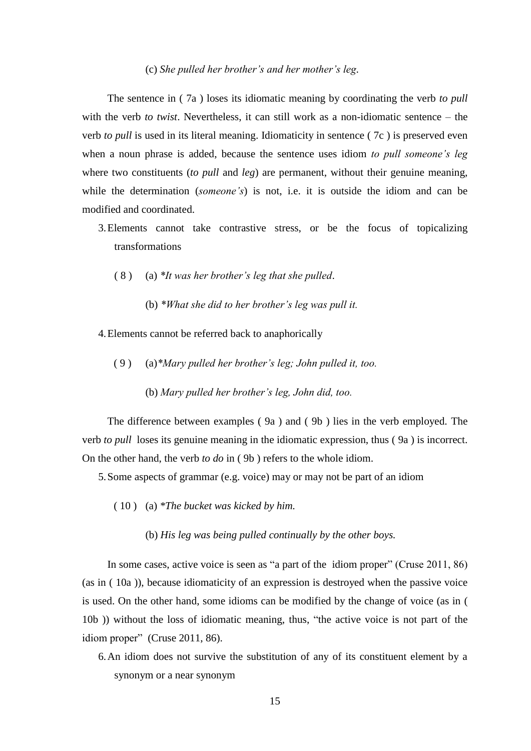(c) *She pulled her brother's and her mother's leg.*

The sentence in ( 7a ) loses its idiomatic meaning by coordinating the verb *to pull* with the verb *to twist*. Nevertheless, it can still work as a non-idiomatic sentence – the verb *to pull* is used in its literal meaning. Idiomaticity in sentence ( 7c ) is preserved even when a noun phrase is added, because the sentence uses idiom *to pull someone's leg* where two constituents (*to pull* and *leg*) are permanent, without their genuine meaning, while the determination (*someone's*) is not, i.e. it is outside the idiom and can be modified and coordinated.

3. Elements cannot take contrastive stress, or be the focus of topicalizing transformations

( 8 ) (a) *\*It was her brother's leg that she pulled*.

(b) *\*What she did to her brother's leg was pull it.*

4. Elements cannot be referred back to anaphorically

( 9 ) (a)*\*Mary pulled her brother's leg; John pulled it, too.*

(b) *Mary pulled her brother's leg, John did, too.*

The difference between examples ( 9a ) and ( 9b ) lies in the verb employed. The verb *to pull* loses its genuine meaning in the idiomatic expression, thus ( 9a ) is incorrect. On the other hand, the verb *to do* in ( 9b ) refers to the whole idiom.

5. Some aspects of grammar (e.g. voice) may or may not be part of an idiom

( 10 ) (a) *\*The bucket was kicked by him.*

(b) *His leg was being pulled continually by the other boys.*

In some cases, active voice is seen as "a part of the idiom proper" (Cruse 2011, 86) (as in ( 10a )), because idiomaticity of an expression is destroyed when the passive voice is used. On the other hand, some idioms can be modified by the change of voice (as in ( 10b )) without the loss of idiomatic meaning, thus, "the active voice is not part of the idiom proper" (Cruse 2011, 86).

6. An idiom does not survive the substitution of any of its constituent element by a synonym or a near synonym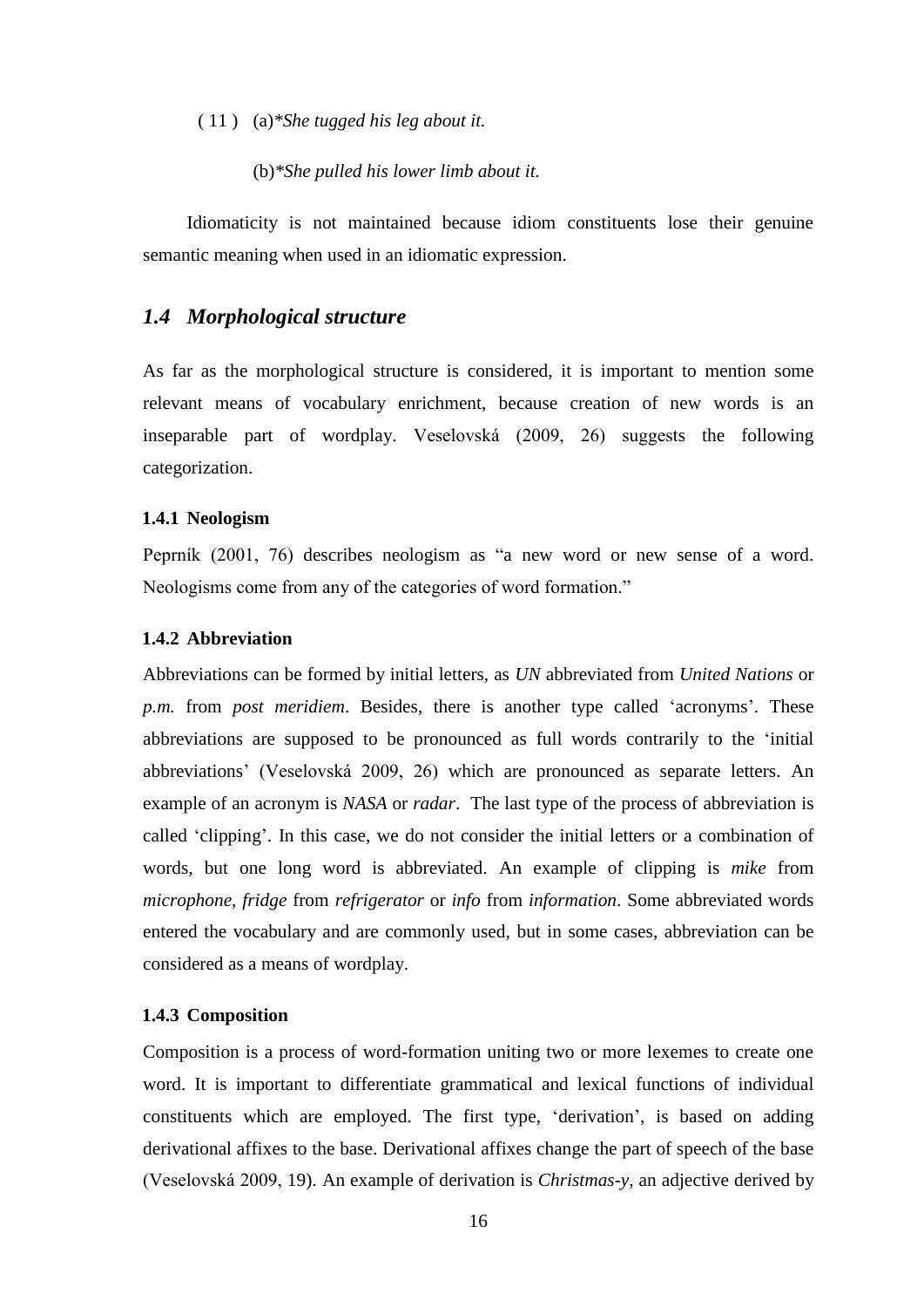( 11 ) (a)**She tugged his leg about it.*

(b)**She pulled his lower limb about it.*

Idiomaticity is not maintained because idiom constituents lose their genuine semantic meaning when used in an idiomatic expression.

## *1.4 Morphological structure*

As far as the morphological structure is considered, it is important to mention some relevant means of vocabulary enrichment, because creation of new words is an inseparable part of wordplay. Veselovská (2009, 26) suggests the following categorization.

### 1.4.1 Neologism

Peprník (2001, 76) describes neologism as "a new word or new sense of a word. Neologisms come from any of the categories of word formation."

### 1.4.2 Abbreviation

Abbreviations can be formed by initial letters, as *UN* abbreviated from *United Nations* or *p.m.* from *post meridiem*. Besides, there is another type called 'acronyms'. These abbreviations are supposed to be pronounced as full words contrarily to the 'initial abbreviations' (Veselovská 2009, 26) which are pronounced as separate letters. An example of an acronym is *NASA* or *radar*. The last type of the process of abbreviation is called 'clipping'. In this case, we do not consider the initial letters or a combination of words, but one long word is abbreviated. An example of clipping is *mike* from *microphone, fridge* from *refrigerator* or *info* from *information*. Some abbreviated words entered the vocabulary and are commonly used, but in some cases, abbreviation can be considered as a means of wordplay.

### 1.4.3 Composition

Composition is a process of word-formation uniting two or more lexemes to create one word. It is important to differentiate grammatical and lexical functions of individual constituents which are employed. The first type, 'derivation', is based on adding derivational affixes to the base. Derivational affixes change the part of speech of the base (Veselovská 2009, 19). An example of derivation is *Christmas-y*, an adjective derived by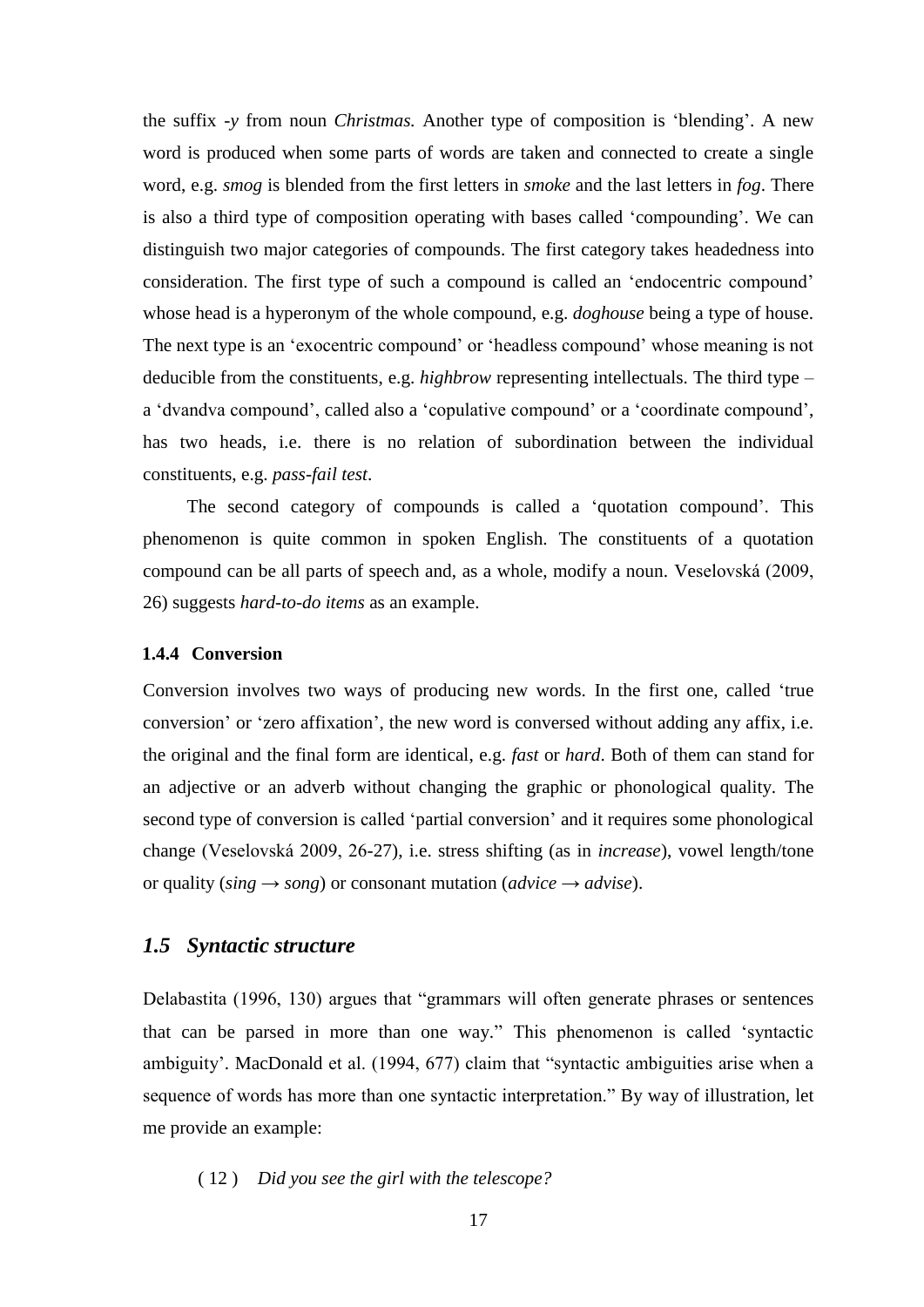the suffix *-y* from noun *Christmas.* Another type of composition is 'blending'. A new word is produced when some parts of words are taken and connected to create a single word, e.g. *smog* is blended from the first letters in *smoke* and the last letters in *fog*. There is also a third type of composition operating with bases called 'compounding'. We can distinguish two major categories of compounds. The first category takes headedness into consideration. The first type of such a compound is called an 'endocentric compound' whose head is a hyperonym of the whole compound, e.g. *doghouse* being a type of house. The next type is an 'exocentric compound' or 'headless compound' whose meaning is not deducible from the constituents, e.g. *highbrow* representing intellectuals. The third type – a 'dvandva compound', called also a 'copulative compound' or a 'coordinate compound', has two heads, i.e. there is no relation of subordination between the individual constituents, e.g. *pass-fail test*.

The second category of compounds is called a 'quotation compound'. This phenomenon is quite common in spoken English. The constituents of a quotation compound can be all parts of speech and, as a whole, modify a noun. Veselovská (2009, 26) suggests *hard-to-do items* as an example.

#### 1.4.4 Conversion

Conversion involves two ways of producing new words. In the first one, called 'true conversion' or 'zero affixation', the new word is conversed without adding any affix, i.e. the original and the final form are identical, e.g. *fast* or *hard*. Both of them can stand for an adjective or an adverb without changing the graphic or phonological quality. The second type of conversion is called 'partial conversion' and it requires some phonological change (Veselovská 2009, 26-27), i.e. stress shifting (as in *increase*), vowel length/tone or quality (*sing → song*) or consonant mutation (*advice → advise*).

## *1.5 Syntactic structure*

Delabastita (1996, 130) argues that "grammars will often generate phrases or sentences that can be parsed in more than one way." This phenomenon is called 'syntactic ambiguity'. MacDonald et al. (1994, 677) claim that "syntactic ambiguities arise when a sequence of words has more than one syntactic interpretation." By way of illustration, let me provide an example:

( 12 ) *Did you see the girl with the telescope?*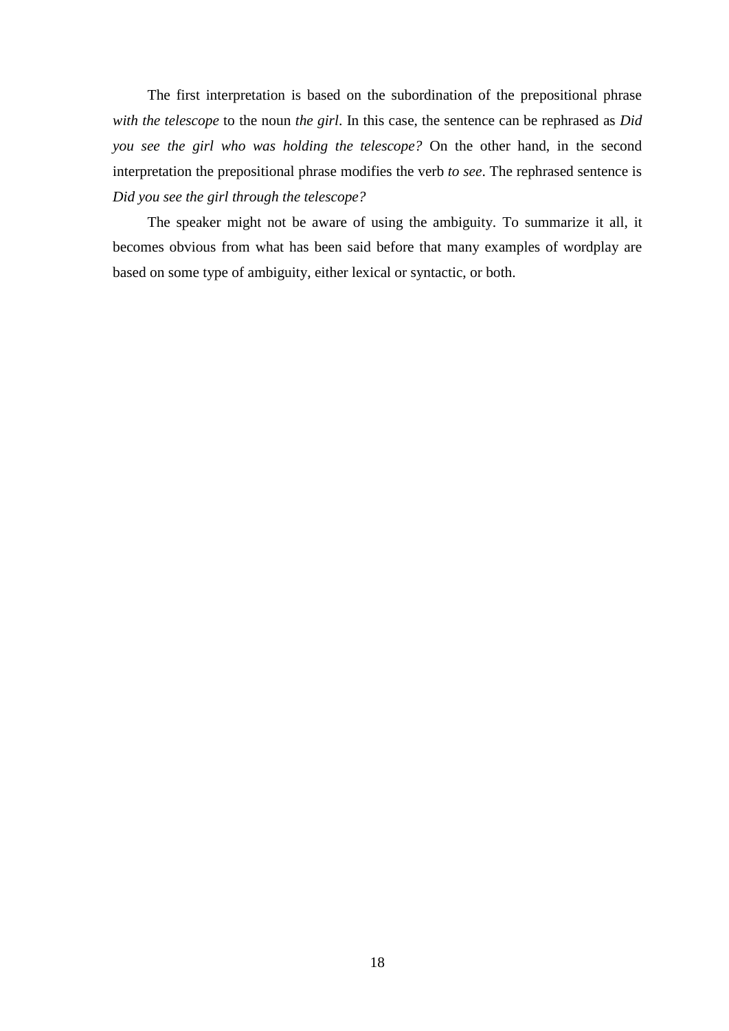The first interpretation is based on the subordination of the prepositional phrase *with the telescope* to the noun *the girl*. In this case, the sentence can be rephrased as *Did you see the girl who was holding the telescope?* On the other hand, in the second interpretation the prepositional phrase modifies the verb *to see*. The rephrased sentence is *Did you see the girl through the telescope?*

The speaker might not be aware of using the ambiguity. To summarize it all, it becomes obvious from what has been said before that many examples of wordplay are based on some type of ambiguity, either lexical or syntactic, or both.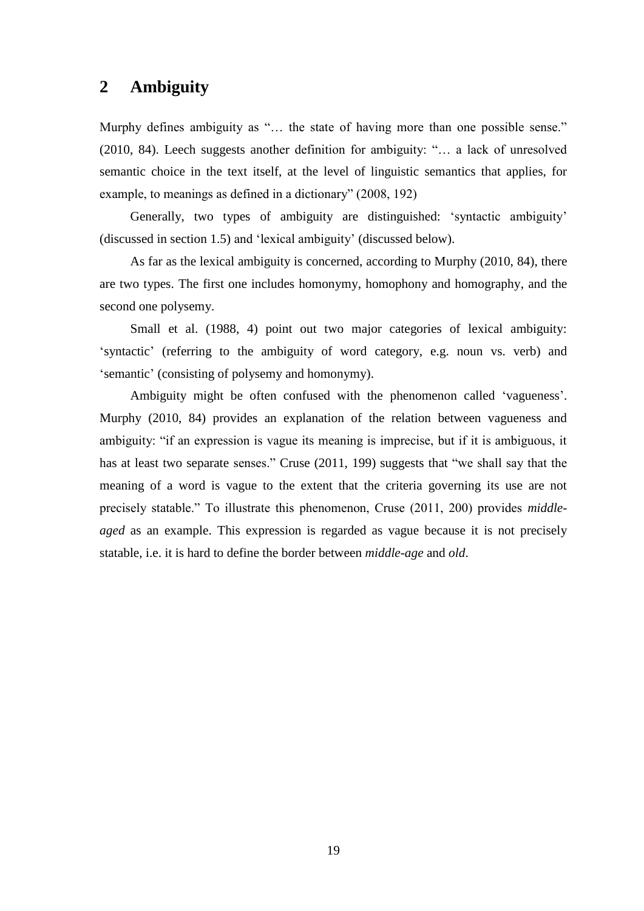# 2 Ambiguity

Murphy defines ambiguity as "… the state of having more than one possible sense." (2010, 84). Leech suggests another definition for ambiguity: "… a lack of unresolved semantic choice in the text itself, at the level of linguistic semantics that applies, for example, to meanings as defined in a dictionary" (2008, 192)

Generally, two types of ambiguity are distinguished: 'syntactic ambiguity' (discussed in section 1.5) and 'lexical ambiguity' (discussed below).

As far as the lexical ambiguity is concerned, according to Murphy (2010, 84), there are two types. The first one includes homonymy, homophony and homography, and the second one polysemy.

Small et al. (1988, 4) point out two major categories of lexical ambiguity: 'syntactic' (referring to the ambiguity of word category, e.g. noun vs. verb) and 'semantic' (consisting of polysemy and homonymy).

Ambiguity might be often confused with the phenomenon called 'vagueness'. Murphy (2010, 84) provides an explanation of the relation between vagueness and ambiguity: "if an expression is vague its meaning is imprecise, but if it is ambiguous, it has at least two separate senses." Cruse (2011, 199) suggests that "we shall say that the meaning of a word is vague to the extent that the criteria governing its use are not precisely statable." To illustrate this phenomenon, Cruse (2011, 200) provides *middle-aged* as an example. This expression is regarded as vague because it is not precisely statable, i.e. it is hard to define the border between *middle-age* and *old*.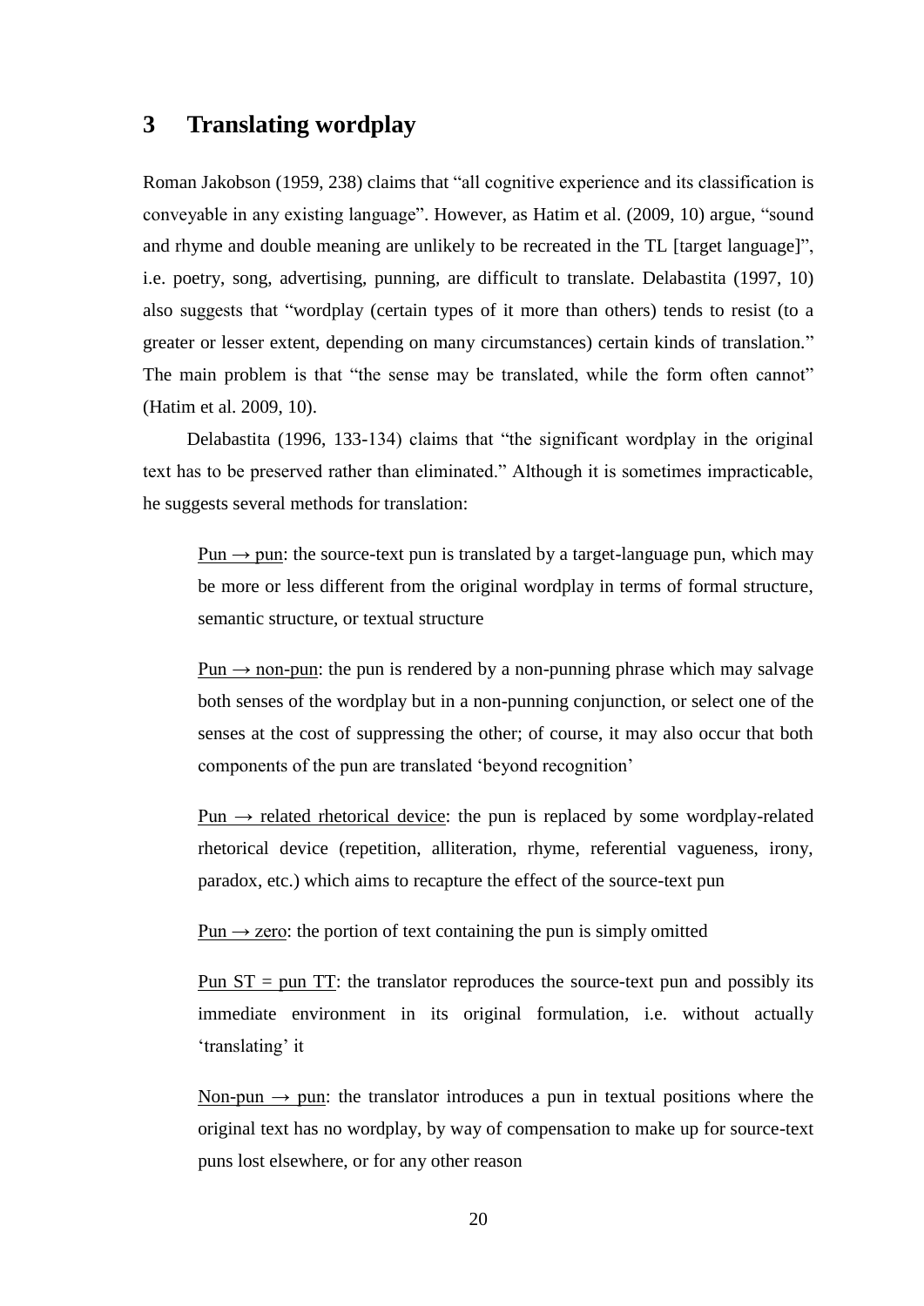## 3 Translating wordplay

Roman Jakobson (1959, 238) claims that "all cognitive experience and its classification is conveyable in any existing language". However, as Hatim et al. (2009, 10) argue, "sound and rhyme and double meaning are unlikely to be recreated in the TL [target language]", i.e. poetry, song, advertising, punning, are difficult to translate. Delabastita (1997, 10) also suggests that "wordplay (certain types of it more than others) tends to resist (to a greater or lesser extent, depending on many circumstances) certain kinds of translation." The main problem is that "the sense may be translated, while the form often cannot" (Hatim et al. 2009, 10).

Delabastita (1996, 133-134) claims that "the significant wordplay in the original text has to be preserved rather than eliminated." Although it is sometimes impracticable, he suggests several methods for translation:

> <u>Pun → pun</u>: the source-text pun is translated by a target-language pun, which may be more or less different from the original wordplay in terms of formal structure, semantic structure, or textual structure
>
> <u>Pun → non-pun</u>: the pun is rendered by a non-punning phrase which may salvage both senses of the wordplay but in a non-punning conjunction, or select one of the senses at the cost of suppressing the other; of course, it may also occur that both components of the pun are translated 'beyond recognition'
>
> <u>Pun → related rhetorical device</u>: the pun is replaced by some wordplay-related rhetorical device (repetition, alliteration, rhyme, referential vagueness, irony, paradox, etc.) which aims to recapture the effect of the source-text pun
>
> <u>Pun → zero</u>: the portion of text containing the pun is simply omitted
>
> <u>Pun ST = pun TT</u>: the translator reproduces the source-text pun and possibly its immediate environment in its original formulation, i.e. without actually 'translating' it
>
> <u>Non-pun → pun</u>: the translator introduces a pun in textual positions where the original text has no wordplay, by way of compensation to make up for source-text puns lost elsewhere, or for any other reason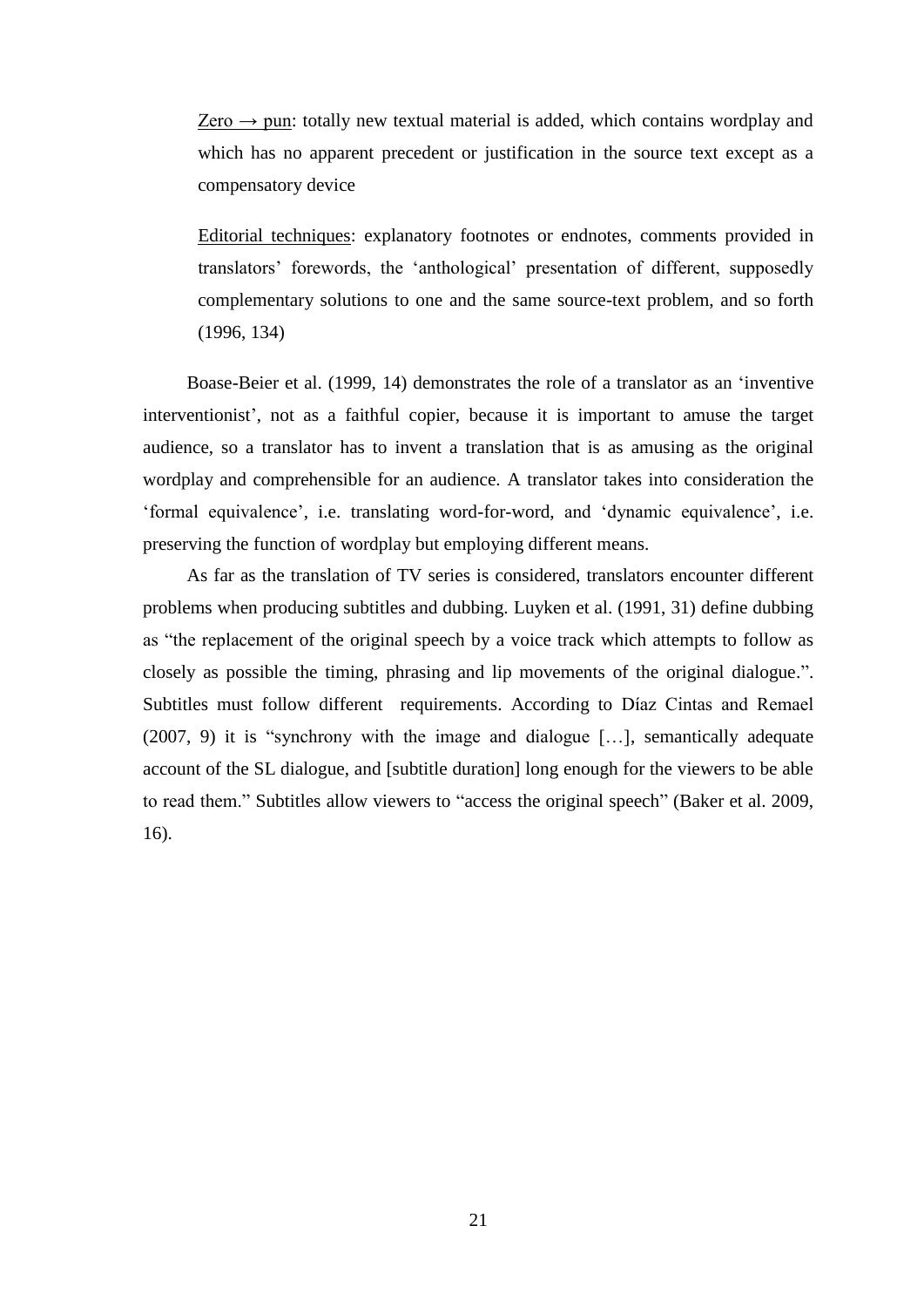Zero → pun: totally new textual material is added, which contains wordplay and which has no apparent precedent or justification in the source text except as a compensatory device

Editorial techniques: explanatory footnotes or endnotes, comments provided in translators' forewords, the 'anthological' presentation of different, supposedly complementary solutions to one and the same source-text problem, and so forth (1996, 134)

Boase-Beier et al. (1999, 14) demonstrates the role of a translator as an 'inventive interventionist', not as a faithful copier, because it is important to amuse the target audience, so a translator has to invent a translation that is as amusing as the original wordplay and comprehensible for an audience. A translator takes into consideration the 'formal equivalence', i.e. translating word-for-word, and 'dynamic equivalence', i.e. preserving the function of wordplay but employing different means.

As far as the translation of TV series is considered, translators encounter different problems when producing subtitles and dubbing. Luyken et al. (1991, 31) define dubbing as "the replacement of the original speech by a voice track which attempts to follow as closely as possible the timing, phrasing and lip movements of the original dialogue.". Subtitles must follow different requirements. According to Díaz Cintas and Remael (2007, 9) it is "synchrony with the image and dialogue […], semantically adequate account of the SL dialogue, and [subtitle duration] long enough for the viewers to be able to read them." Subtitles allow viewers to "access the original speech" (Baker et al. 2009, 16).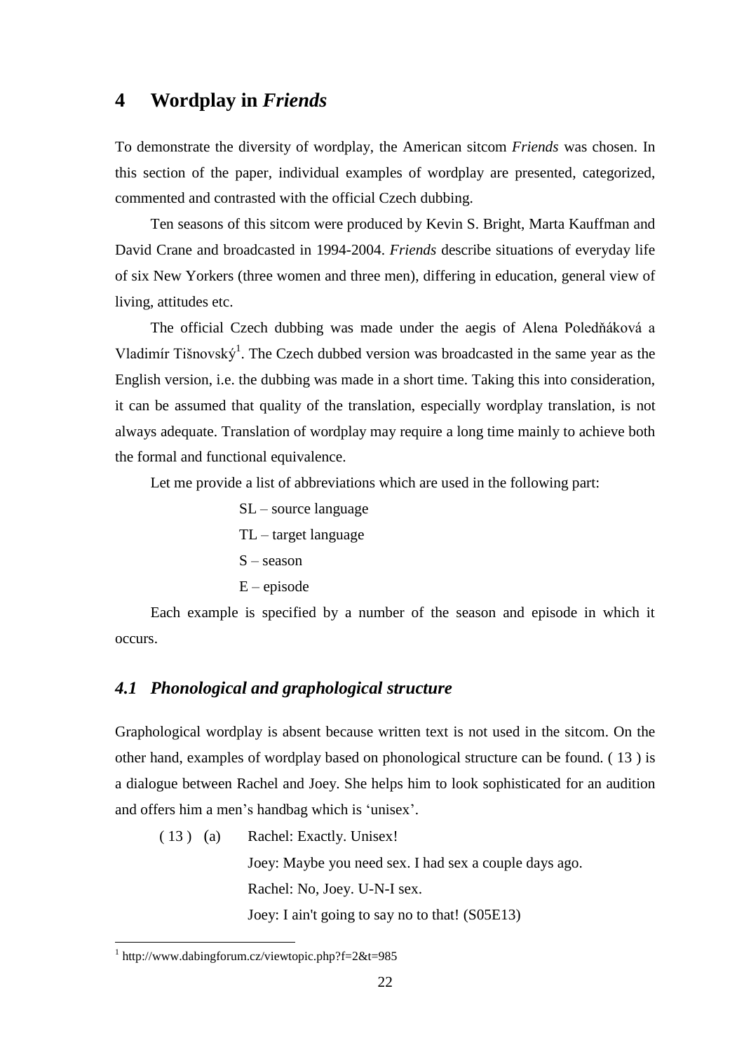# 4 Wordplay in *Friends*

To demonstrate the diversity of wordplay, the American sitcom *Friends* was chosen. In this section of the paper, individual examples of wordplay are presented, categorized, commented and contrasted with the official Czech dubbing.

Ten seasons of this sitcom were produced by Kevin S. Bright, Marta Kauffman and David Crane and broadcasted in 1994-2004. *Friends* describe situations of everyday life of six New Yorkers (three women and three men), differing in education, general view of living, attitudes etc.

The official Czech dubbing was made under the aegis of Alena Poledňáková a Vladimír Tišnovský[1]. The Czech dubbed version was broadcasted in the same year as the English version, i.e. the dubbing was made in a short time. Taking this into consideration, it can be assumed that quality of the translation, especially wordplay translation, is not always adequate. Translation of wordplay may require a long time mainly to achieve both the formal and functional equivalence.

Let me provide a list of abbreviations which are used in the following part:

SL – source language

TL – target language

S – season

E – episode

Each example is specified by a number of the season and episode in which it occurs.

## *4.1 Phonological and graphological structure*

Graphological wordplay is absent because written text is not used in the sitcom. On the other hand, examples of wordplay based on phonological structure can be found. ( 13 ) is a dialogue between Rachel and Joey. She helps him to look sophisticated for an audition and offers him a men's handbag which is 'unisex'.

( 13 ) (a) Rachel: Exactly. Unisex!

Joey: Maybe you need sex. I had sex a couple days ago.

Rachel: No, Joey. U-N-I sex.

Joey: I ain't going to say no to that! (S05E13)

[1] http://www.dabingforum.cz/viewtopic.php?f=2&t=985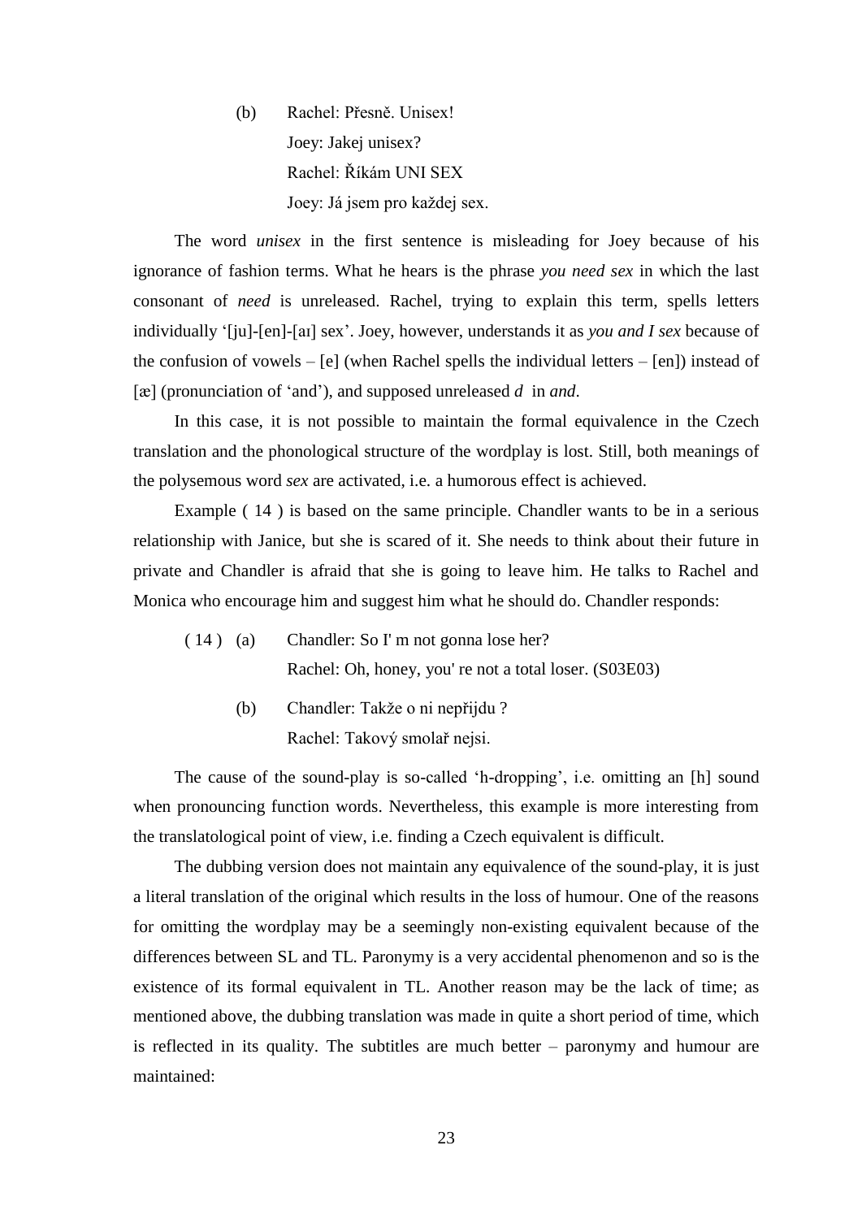(b) Rachel: Přesně. Unisex!
Joey: Jakej unisex?
Rachel: Říkám UNI SEX
Joey: Já jsem pro každej sex.

The word *unisex* in the first sentence is misleading for Joey because of his ignorance of fashion terms. What he hears is the phrase *you need sex* in which the last consonant of *need* is unreleased. Rachel, trying to explain this term, spells letters individually '[ju]-[en]-[aɪ] sex'. Joey, however, understands it as *you and I sex* because of the confusion of vowels – [e] (when Rachel spells the individual letters – [en]) instead of [æ] (pronunciation of 'and'), and supposed unreleased *d* in *and*.

In this case, it is not possible to maintain the formal equivalence in the Czech translation and the phonological structure of the wordplay is lost. Still, both meanings of the polysemous word *sex* are activated, i.e. a humorous effect is achieved.

Example ( 14 ) is based on the same principle. Chandler wants to be in a serious relationship with Janice, but she is scared of it. She needs to think about their future in private and Chandler is afraid that she is going to leave him. He talks to Rachel and Monica who encourage him and suggest him what he should do. Chandler responds:

( 14 ) (a) Chandler: So I' m not gonna lose her?
Rachel: Oh, honey, you' re not a total loser. (S03E03)

(b) Chandler: Takže o ni nepřijdu ?
Rachel: Takový smolař nejsi.

The cause of the sound-play is so-called 'h-dropping', i.e. omitting an [h] sound when pronouncing function words. Nevertheless, this example is more interesting from the translatological point of view, i.e. finding a Czech equivalent is difficult.

The dubbing version does not maintain any equivalence of the sound-play, it is just a literal translation of the original which results in the loss of humour. One of the reasons for omitting the wordplay may be a seemingly non-existing equivalent because of the differences between SL and TL. Paronymy is a very accidental phenomenon and so is the existence of its formal equivalent in TL. Another reason may be the lack of time; as mentioned above, the dubbing translation was made in quite a short period of time, which is reflected in its quality. The subtitles are much better – paronymy and humour are maintained: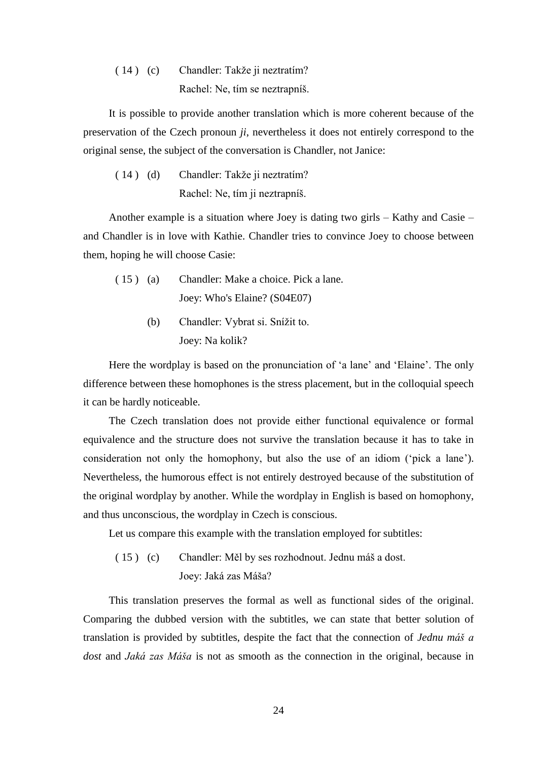( 14 ) (c) Chandler: Takže ji neztratím?
Rachel: Ne, tím se neztrapníš.

It is possible to provide another translation which is more coherent because of the preservation of the Czech pronoun *ji*, nevertheless it does not entirely correspond to the original sense, the subject of the conversation is Chandler, not Janice:

( 14 ) (d) Chandler: Takže ji neztratím?
Rachel: Ne, tím ji neztrapníš.

Another example is a situation where Joey is dating two girls – Kathy and Casie – and Chandler is in love with Kathie. Chandler tries to convince Joey to choose between them, hoping he will choose Casie:

( 15 ) (a) Chandler: Make a choice. Pick a lane.
Joey: Who's Elaine? (S04E07)

(b) Chandler: Vybrat si. Snížit to.
Joey: Na kolik?

Here the wordplay is based on the pronunciation of 'a lane' and 'Elaine'. The only difference between these homophones is the stress placement, but in the colloquial speech it can be hardly noticeable.

The Czech translation does not provide either functional equivalence or formal equivalence and the structure does not survive the translation because it has to take in consideration not only the homophony, but also the use of an idiom ('pick a lane'). Nevertheless, the humorous effect is not entirely destroyed because of the substitution of the original wordplay by another. While the wordplay in English is based on homophony, and thus unconscious, the wordplay in Czech is conscious.

Let us compare this example with the translation employed for subtitles:

( 15 ) (c) Chandler: Měl by ses rozhodnout. Jednu máš a dost.
Joey: Jaká zas Máša?

This translation preserves the formal as well as functional sides of the original. Comparing the dubbed version with the subtitles, we can state that better solution of translation is provided by subtitles, despite the fact that the connection of *Jednu máš a dost* and *Jaká zas Máša* is not as smooth as the connection in the original, because in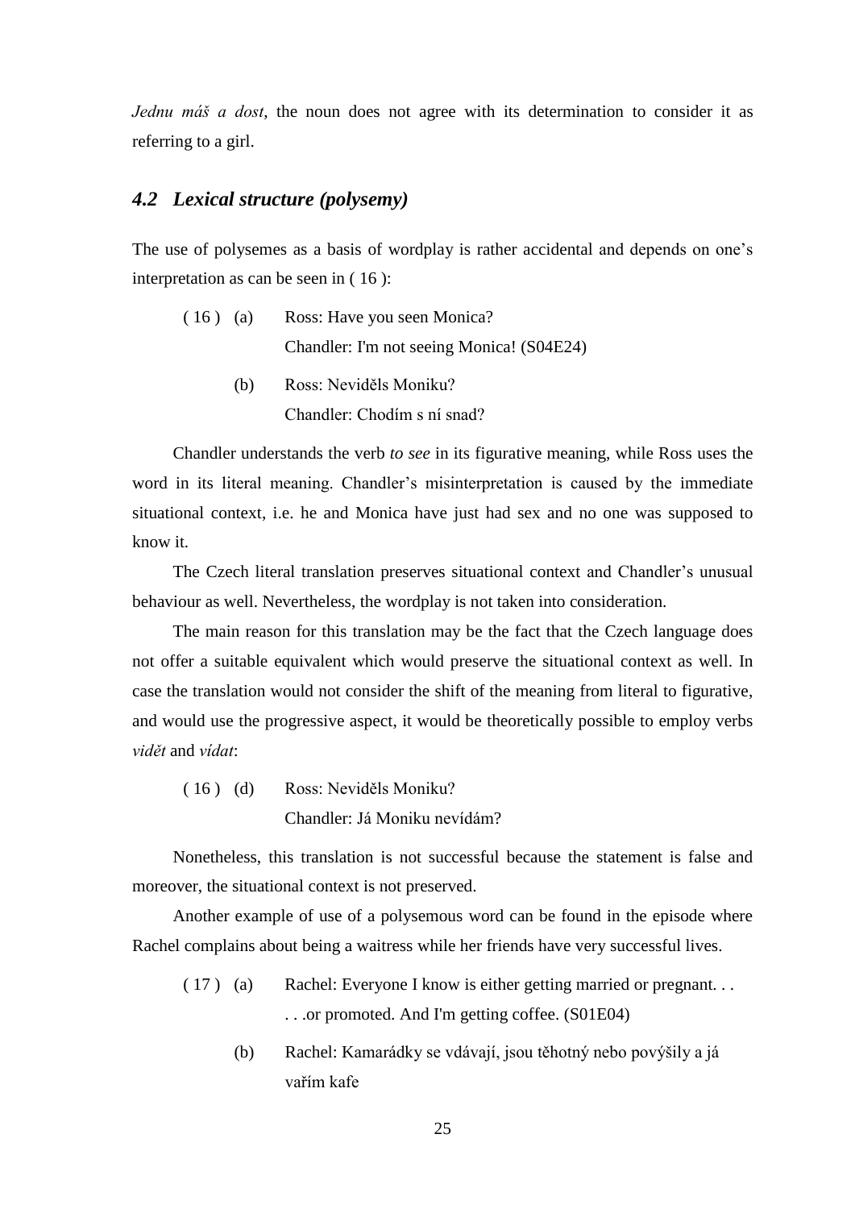*Jednu máš a dost*, the noun does not agree with its determination to consider it as referring to a girl.

## *4.2 Lexical structure (polysemy)*

The use of polysemes as a basis of wordplay is rather accidental and depends on one's interpretation as can be seen in ( 16 ):

( 16 ) (a) Ross: Have you seen Monica?
Chandler: I'm not seeing Monica! (S04E24)

(b) Ross: Neviděls Moniku?
Chandler: Chodím s ní snad?

Chandler understands the verb *to see* in its figurative meaning, while Ross uses the word in its literal meaning. Chandler's misinterpretation is caused by the immediate situational context, i.e. he and Monica have just had sex and no one was supposed to know it.

The Czech literal translation preserves situational context and Chandler's unusual behaviour as well. Nevertheless, the wordplay is not taken into consideration.

The main reason for this translation may be the fact that the Czech language does not offer a suitable equivalent which would preserve the situational context as well. In case the translation would not consider the shift of the meaning from literal to figurative, and would use the progressive aspect, it would be theoretically possible to employ verbs *vidět* and *vídat*:

( 16 ) (d) Ross: Neviděls Moniku?
Chandler: Já Moniku nevídám?

Nonetheless, this translation is not successful because the statement is false and moreover, the situational context is not preserved.

Another example of use of a polysemous word can be found in the episode where Rachel complains about being a waitress while her friends have very successful lives.

( 17 ) (a) Rachel: Everyone I know is either getting married or pregnant. . .
. . .or promoted. And I'm getting coffee. (S01E04)

(b) Rachel: Kamarádky se vdávají, jsou těhotný nebo povýšily a já vařím kafe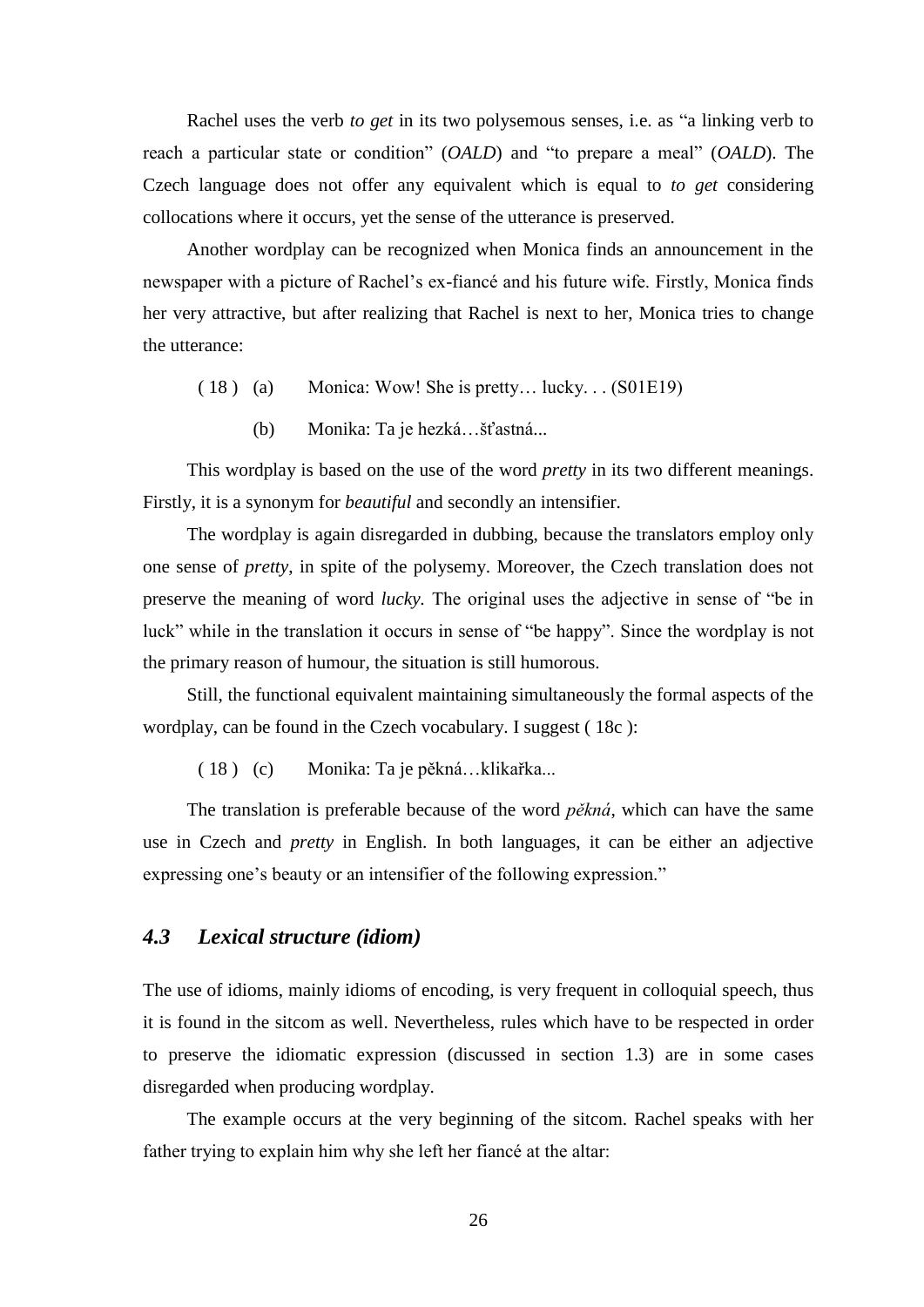Rachel uses the verb *to get* in its two polysemous senses, i.e. as "a linking verb to reach a particular state or condition" (*OALD*) and "to prepare a meal" (*OALD*). The Czech language does not offer any equivalent which is equal to *to get* considering collocations where it occurs, yet the sense of the utterance is preserved.

Another wordplay can be recognized when Monica finds an announcement in the newspaper with a picture of Rachel's ex-fiancé and his future wife. Firstly, Monica finds her very attractive, but after realizing that Rachel is next to her, Monica tries to change the utterance:

( 18 ) (a) Monica: Wow! She is pretty… lucky. . . (S01E19)

(b) Monika: Ta je hezká…šťastná...

This wordplay is based on the use of the word *pretty* in its two different meanings. Firstly, it is a synonym for *beautiful* and secondly an intensifier.

The wordplay is again disregarded in dubbing, because the translators employ only one sense of *pretty*, in spite of the polysemy. Moreover, the Czech translation does not preserve the meaning of word *lucky.* The original uses the adjective in sense of "be in luck" while in the translation it occurs in sense of "be happy". Since the wordplay is not the primary reason of humour, the situation is still humorous.

Still, the functional equivalent maintaining simultaneously the formal aspects of the wordplay, can be found in the Czech vocabulary. I suggest ( 18c ):

( 18 ) (c) Monika: Ta je pěkná…klikařka...

The translation is preferable because of the word *pěkná*, which can have the same use in Czech and *pretty* in English. In both languages, it can be either an adjective expressing one's beauty or an intensifier of the following expression."

## *4.3 Lexical structure (idiom)*

The use of idioms, mainly idioms of encoding, is very frequent in colloquial speech, thus it is found in the sitcom as well. Nevertheless, rules which have to be respected in order to preserve the idiomatic expression (discussed in section 1.3) are in some cases disregarded when producing wordplay.

The example occurs at the very beginning of the sitcom. Rachel speaks with her father trying to explain him why she left her fiancé at the altar: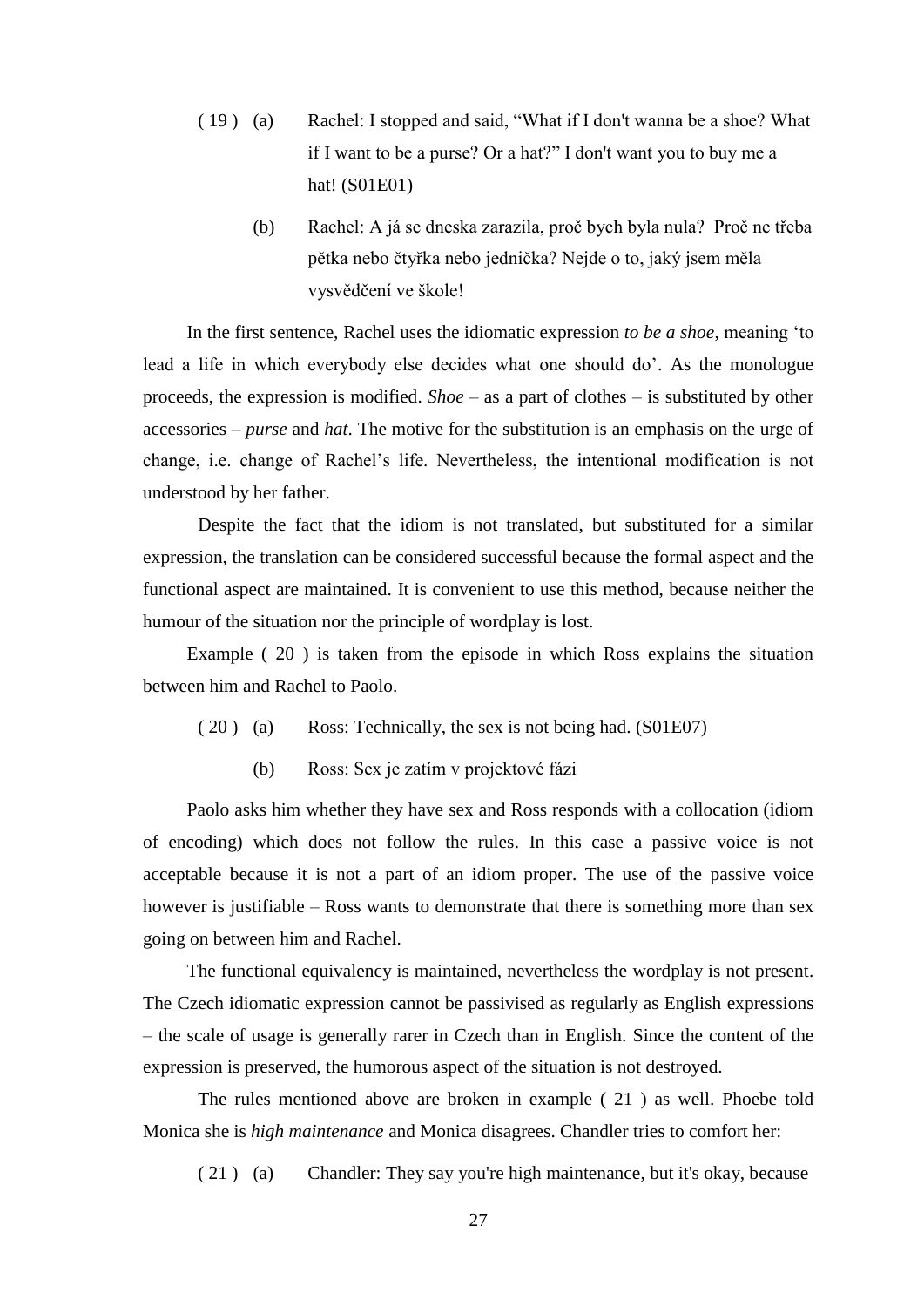( 19 ) (a) Rachel: I stopped and said, “What if I don't wanna be a shoe? What if I want to be a purse? Or a hat?” I don't want you to buy me a hat! (S01E01)

(b) Rachel: A já se dneska zarazila, proč bych byla nula? Proč ne třeba pětka nebo čtyřka nebo jednička? Nejde o to, jaký jsem měla vysvědčení ve škole!

In the first sentence, Rachel uses the idiomatic expression *to be a shoe*, meaning ‘to lead a life in which everybody else decides what one should do’. As the monologue proceeds, the expression is modified. *Shoe* – as a part of clothes – is substituted by other accessories – *purse* and *hat*. The motive for the substitution is an emphasis on the urge of change, i.e. change of Rachel’s life. Nevertheless, the intentional modification is not understood by her father.

Despite the fact that the idiom is not translated, but substituted for a similar expression, the translation can be considered successful because the formal aspect and the functional aspect are maintained. It is convenient to use this method, because neither the humour of the situation nor the principle of wordplay is lost.

Example ( 20 ) is taken from the episode in which Ross explains the situation between him and Rachel to Paolo.

( 20 ) (a) Ross: Technically, the sex is not being had. (S01E07)

(b) Ross: Sex je zatím v projektové fázi

Paolo asks him whether they have sex and Ross responds with a collocation (idiom of encoding) which does not follow the rules. In this case a passive voice is not acceptable because it is not a part of an idiom proper. The use of the passive voice however is justifiable – Ross wants to demonstrate that there is something more than sex going on between him and Rachel.

The functional equivalency is maintained, nevertheless the wordplay is not present. The Czech idiomatic expression cannot be passivised as regularly as English expressions – the scale of usage is generally rarer in Czech than in English. Since the content of the expression is preserved, the humorous aspect of the situation is not destroyed.

The rules mentioned above are broken in example ( 21 ) as well. Phoebe told Monica she is *high maintenance* and Monica disagrees. Chandler tries to comfort her:

( 21 ) (a) Chandler: They say you're high maintenance, but it's okay, because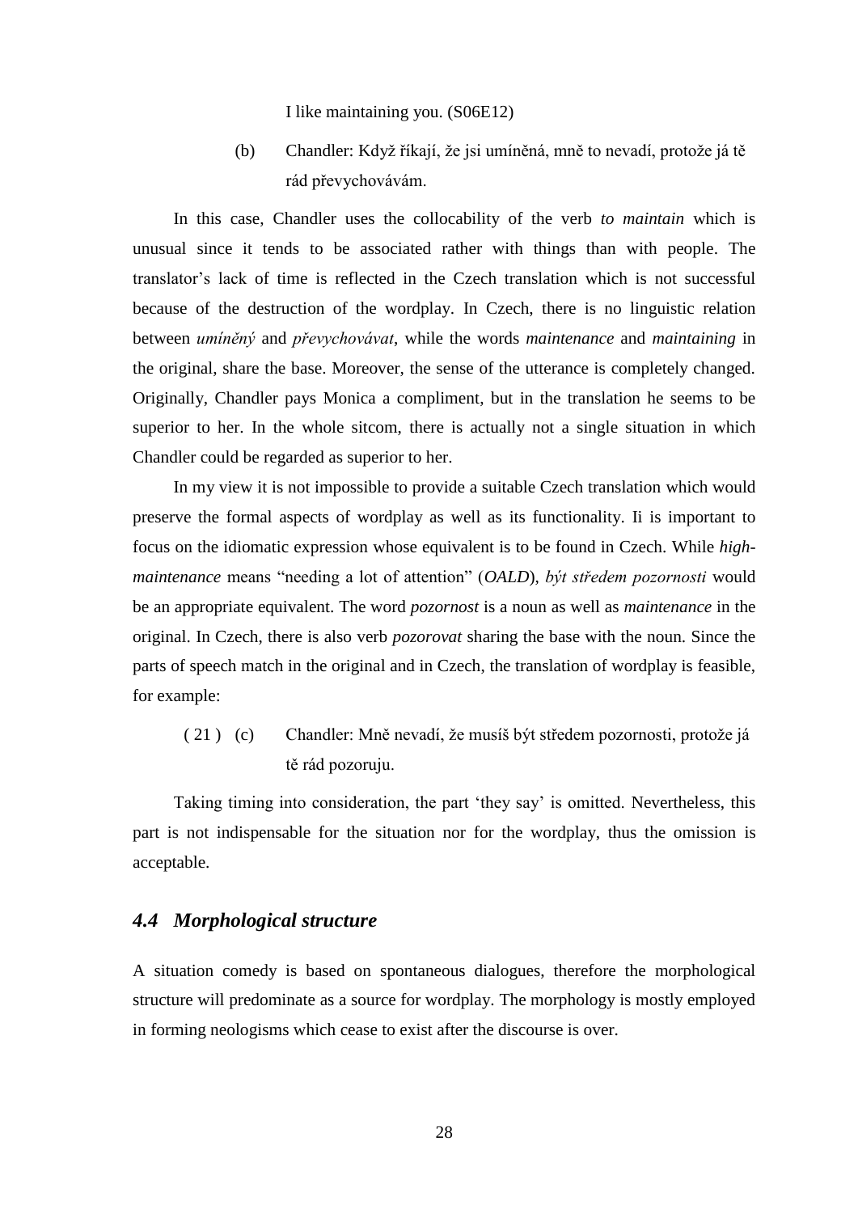I like maintaining you. (S06E12)

(b) Chandler: Když říkají, že jsi umíněná, mně to nevadí, protože já tě rád převychovávám.

In this case, Chandler uses the collocability of the verb *to maintain* which is unusual since it tends to be associated rather with things than with people. The translator's lack of time is reflected in the Czech translation which is not successful because of the destruction of the wordplay. In Czech, there is no linguistic relation between *umíněný* and *převychovávat*, while the words *maintenance* and *maintaining* in the original, share the base. Moreover, the sense of the utterance is completely changed. Originally, Chandler pays Monica a compliment, but in the translation he seems to be superior to her. In the whole sitcom, there is actually not a single situation in which Chandler could be regarded as superior to her.

In my view it is not impossible to provide a suitable Czech translation which would preserve the formal aspects of wordplay as well as its functionality. Ii is important to focus on the idiomatic expression whose equivalent is to be found in Czech. While *high-maintenance* means "needing a lot of attention" (*OALD*), *být středem pozornosti* would be an appropriate equivalent. The word *pozornost* is a noun as well as *maintenance* in the original. In Czech, there is also verb *pozorovat* sharing the base with the noun. Since the parts of speech match in the original and in Czech, the translation of wordplay is feasible, for example:

( 21 ) (c) Chandler: Mně nevadí, že musíš být středem pozornosti, protože já tě rád pozoruju.

Taking timing into consideration, the part 'they say' is omitted. Nevertheless, this part is not indispensable for the situation nor for the wordplay, thus the omission is acceptable.

## *4.4 Morphological structure*

A situation comedy is based on spontaneous dialogues, therefore the morphological structure will predominate as a source for wordplay. The morphology is mostly employed in forming neologisms which cease to exist after the discourse is over.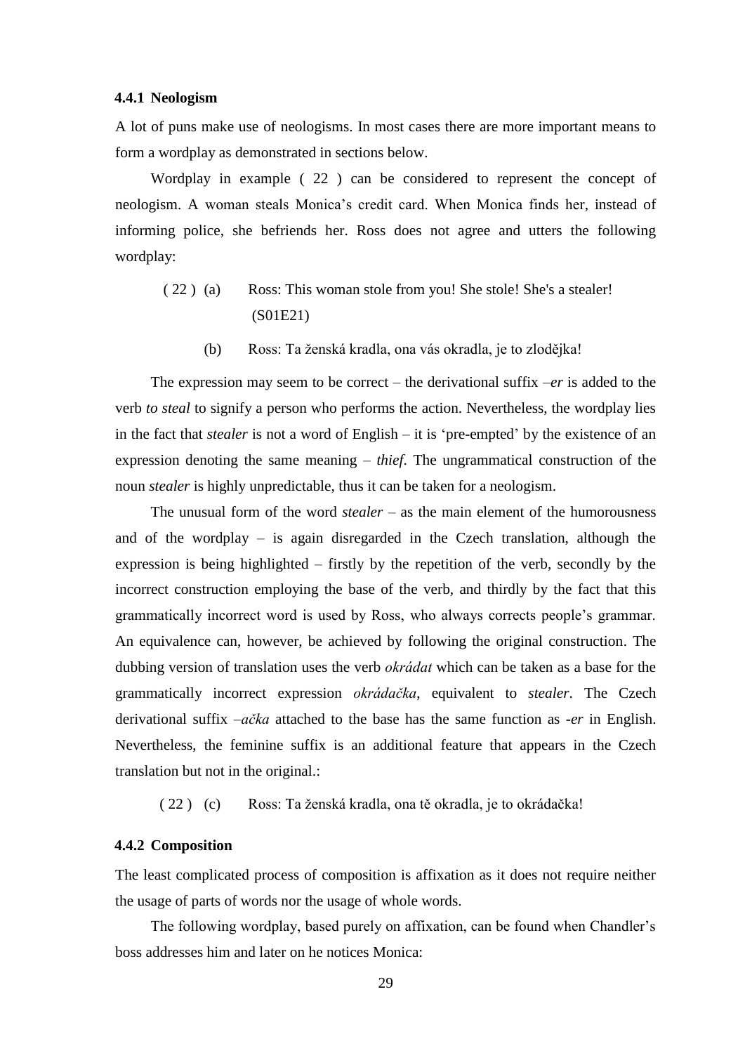### 4.4.1 Neologism

A lot of puns make use of neologisms. In most cases there are more important means to form a wordplay as demonstrated in sections below.

Wordplay in example ( 22 ) can be considered to represent the concept of neologism. A woman steals Monica's credit card. When Monica finds her, instead of informing police, she befriends her. Ross does not agree and utters the following wordplay:

( 22 ) (a) Ross: This woman stole from you! She stole! She's a stealer! (S01E21)

(b) Ross: Ta ženská kradla, ona vás okradla, je to zlodějka!

The expression may seem to be correct – the derivational suffix *–er* is added to the verb *to steal* to signify a person who performs the action. Nevertheless, the wordplay lies in the fact that *stealer* is not a word of English – it is 'pre-empted' by the existence of an expression denoting the same meaning – *thief*. The ungrammatical construction of the noun *stealer* is highly unpredictable, thus it can be taken for a neologism.

The unusual form of the word *stealer* – as the main element of the humorousness and of the wordplay – is again disregarded in the Czech translation, although the expression is being highlighted – firstly by the repetition of the verb, secondly by the incorrect construction employing the base of the verb, and thirdly by the fact that this grammatically incorrect word is used by Ross, who always corrects people's grammar. An equivalence can, however, be achieved by following the original construction. The dubbing version of translation uses the verb *okrádat* which can be taken as a base for the grammatically incorrect expression *okrádačka*, equivalent to *stealer*. The Czech derivational suffix *–ačka* attached to the base has the same function as *-er* in English. Nevertheless, the feminine suffix is an additional feature that appears in the Czech translation but not in the original.:

( 22 ) (c) Ross: Ta ženská kradla, ona tě okradla, je to okrádačka!

### 4.4.2 Composition

The least complicated process of composition is affixation as it does not require neither the usage of parts of words nor the usage of whole words.

The following wordplay, based purely on affixation, can be found when Chandler's boss addresses him and later on he notices Monica: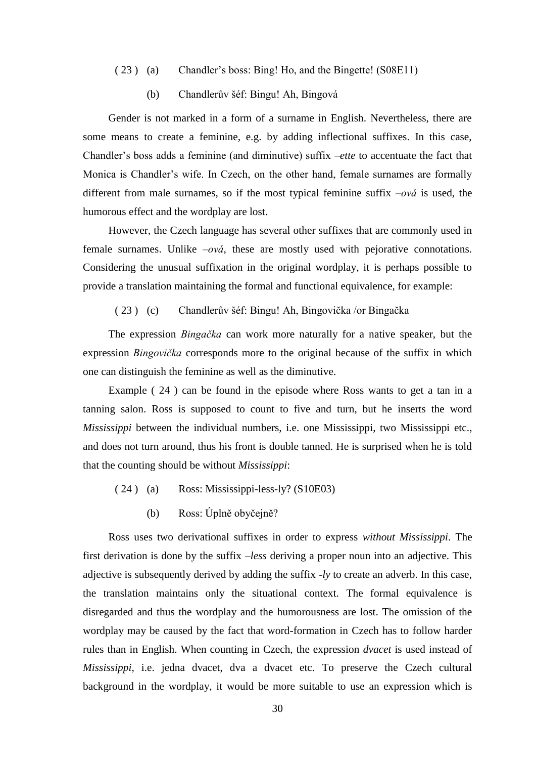( 23 ) (a) Chandler's boss: Bing! Ho, and the Bingette! (S08E11)

(b) Chandlerův šéf: Bingu! Ah, Bingová

Gender is not marked in a form of a surname in English. Nevertheless, there are some means to create a feminine, e.g. by adding inflectional suffixes. In this case, Chandler's boss adds a feminine (and diminutive) suffix *–ette* to accentuate the fact that Monica is Chandler's wife. In Czech, on the other hand, female surnames are formally different from male surnames, so if the most typical feminine suffix *–ová* is used, the humorous effect and the wordplay are lost.

However, the Czech language has several other suffixes that are commonly used in female surnames. Unlike *–ová*, these are mostly used with pejorative connotations. Considering the unusual suffixation in the original wordplay, it is perhaps possible to provide a translation maintaining the formal and functional equivalence, for example:

( 23 ) (c) Chandlerův šéf: Bingu! Ah, Bingovička /or Bingačka

The expression *Bingačka* can work more naturally for a native speaker, but the expression *Bingovička* corresponds more to the original because of the suffix in which one can distinguish the feminine as well as the diminutive.

Example ( 24 ) can be found in the episode where Ross wants to get a tan in a tanning salon. Ross is supposed to count to five and turn, but he inserts the word *Mississippi* between the individual numbers, i.e. one Mississippi, two Mississippi etc., and does not turn around, thus his front is double tanned. He is surprised when he is told that the counting should be without *Mississippi*:

( 24 ) (a) Ross: Mississippi-less-ly? (S10E03)

(b) Ross: Úplně obyčejně?

Ross uses two derivational suffixes in order to express *without Mississippi*. The first derivation is done by the suffix *–less* deriving a proper noun into an adjective. This adjective is subsequently derived by adding the suffix *-ly* to create an adverb. In this case, the translation maintains only the situational context. The formal equivalence is disregarded and thus the wordplay and the humorousness are lost. The omission of the wordplay may be caused by the fact that word-formation in Czech has to follow harder rules than in English. When counting in Czech, the expression *dvacet* is used instead of *Mississippi*, i.e. jedna dvacet, dva a dvacet etc. To preserve the Czech cultural background in the wordplay, it would be more suitable to use an expression which is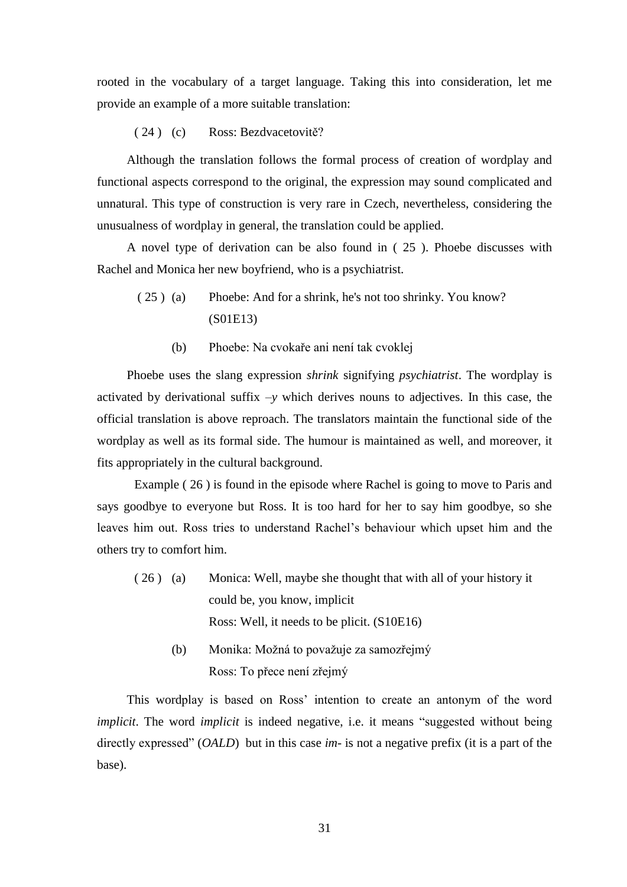rooted in the vocabulary of a target language. Taking this into consideration, let me provide an example of a more suitable translation:

( 24 ) (c) Ross: Bezdvacetovitě?

Although the translation follows the formal process of creation of wordplay and functional aspects correspond to the original, the expression may sound complicated and unnatural. This type of construction is very rare in Czech, nevertheless, considering the unusualness of wordplay in general, the translation could be applied.

A novel type of derivation can be also found in ( 25 ). Phoebe discusses with Rachel and Monica her new boyfriend, who is a psychiatrist.

( 25 ) (a) Phoebe: And for a shrink, he's not too shrinky. You know? (S01E13)

(b) Phoebe: Na cvokaře ani není tak cvoklej

Phoebe uses the slang expression *shrink* signifying *psychiatrist*. The wordplay is activated by derivational suffix *–y* which derives nouns to adjectives. In this case, the official translation is above reproach. The translators maintain the functional side of the wordplay as well as its formal side. The humour is maintained as well, and moreover, it fits appropriately in the cultural background.

Example ( 26 ) is found in the episode where Rachel is going to move to Paris and says goodbye to everyone but Ross. It is too hard for her to say him goodbye, so she leaves him out. Ross tries to understand Rachel's behaviour which upset him and the others try to comfort him.

( 26 ) (a) Monica: Well, maybe she thought that with all of your history it could be, you know, implicit
Ross: Well, it needs to be plicit. (S10E16)

(b) Monika: Možná to považuje za samozřejmý
Ross: To přece není zřejmý

This wordplay is based on Ross' intention to create an antonym of the word *implicit*. The word *implicit* is indeed negative, i.e. it means "suggested without being directly expressed" (*OALD*) but in this case *im-* is not a negative prefix (it is a part of the base).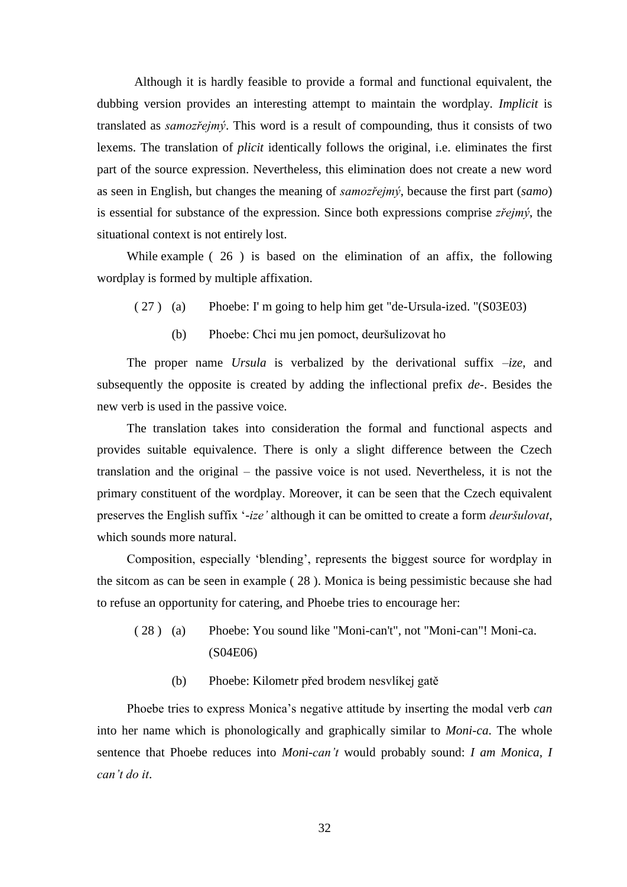Although it is hardly feasible to provide a formal and functional equivalent, the dubbing version provides an interesting attempt to maintain the wordplay. *Implicit* is translated as *samozřejmý*. This word is a result of compounding, thus it consists of two lexems. The translation of *plicit* identically follows the original, i.e. eliminates the first part of the source expression. Nevertheless, this elimination does not create a new word as seen in English, but changes the meaning of *samozřejmý*, because the first part (***samo***) is essential for substance of the expression. Since both expressions comprise *zřejmý*, the situational context is not entirely lost.

While example ( 26 ) is based on the elimination of an affix, the following wordplay is formed by multiple affixation.

( 27 ) (a) Phoebe: I' m going to help him get "de-Ursula-ized. "(S03E03)

(b) Phoebe: Chci mu jen pomoct, deuršulizovat ho

The proper name *Ursula* is verbalized by the derivational suffix *–ize*, and subsequently the opposite is created by adding the inflectional prefix *de-*. Besides the new verb is used in the passive voice.

The translation takes into consideration the formal and functional aspects and provides suitable equivalence. There is only a slight difference between the Czech translation and the original – the passive voice is not used. Nevertheless, it is not the primary constituent of the wordplay. Moreover, it can be seen that the Czech equivalent preserves the English suffix '*-ize'* although it can be omitted to create a form *deuršulovat*, which sounds more natural.

Composition, especially 'blending', represents the biggest source for wordplay in the sitcom as can be seen in example ( 28 ). Monica is being pessimistic because she had to refuse an opportunity for catering, and Phoebe tries to encourage her:

( 28 ) (a) Phoebe: You sound like "Moni-can't", not "Moni-can"! Moni-ca. (S04E06)

(b) Phoebe: Kilometr před brodem nesvlíkej gatě

Phoebe tries to express Monica's negative attitude by inserting the modal verb *can* into her name which is phonologically and graphically similar to *Moni-ca.* The whole sentence that Phoebe reduces into *Moni-can't* would probably sound: *I am Monica, I can't do it*.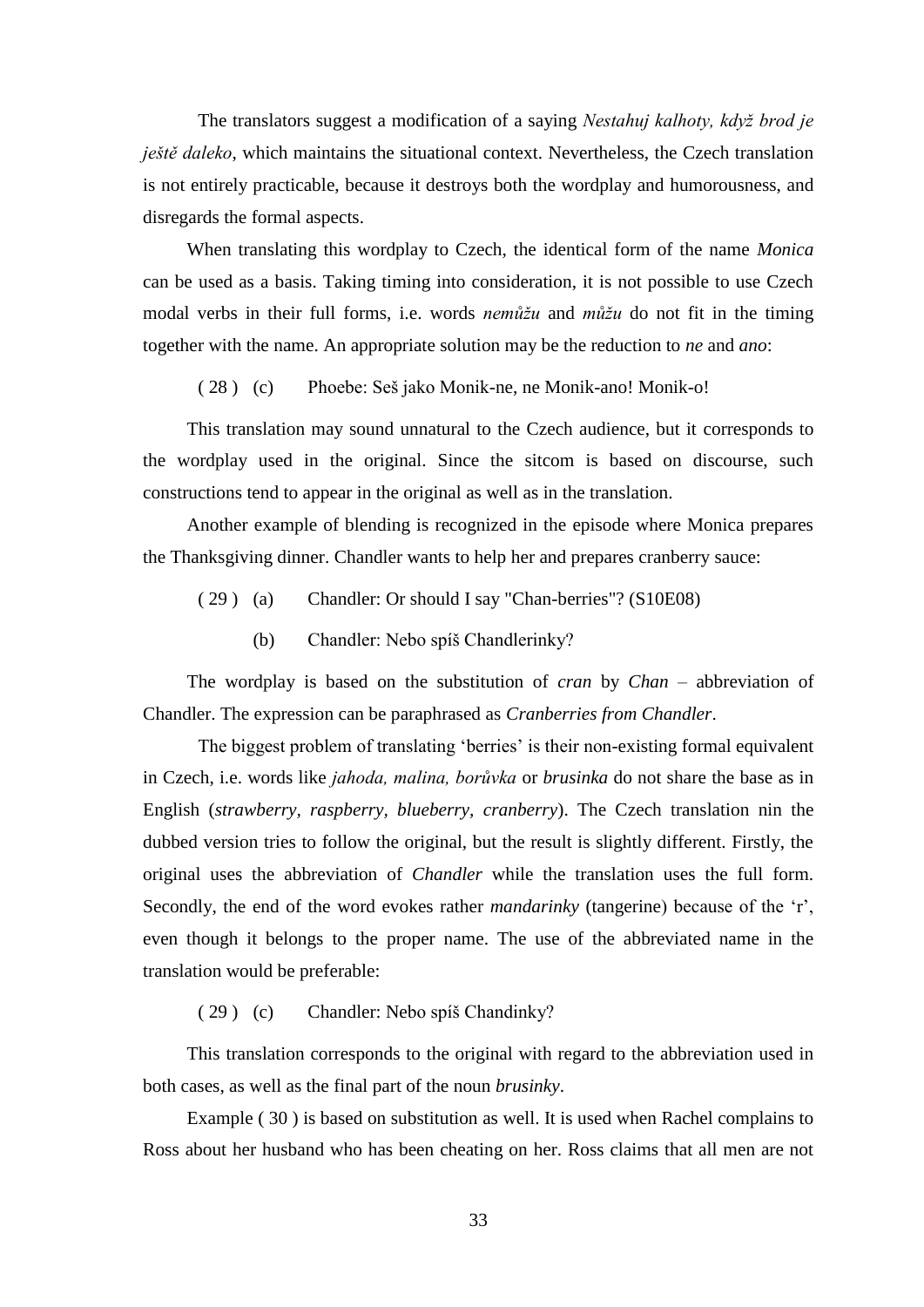The translators suggest a modification of a saying *Nestahuj kalhoty, když brod je ještě daleko*, which maintains the situational context. Nevertheless, the Czech translation is not entirely practicable, because it destroys both the wordplay and humorousness, and disregards the formal aspects.

When translating this wordplay to Czech, the identical form of the name *Monica* can be used as a basis. Taking timing into consideration, it is not possible to use Czech modal verbs in their full forms, i.e. words *nemůžu* and *můžu* do not fit in the timing together with the name. An appropriate solution may be the reduction to *ne* and *ano*:

( 28 ) (c) Phoebe: Seš jako Monik-ne, ne Monik-ano! Monik-o!

This translation may sound unnatural to the Czech audience, but it corresponds to the wordplay used in the original. Since the sitcom is based on discourse, such constructions tend to appear in the original as well as in the translation.

Another example of blending is recognized in the episode where Monica prepares the Thanksgiving dinner. Chandler wants to help her and prepares cranberry sauce:

( 29 ) (a) Chandler: Or should I say "Chan-berries"? (S10E08)

(b) Chandler: Nebo spíš Chandlerinky?

The wordplay is based on the substitution of *cran* by *Chan* – abbreviation of Chandler. The expression can be paraphrased as *Cranberries from Chandler*.

The biggest problem of translating 'berries' is their non-existing formal equivalent in Czech, i.e. words like *jahoda, malina, borůvka* or *brusinka* do not share the base as in English (*strawberry, raspberry, blueberry, cranberry*). The Czech translation nin the dubbed version tries to follow the original, but the result is slightly different. Firstly, the original uses the abbreviation of *Chandler* while the translation uses the full form. Secondly, the end of the word evokes rather *mandarinky* (tangerine) because of the 'r', even though it belongs to the proper name. The use of the abbreviated name in the translation would be preferable:

( 29 ) (c) Chandler: Nebo spíš Chandinky?

This translation corresponds to the original with regard to the abbreviation used in both cases, as well as the final part of the noun *brusinky*.

Example ( 30 ) is based on substitution as well. It is used when Rachel complains to Ross about her husband who has been cheating on her. Ross claims that all men are not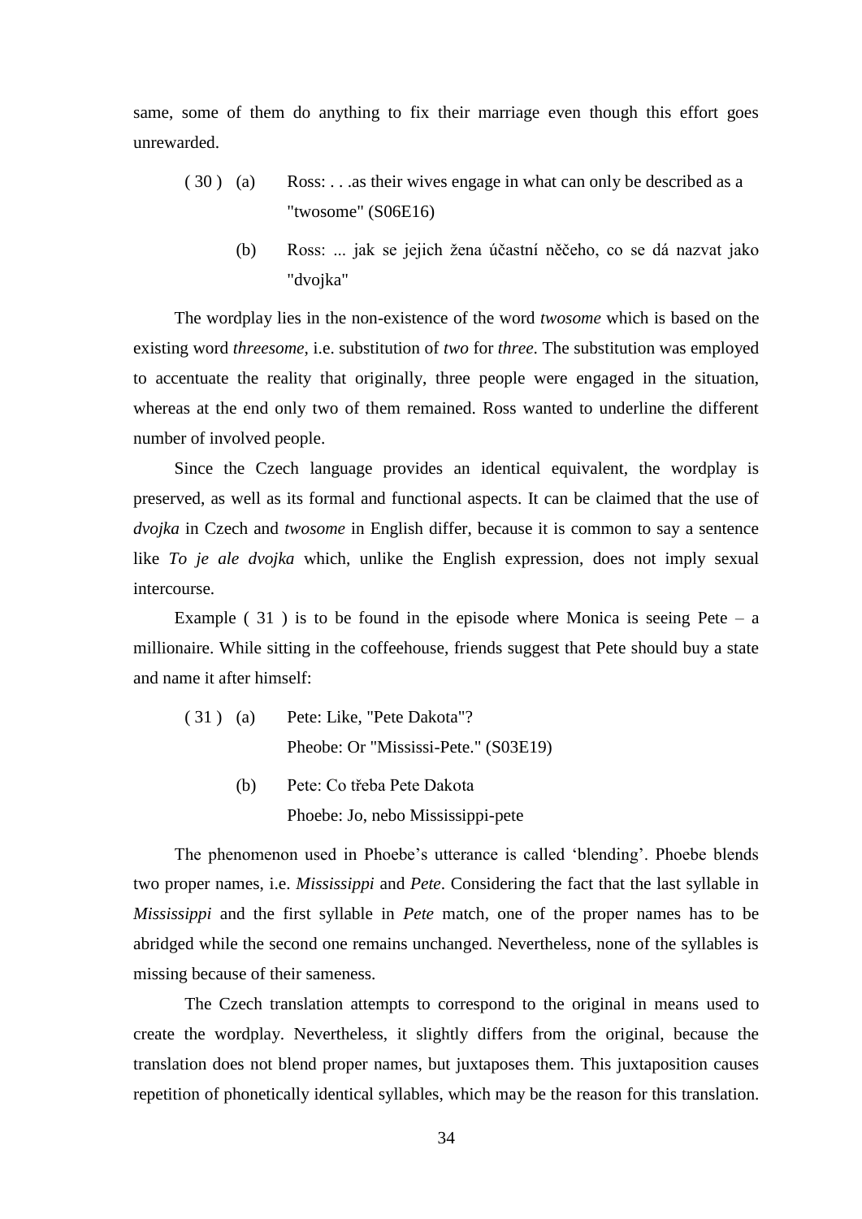same, some of them do anything to fix their marriage even though this effort goes unrewarded.

( 30 ) (a) Ross: . . .as their wives engage in what can only be described as a "twosome" (S06E16)

(b) Ross: ... jak se jejich žena účastní něčeho, co se dá nazvat jako "dvojka"

The wordplay lies in the non-existence of the word *twosome* which is based on the existing word *threesome*, i.e. substitution of *two* for *three*. The substitution was employed to accentuate the reality that originally, three people were engaged in the situation, whereas at the end only two of them remained. Ross wanted to underline the different number of involved people.

Since the Czech language provides an identical equivalent, the wordplay is preserved, as well as its formal and functional aspects. It can be claimed that the use of *dvojka* in Czech and *twosome* in English differ, because it is common to say a sentence like *To je ale dvojka* which, unlike the English expression, does not imply sexual intercourse.

Example ( 31 ) is to be found in the episode where Monica is seeing Pete – a millionaire. While sitting in the coffeehouse, friends suggest that Pete should buy a state and name it after himself:

( 31 ) (a) Pete: Like, "Pete Dakota"?
Pheobe: Or "Mississi-Pete." (S03E19)

(b) Pete: Co třeba Pete Dakota
Phoebe: Jo, nebo Mississippi-pete

The phenomenon used in Phoebe's utterance is called 'blending'. Phoebe blends two proper names, i.e. *Mississippi* and *Pete*. Considering the fact that the last syllable in *Mississippi* and the first syllable in *Pete* match, one of the proper names has to be abridged while the second one remains unchanged. Nevertheless, none of the syllables is missing because of their sameness.

The Czech translation attempts to correspond to the original in means used to create the wordplay. Nevertheless, it slightly differs from the original, because the translation does not blend proper names, but juxtaposes them. This juxtaposition causes repetition of phonetically identical syllables, which may be the reason for this translation.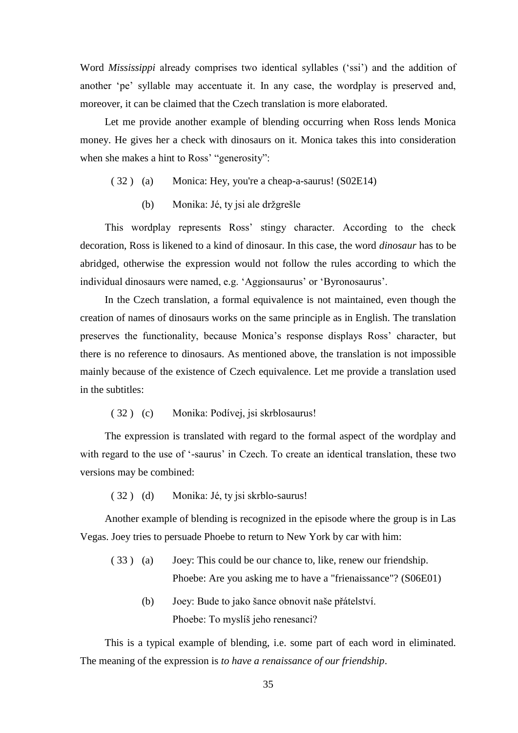Word *Mississippi* already comprises two identical syllables ('ssi') and the addition of another 'pe' syllable may accentuate it. In any case, the wordplay is preserved and, moreover, it can be claimed that the Czech translation is more elaborated.

Let me provide another example of blending occurring when Ross lends Monica money. He gives her a check with dinosaurs on it. Monica takes this into consideration when she makes a hint to Ross' "generosity":

( 32 ) (a) Monica: Hey, you're a cheap-a-saurus! (S02E14)

(b) Monika: Jé, ty jsi ale držgrešle

This wordplay represents Ross' stingy character. According to the check decoration, Ross is likened to a kind of dinosaur. In this case, the word *dinosaur* has to be abridged, otherwise the expression would not follow the rules according to which the individual dinosaurs were named, e.g. 'Aggionsaurus' or 'Byronosaurus'.

In the Czech translation, a formal equivalence is not maintained, even though the creation of names of dinosaurs works on the same principle as in English. The translation preserves the functionality, because Monica's response displays Ross' character, but there is no reference to dinosaurs. As mentioned above, the translation is not impossible mainly because of the existence of Czech equivalence. Let me provide a translation used in the subtitles:

( 32 ) (c) Monika: Podívej, jsi skrblosaurus!

The expression is translated with regard to the formal aspect of the wordplay and with regard to the use of '-saurus' in Czech. To create an identical translation, these two versions may be combined:

( 32 ) (d) Monika: Jé, ty jsi skrblo-saurus!

Another example of blending is recognized in the episode where the group is in Las Vegas. Joey tries to persuade Phoebe to return to New York by car with him:

( 33 ) (a) Joey: This could be our chance to, like, renew our friendship.
Phoebe: Are you asking me to have a "frienaissance"? (S06E01)

(b) Joey: Bude to jako šance obnovit naše přátelství.
Phoebe: To myslíš jeho renesanci?

This is a typical example of blending, i.e. some part of each word in eliminated. The meaning of the expression is *to have a renaissance of our friendship*.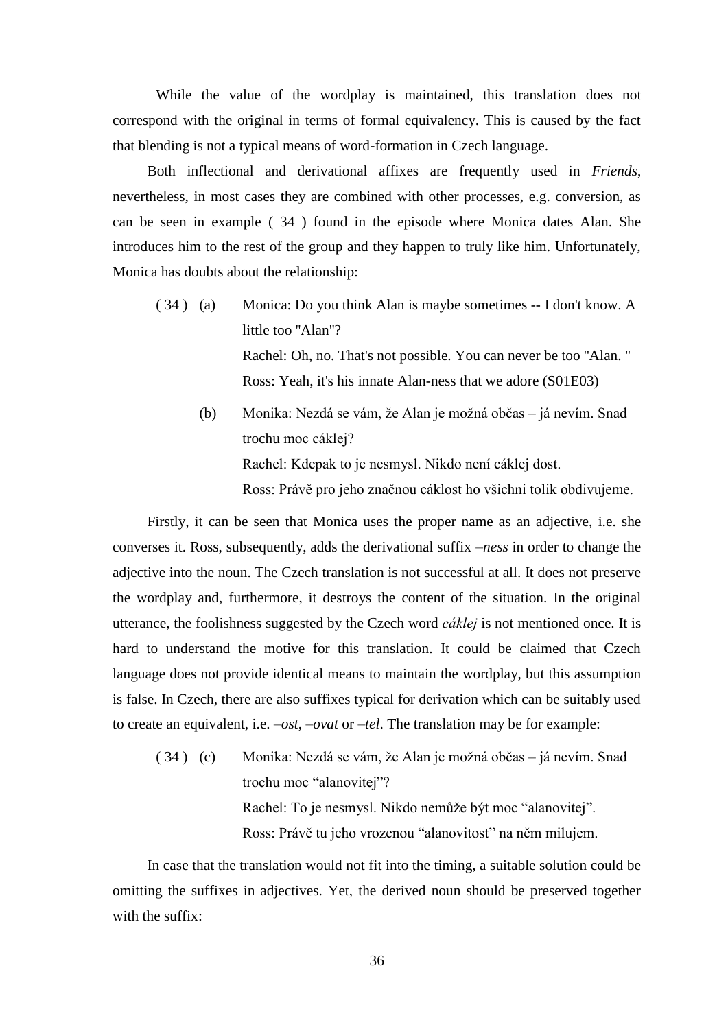While the value of the wordplay is maintained, this translation does not correspond with the original in terms of formal equivalency. This is caused by the fact that blending is not a typical means of word-formation in Czech language.

Both inflectional and derivational affixes are frequently used in *Friends*, nevertheless, in most cases they are combined with other processes, e.g. conversion, as can be seen in example ( 34 ) found in the episode where Monica dates Alan. She introduces him to the rest of the group and they happen to truly like him. Unfortunately, Monica has doubts about the relationship:

( 34 ) (a) Monica: Do you think Alan is maybe sometimes -- I don't know. A little too "Alan"?
Rachel: Oh, no. That's not possible. You can never be too "Alan. "
Ross: Yeah, it's his innate Alan-ness that we adore (S01E03)

(b) Monika: Nezdá se vám, že Alan je možná občas – já nevím. Snad trochu moc cáklej?
Rachel: Kdepak to je nesmysl. Nikdo není cáklej dost.
Ross: Právě pro jeho značnou cáklost ho všichni tolik obdivujeme.

Firstly, it can be seen that Monica uses the proper name as an adjective, i.e. she converses it. Ross, subsequently, adds the derivational suffix *–ness* in order to change the adjective into the noun. The Czech translation is not successful at all. It does not preserve the wordplay and, furthermore, it destroys the content of the situation. In the original utterance, the foolishness suggested by the Czech word *cáklej* is not mentioned once. It is hard to understand the motive for this translation. It could be claimed that Czech language does not provide identical means to maintain the wordplay, but this assumption is false. In Czech, there are also suffixes typical for derivation which can be suitably used to create an equivalent, i.e. *–ost*, *–ovat* or *–tel*. The translation may be for example:

( 34 ) (c) Monika: Nezdá se vám, že Alan je možná občas – já nevím. Snad trochu moc "alanovitej"?
Rachel: To je nesmysl. Nikdo nemůže být moc "alanovitej".
Ross: Právě tu jeho vrozenou "alanovitost" na něm milujem.

In case that the translation would not fit into the timing, a suitable solution could be omitting the suffixes in adjectives. Yet, the derived noun should be preserved together with the suffix: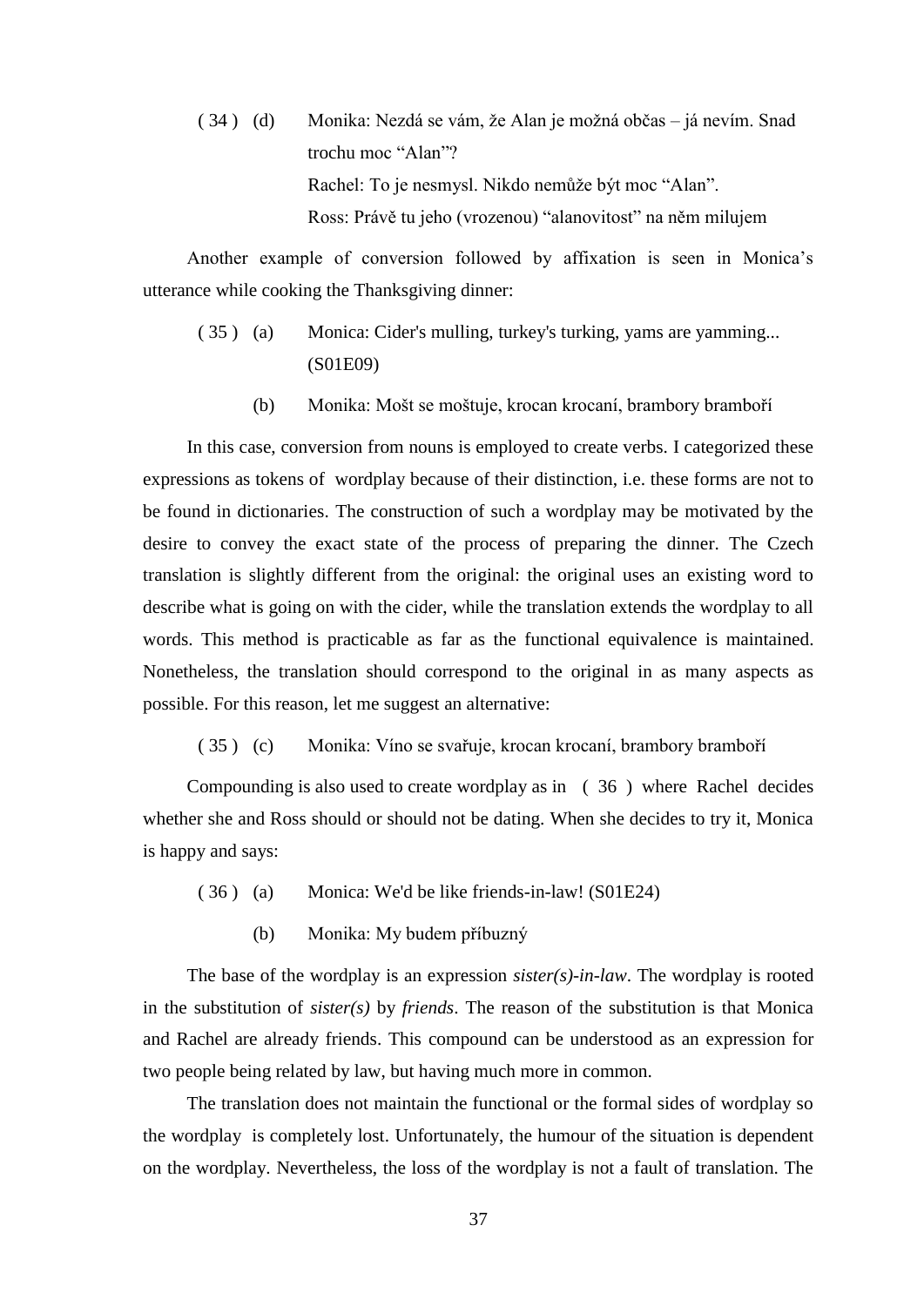( 34 ) (d) Monika: Nezdá se vám, že Alan je možná občas – já nevím. Snad trochu moc “Alan”?

Rachel: To je nesmysl. Nikdo nemůže být moc “Alan”.

Ross: Právě tu jeho (vrozenou) “alanovitost” na něm milujem

Another example of conversion followed by affixation is seen in Monica’s utterance while cooking the Thanksgiving dinner:

( 35 ) (a) Monica: Cider's mulling, turkey's turking, yams are yamming... (S01E09)

(b) Monika: Mošt se moštuje, krocan krocaní, brambory bramboří

In this case, conversion from nouns is employed to create verbs. I categorized these expressions as tokens of wordplay because of their distinction, i.e. these forms are not to be found in dictionaries. The construction of such a wordplay may be motivated by the desire to convey the exact state of the process of preparing the dinner. The Czech translation is slightly different from the original: the original uses an existing word to describe what is going on with the cider, while the translation extends the wordplay to all words. This method is practicable as far as the functional equivalence is maintained. Nonetheless, the translation should correspond to the original in as many aspects as possible. For this reason, let me suggest an alternative:

( 35 ) (c) Monika: Víno se svařuje, krocan krocaní, brambory bramboří

Compounding is also used to create wordplay as in ( 36 ) where Rachel decides whether she and Ross should or should not be dating. When she decides to try it, Monica is happy and says:

( 36 ) (a) Monica: We'd be like friends-in-law! (S01E24)

(b) Monika: My budem příbuzný

The base of the wordplay is an expression *sister(s)-in-law*. The wordplay is rooted in the substitution of *sister(s)* by *friends*. The reason of the substitution is that Monica and Rachel are already friends. This compound can be understood as an expression for two people being related by law, but having much more in common.

The translation does not maintain the functional or the formal sides of wordplay so the wordplay is completely lost. Unfortunately, the humour of the situation is dependent on the wordplay. Nevertheless, the loss of the wordplay is not a fault of translation. The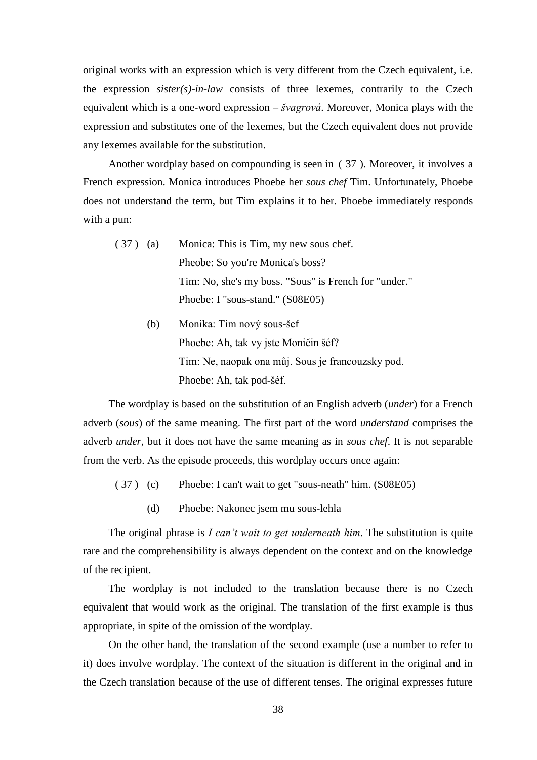original works with an expression which is very different from the Czech equivalent, i.e. the expression *sister(s)-in-law* consists of three lexemes, contrarily to the Czech equivalent which is a one-word expression – *švagrová*. Moreover, Monica plays with the expression and substitutes one of the lexemes, but the Czech equivalent does not provide any lexemes available for the substitution.

Another wordplay based on compounding is seen in ( 37 ). Moreover, it involves a French expression. Monica introduces Phoebe her *sous chef* Tim. Unfortunately, Phoebe does not understand the term, but Tim explains it to her. Phoebe immediately responds with a pun:

( 37 ) (a) Monica: This is Tim, my new sous chef.
Pheobe: So you're Monica's boss?
Tim: No, she's my boss. "Sous" is French for "under."
Phoebe: I "sous-stand." (S08E05)

(b) Monika: Tim nový sous-šef
Phoebe: Ah, tak vy jste Moničin šéf?
Tim: Ne, naopak ona můj. Sous je francouzsky pod.
Phoebe: Ah, tak pod-šéf.

The wordplay is based on the substitution of an English adverb (*under*) for a French adverb (*sous*) of the same meaning. The first part of the word *understand* comprises the adverb *under*, but it does not have the same meaning as in *sous chef*. It is not separable from the verb. As the episode proceeds, this wordplay occurs once again:

( 37 ) (c) Phoebe: I can't wait to get "sous-neath" him. (S08E05)

(d) Phoebe: Nakonec jsem mu sous-lehla

The original phrase is *I can't wait to get underneath him*. The substitution is quite rare and the comprehensibility is always dependent on the context and on the knowledge of the recipient.

The wordplay is not included to the translation because there is no Czech equivalent that would work as the original. The translation of the first example is thus appropriate, in spite of the omission of the wordplay.

On the other hand, the translation of the second example (use a number to refer to it) does involve wordplay. The context of the situation is different in the original and in the Czech translation because of the use of different tenses. The original expresses future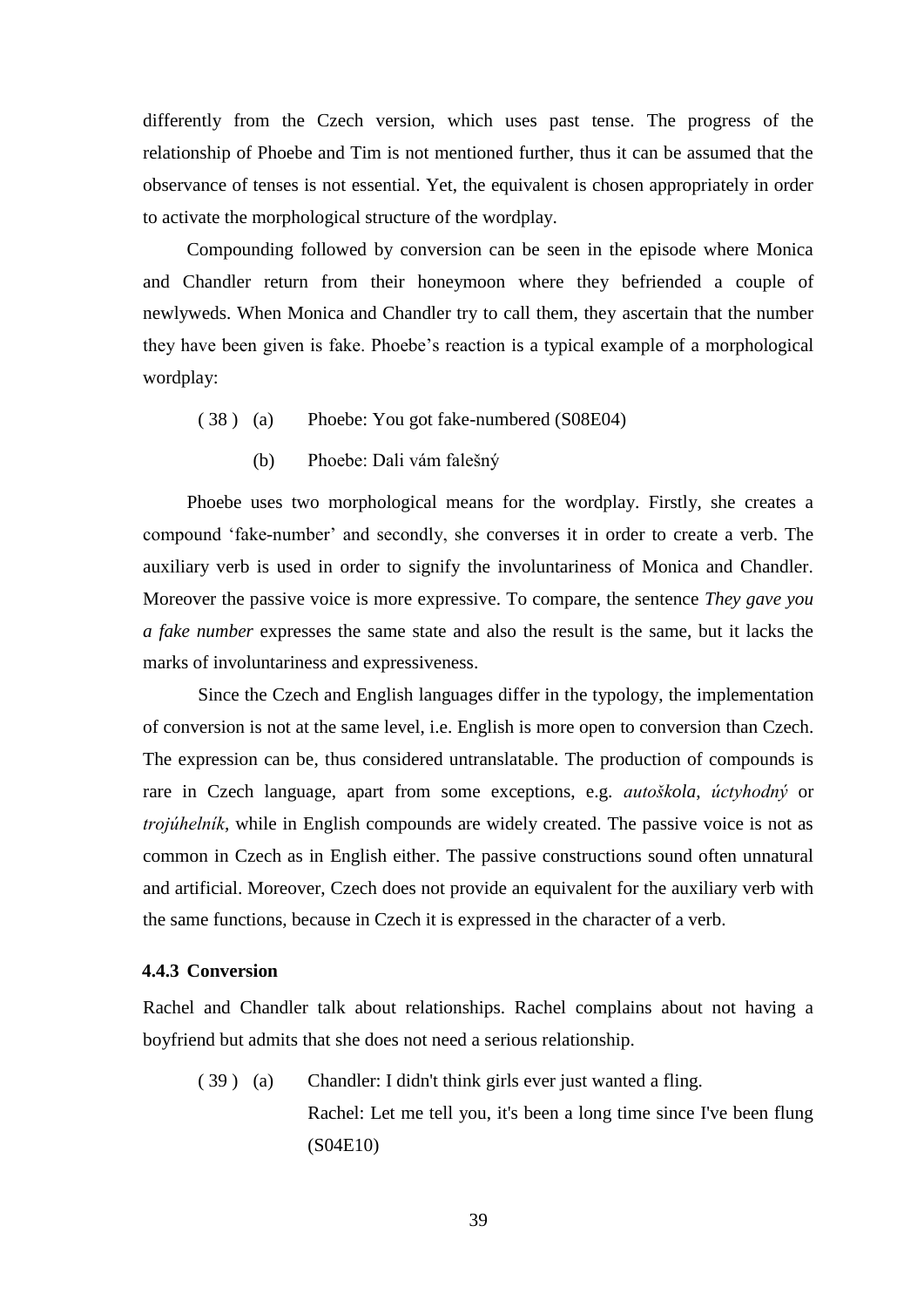differently from the Czech version, which uses past tense. The progress of the relationship of Phoebe and Tim is not mentioned further, thus it can be assumed that the observance of tenses is not essential. Yet, the equivalent is chosen appropriately in order to activate the morphological structure of the wordplay.

Compounding followed by conversion can be seen in the episode where Monica and Chandler return from their honeymoon where they befriended a couple of newlyweds. When Monica and Chandler try to call them, they ascertain that the number they have been given is fake. Phoebe's reaction is a typical example of a morphological wordplay:

( 38 ) (a) Phoebe: You got fake-numbered (S08E04)

(b) Phoebe: Dali vám falešný

Phoebe uses two morphological means for the wordplay. Firstly, she creates a compound 'fake-number' and secondly, she converses it in order to create a verb. The auxiliary verb is used in order to signify the involuntariness of Monica and Chandler. Moreover the passive voice is more expressive. To compare, the sentence *They gave you a fake number* expresses the same state and also the result is the same, but it lacks the marks of involuntariness and expressiveness.

Since the Czech and English languages differ in the typology, the implementation of conversion is not at the same level, i.e. English is more open to conversion than Czech. The expression can be, thus considered untranslatable. The production of compounds is rare in Czech language, apart from some exceptions, e.g. *autoškola*, *úctyhodný* or *trojúhelník*, while in English compounds are widely created. The passive voice is not as common in Czech as in English either. The passive constructions sound often unnatural and artificial. Moreover, Czech does not provide an equivalent for the auxiliary verb with the same functions, because in Czech it is expressed in the character of a verb.

### 4.4.3 Conversion

Rachel and Chandler talk about relationships. Rachel complains about not having a boyfriend but admits that she does not need a serious relationship.

( 39 ) (a) Chandler: I didn't think girls ever just wanted a fling.
Rachel: Let me tell you, it's been a long time since I've been flung (S04E10)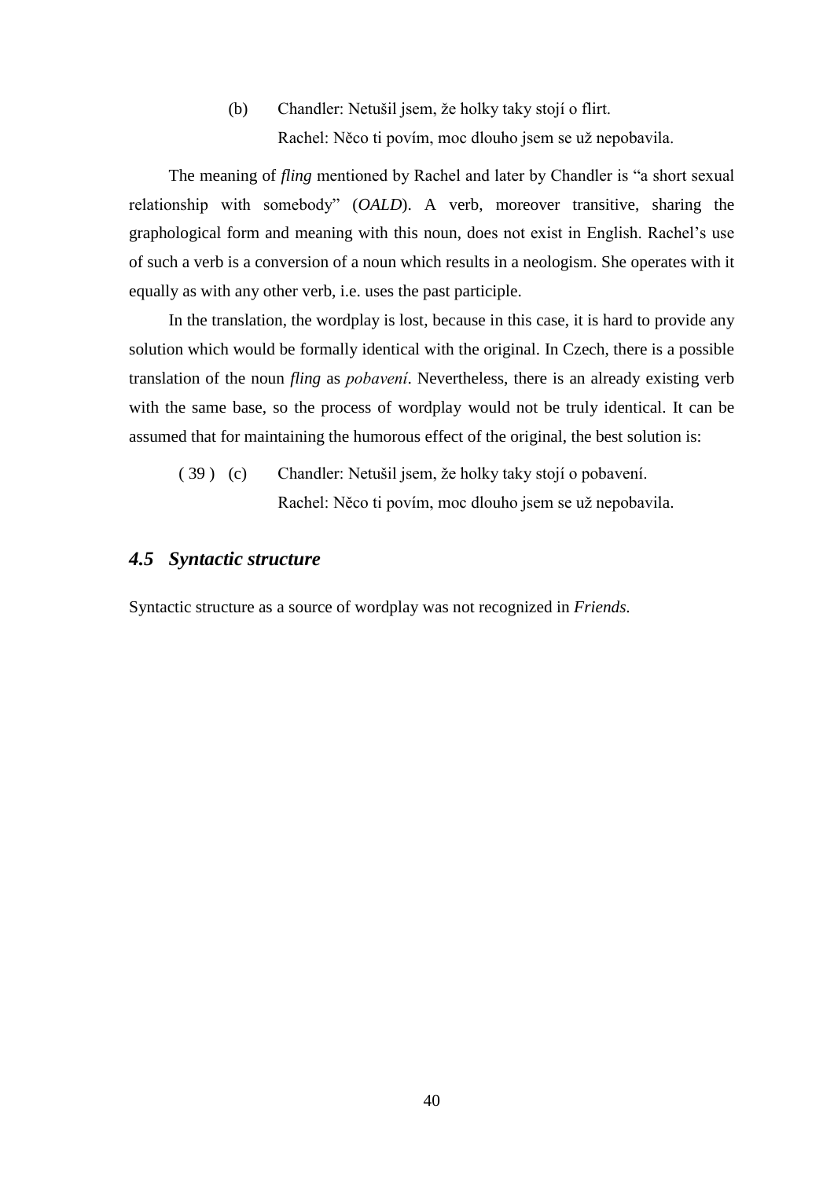(b) Chandler: Netušil jsem, že holky taky stojí o flirt.
Rachel: Něco ti povím, moc dlouho jsem se už nepobavila.

The meaning of *fling* mentioned by Rachel and later by Chandler is "a short sexual relationship with somebody" (*OALD*). A verb, moreover transitive, sharing the graphological form and meaning with this noun, does not exist in English. Rachel's use of such a verb is a conversion of a noun which results in a neologism. She operates with it equally as with any other verb, i.e. uses the past participle.

In the translation, the wordplay is lost, because in this case, it is hard to provide any solution which would be formally identical with the original. In Czech, there is a possible translation of the noun *fling* as *pobavení*. Nevertheless, there is an already existing verb with the same base, so the process of wordplay would not be truly identical. It can be assumed that for maintaining the humorous effect of the original, the best solution is:

( 39 ) (c) Chandler: Netušil jsem, že holky taky stojí o pobavení.
Rachel: Něco ti povím, moc dlouho jsem se už nepobavila.

## *4.5 Syntactic structure*

Syntactic structure as a source of wordplay was not recognized in *Friends*.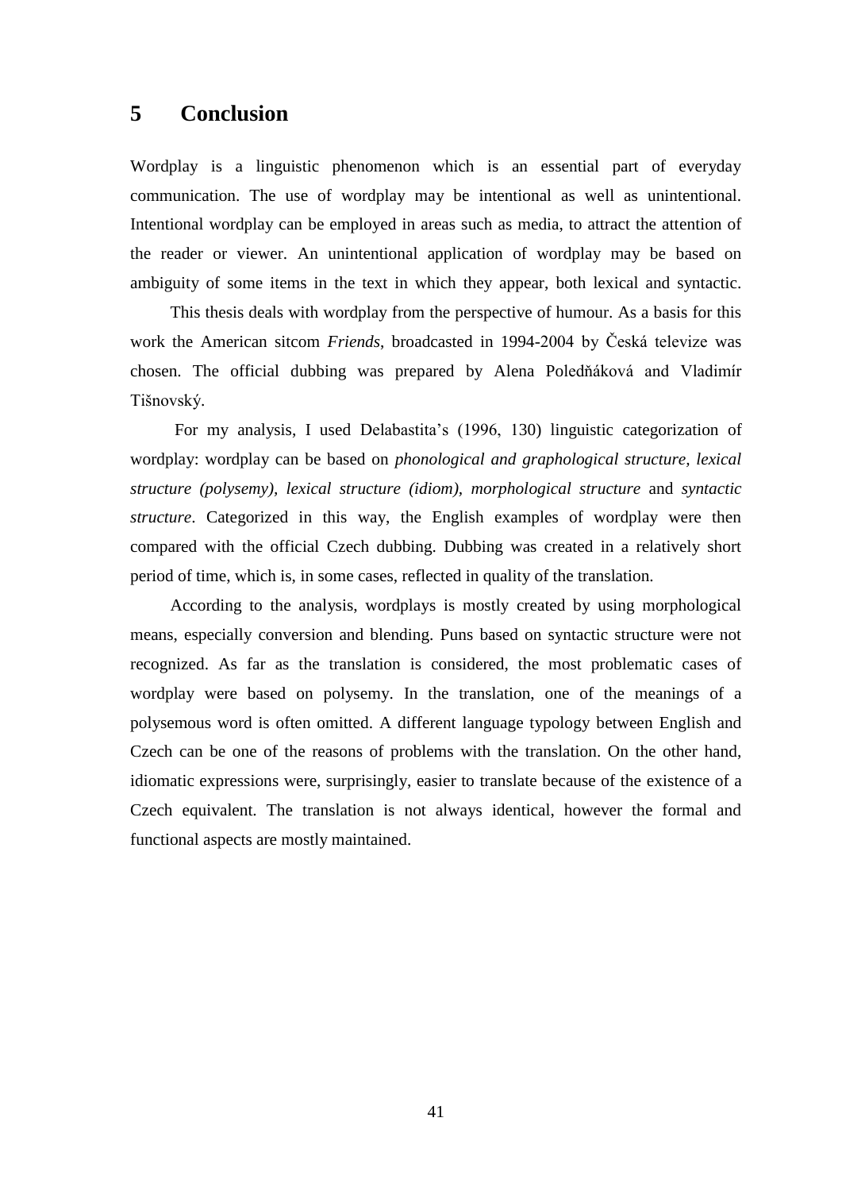# 5 Conclusion

Wordplay is a linguistic phenomenon which is an essential part of everyday communication. The use of wordplay may be intentional as well as unintentional. Intentional wordplay can be employed in areas such as media, to attract the attention of the reader or viewer. An unintentional application of wordplay may be based on ambiguity of some items in the text in which they appear, both lexical and syntactic.

This thesis deals with wordplay from the perspective of humour. As a basis for this work the American sitcom *Friends*, broadcasted in 1994-2004 by Česká televize was chosen. The official dubbing was prepared by Alena Poledňáková and Vladimír Tišnovský.

For my analysis, I used Delabastita's (1996, 130) linguistic categorization of wordplay: wordplay can be based on *phonological and graphological structure, lexical structure (polysemy), lexical structure (idiom), morphological structure* and *syntactic structure*. Categorized in this way, the English examples of wordplay were then compared with the official Czech dubbing. Dubbing was created in a relatively short period of time, which is, in some cases, reflected in quality of the translation.

According to the analysis, wordplays is mostly created by using morphological means, especially conversion and blending. Puns based on syntactic structure were not recognized. As far as the translation is considered, the most problematic cases of wordplay were based on polysemy. In the translation, one of the meanings of a polysemous word is often omitted. A different language typology between English and Czech can be one of the reasons of problems with the translation. On the other hand, idiomatic expressions were, surprisingly, easier to translate because of the existence of a Czech equivalent. The translation is not always identical, however the formal and functional aspects are mostly maintained.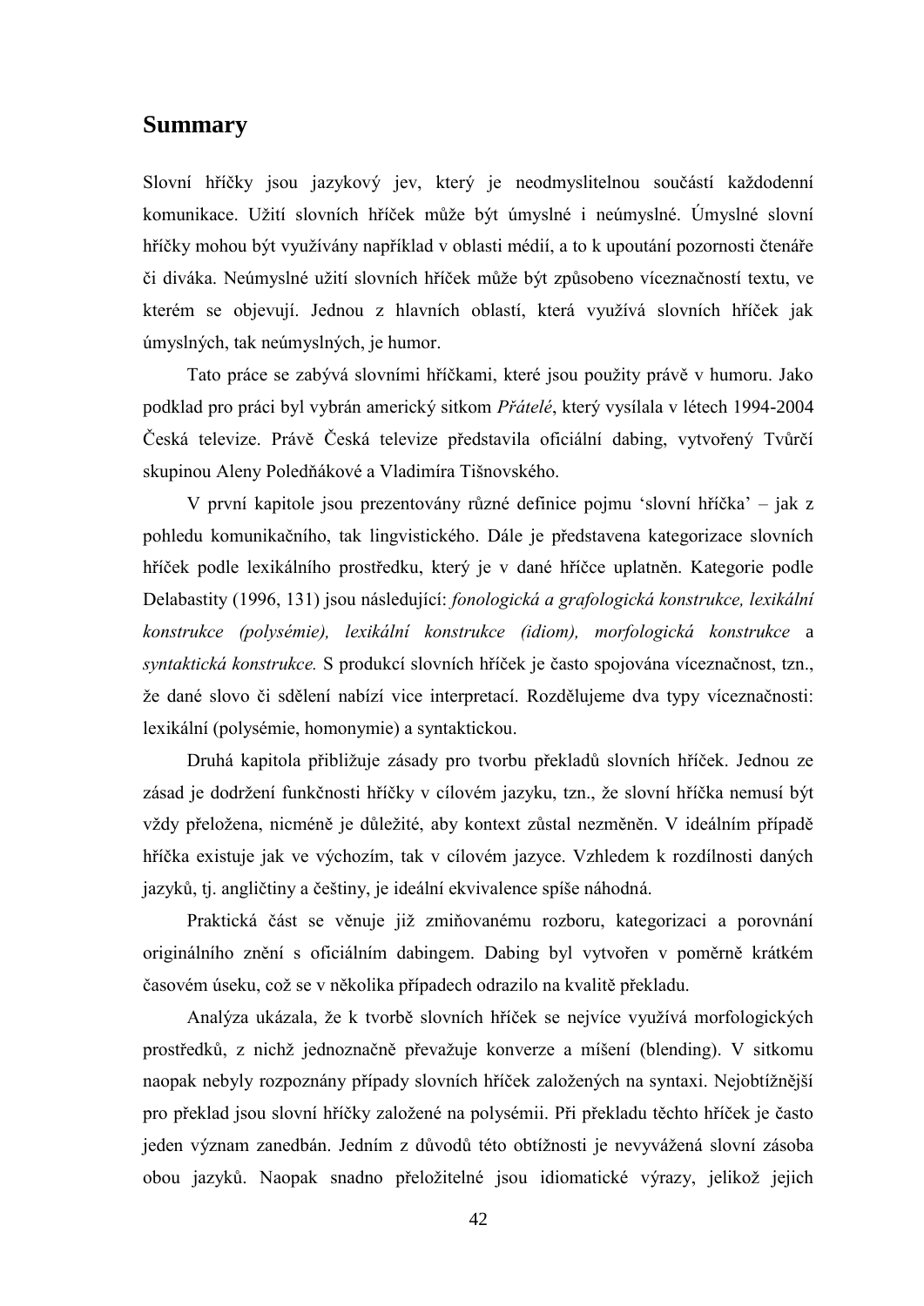## Summary

Slovní hříčky jsou jazykový jev, který je neodmyslitelnou součástí každodenní komunikace. Užití slovních hříček může být úmyslné i neúmyslné. Úmyslné slovní hříčky mohou být využívány například v oblasti médií, a to k upoutání pozornosti čtenáře či diváka. Neúmyslné užití slovních hříček může být způsobeno víceznačností textu, ve kterém se objevují. Jednou z hlavních oblastí, která využívá slovních hříček jak úmyslných, tak neúmyslných, je humor.

Tato práce se zabývá slovními hříčkami, které jsou použity právě v humoru. Jako podklad pro práci byl vybrán americký sitkom *Přátelé*, který vysílala v létech 1994-2004 Česká televize. Právě Česká televize představila oficiální dabing, vytvořený Tvůrčí skupinou Aleny Poledňákové a Vladimíra Tišnovského.

V první kapitole jsou prezentovány různé definice pojmu 'slovní hříčka' – jak z pohledu komunikačního, tak lingvistického. Dále je představena kategorizace slovních hříček podle lexikálního prostředku, který je v dané hříčce uplatněn. Kategorie podle Delabastity (1996, 131) jsou následující: *fonologická a grafologická konstrukce, lexikální konstrukce (polysémie), lexikální konstrukce (idiom), morfologická konstrukce* a *syntaktická konstrukce.* S produkcí slovních hříček je často spojována víceznačnost, tzn., že dané slovo či sdělení nabízí vice interpretací. Rozdělujeme dva typy víceznačnosti: lexikální (polysémie, homonymie) a syntaktickou.

Druhá kapitola přibližuje zásady pro tvorbu překladů slovních hříček. Jednou ze zásad je dodržení funkčnosti hříčky v cílovém jazyku, tzn., že slovní hříčka nemusí být vždy přeložena, nicméně je důležité, aby kontext zůstal nezměněn. V ideálním případě hříčka existuje jak ve výchozím, tak v cílovém jazyce. Vzhledem k rozdílnosti daných jazyků, tj. angličtiny a češtiny, je ideální ekvivalence spíše náhodná.

Praktická část se věnuje již zmiňovanému rozboru, kategorizaci a porovnání originálního znění s oficiálním dabingem. Dabing byl vytvořen v poměrně krátkém časovém úseku, což se v několika případech odrazilo na kvalitě překladu.

Analýza ukázala, že k tvorbě slovních hříček se nejvíce využívá morfologických prostředků, z nichž jednoznačně převažuje konverze a míšení (blending). V sitkomu naopak nebyly rozpoznány případy slovních hříček založených na syntaxi. Nejobtížnější pro překlad jsou slovní hříčky založené na polysémii. Při překladu těchto hříček je často jeden význam zanedbán. Jedním z důvodů této obtížnosti je nevyvážená slovní zásoba obou jazyků. Naopak snadno přeložitelné jsou idiomatické výrazy, jelikož jejich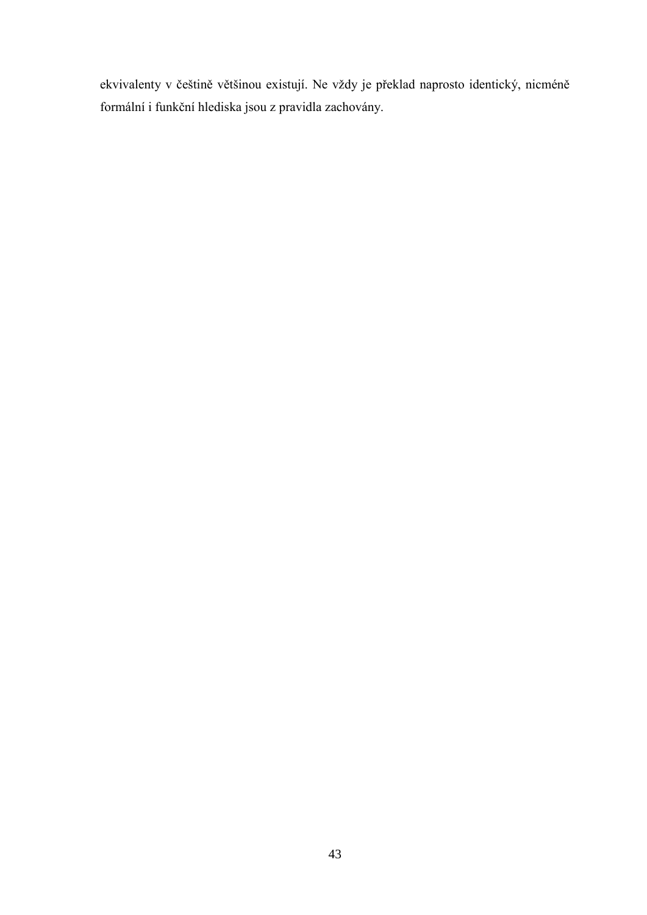ekvivalenty v češtině většinou existují. Ne vždy je překlad naprosto identický, nicméně formální i funkční hlediska jsou z pravidla zachovány.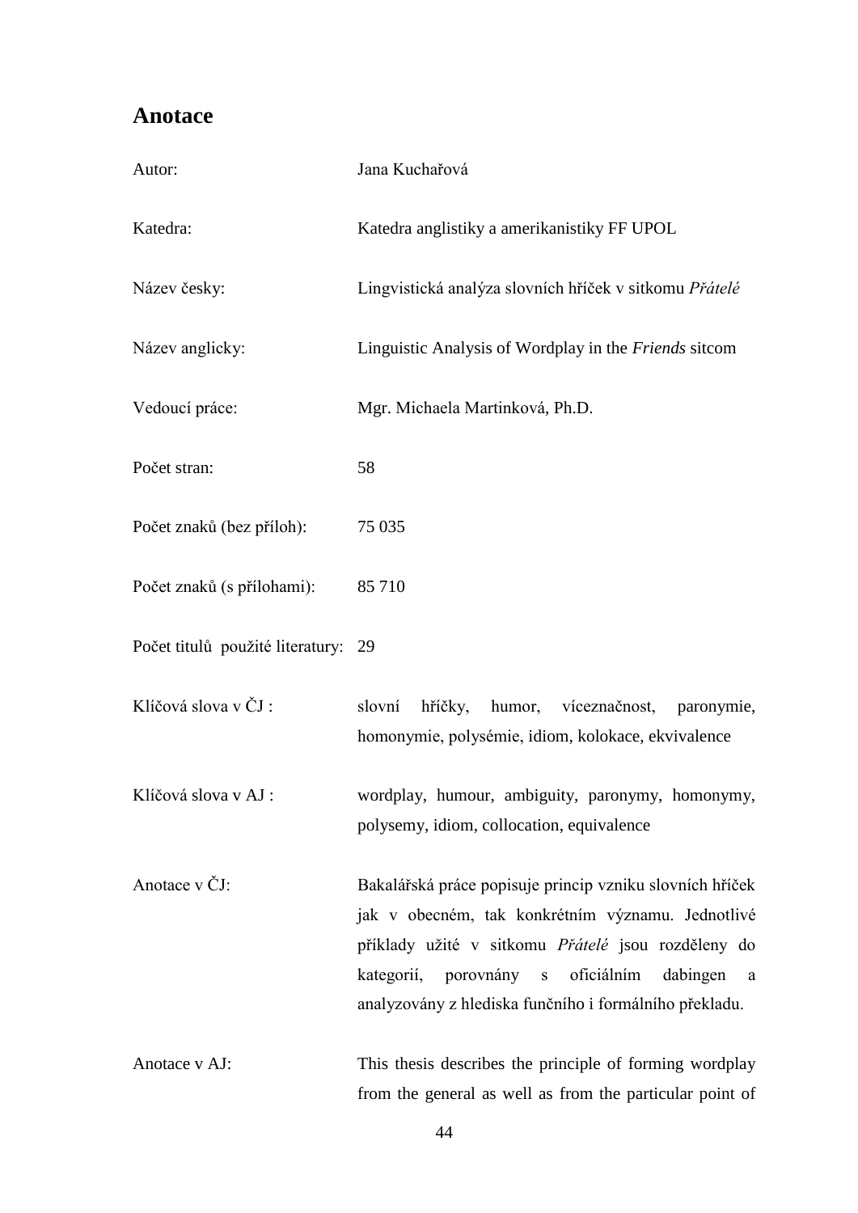## Anotace

| | |
|---|---|
| Autor: | Jana Kuchařová |
| Katedra: | Katedra anglistiky a amerikanistiky FF UPOL |
| Název česky: | Lingvistická analýza slovních hříček v sitkomu *Přátelé* |
| Název anglicky: | Linguistic Analysis of Wordplay in the *Friends* sitcom |
| Vedoucí práce: | Mgr. Michaela Martinková, Ph.D. |
| Počet stran: | 58 |
| Počet znaků (bez příloh): | 75 035 |
| Počet znaků (s přílohami): | 85 710 |
| Počet titulů použité literatury: | 29 |
| Klíčová slova v ČJ : | slovní hříčky, humor, víceznačnost, paronymie, homonymie, polysémie, idiom, kolokace, ekvivalence |
| Klíčová slova v AJ : | wordplay, humour, ambiguity, paronymy, homonymy, polysemy, idiom, collocation, equivalence |
| Anotace v ČJ: | Bakalářská práce popisuje princip vzniku slovních hříček jak v obecném, tak konkrétním významu. Jednotlivé příklady užité v sitkomu *Přátelé* jsou rozděleny do kategorií, porovnány s oficiálním dabingen a analyzovány z hlediska funčního i formálního překladu. |
| Anotace v AJ: | This thesis describes the principle of forming wordplay from the general as well as from the particular point of |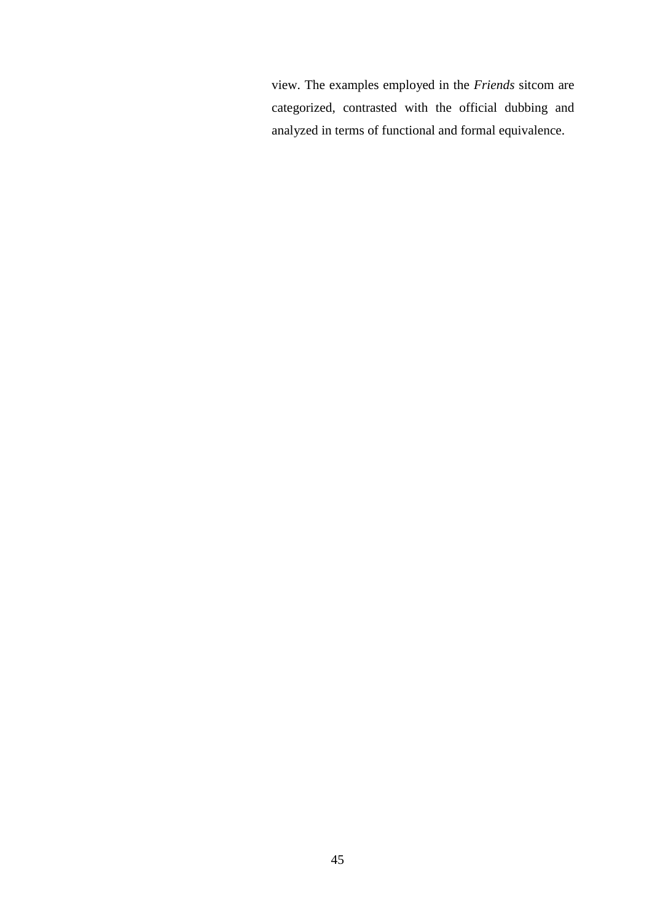view. The examples employed in the *Friends* sitcom are categorized, contrasted with the official dubbing and analyzed in terms of functional and formal equivalence.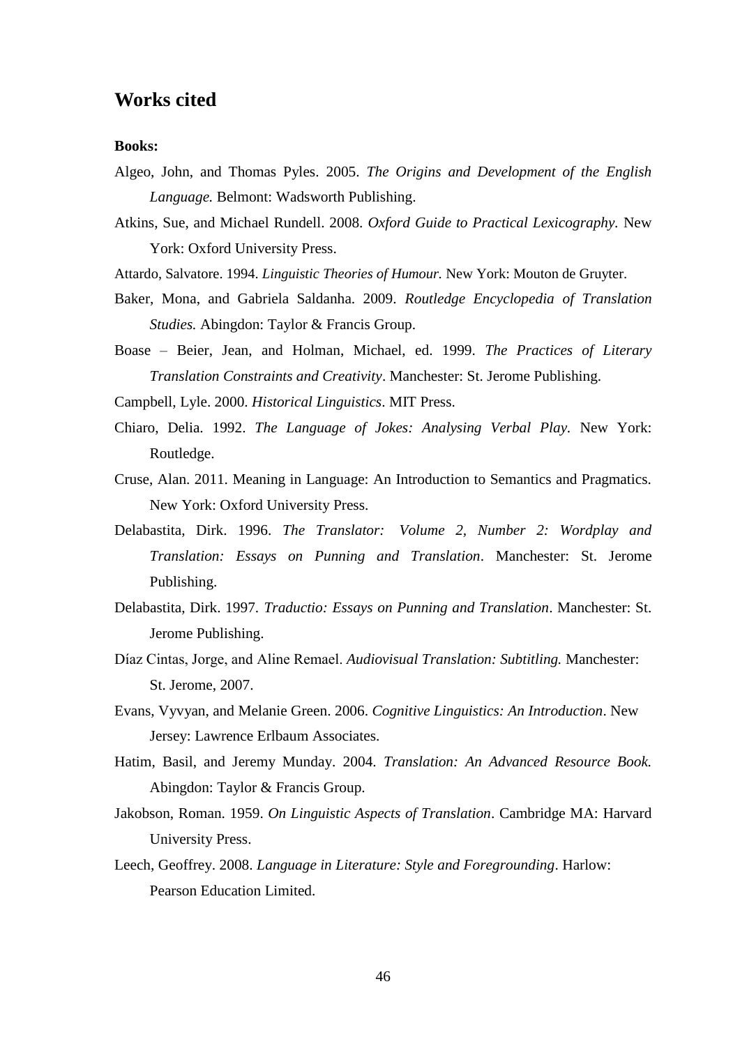## Works cited

**Books:**

Algeo, John, and Thomas Pyles. 2005. *The Origins and Development of the English Language.* Belmont: Wadsworth Publishing.

Atkins, Sue, and Michael Rundell. 2008. *Oxford Guide to Practical Lexicography*. New York: Oxford University Press.

Attardo, Salvatore. 1994. *Linguistic Theories of Humour.* New York: Mouton de Gruyter.

Baker, Mona, and Gabriela Saldanha. 2009. *Routledge Encyclopedia of Translation Studies.* Abingdon: Taylor & Francis Group.

Boase – Beier, Jean, and Holman, Michael, ed. 1999. *The Practices of Literary Translation Constraints and Creativity*. Manchester: St. Jerome Publishing.

Campbell, Lyle. 2000. *Historical Linguistics*. MIT Press.

Chiaro, Delia. 1992. *The Language of Jokes: Analysing Verbal Play*. New York: Routledge.

Cruse, Alan. 2011. Meaning in Language: An Introduction to Semantics and Pragmatics. New York: Oxford University Press.

Delabastita, Dirk. 1996. *The Translator: Volume 2, Number 2: Wordplay and Translation: Essays on Punning and Translation*. Manchester: St. Jerome Publishing.

Delabastita, Dirk. 1997. *Traductio: Essays on Punning and Translation*. Manchester: St. Jerome Publishing.

Díaz Cintas, Jorge, and Aline Remael. *Audiovisual Translation: Subtitling.* Manchester: St. Jerome, 2007.

Evans, Vyvyan, and Melanie Green. 2006. *Cognitive Linguistics: An Introduction*. New Jersey: Lawrence Erlbaum Associates.

Hatim, Basil, and Jeremy Munday. 2004. *Translation: An Advanced Resource Book.* Abingdon: Taylor & Francis Group.

Jakobson, Roman. 1959. *On Linguistic Aspects of Translation*. Cambridge MA: Harvard University Press.

Leech, Geoffrey. 2008. *Language in Literature: Style and Foregrounding*. Harlow: Pearson Education Limited.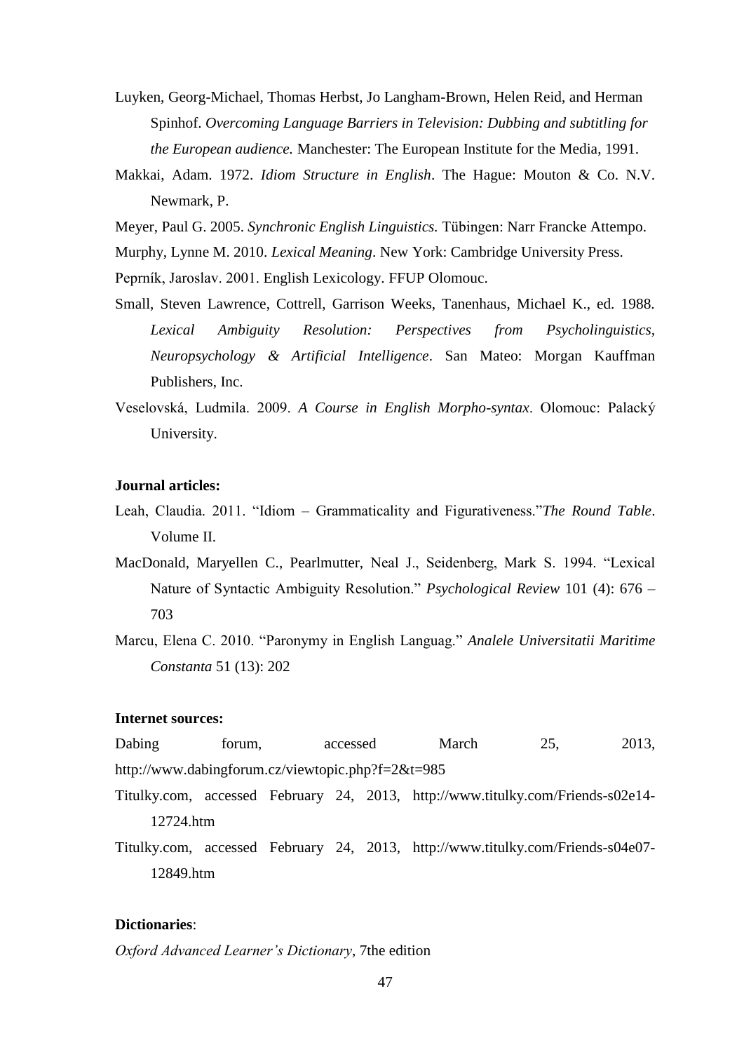Luyken, Georg-Michael, Thomas Herbst, Jo Langham-Brown, Helen Reid, and Herman Spinhof. *Overcoming Language Barriers in Television: Dubbing and subtitling for the European audience.* Manchester: The European Institute for the Media, 1991.

Makkai, Adam. 1972. *Idiom Structure in English*. The Hague: Mouton & Co. N.V. Newmark, P.

Meyer, Paul G. 2005. *Synchronic English Linguistics.* Tübingen: Narr Francke Attempo.

Murphy, Lynne M. 2010. *Lexical Meaning*. New York: Cambridge University Press.

Peprník, Jaroslav. 2001. English Lexicology. FFUP Olomouc.

Small, Steven Lawrence, Cottrell, Garrison Weeks, Tanenhaus, Michael K., ed. 1988. *Lexical Ambiguity Resolution: Perspectives from Psycholinguistics, Neuropsychology & Artificial Intelligence*. San Mateo: Morgan Kauffman Publishers, Inc.

Veselovská, Ludmila. 2009. *A Course in English Morpho-syntax*. Olomouc: Palacký University.

**Journal articles:**

Leah, Claudia. 2011. "Idiom – Grammaticality and Figurativeness."*The Round Table*. Volume II.

MacDonald, Maryellen C., Pearlmutter, Neal J., Seidenberg, Mark S. 1994. "Lexical Nature of Syntactic Ambiguity Resolution." *Psychological Review* 101 (4): 676 – 703

Marcu, Elena C. 2010. "Paronymy in English Languag." *Analele Universitatii Maritime Constanta* 51 (13): 202

**Internet sources:**

Dabing forum, accessed March 25, 2013, http://www.dabingforum.cz/viewtopic.php?f=2&t=985

Titulky.com, accessed February 24, 2013, http://www.titulky.com/Friends-s02e14-12724.htm

Titulky.com, accessed February 24, 2013, http://www.titulky.com/Friends-s04e07-12849.htm

**Dictionaries**:

*Oxford Advanced Learner's Dictionary*, 7the edition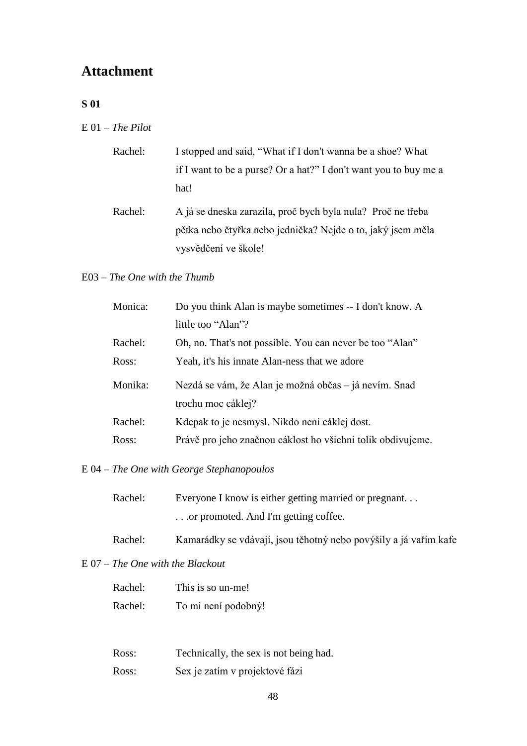# Attachment

**S 01**

E 01 – *The Pilot*

Rachel: I stopped and said, “What if I don't wanna be a shoe? What if I want to be a purse? Or a hat?” I don't want you to buy me a hat!

Rachel: A já se dneska zarazila, proč bych byla nula? Proč ne třeba pětka nebo čtyřka nebo jednička? Nejde o to, jaký jsem měla vysvědčení ve škole!

E03 – *The One with the Thumb*

Monica: Do you think Alan is maybe sometimes -- I don't know. A little too “Alan”?
Rachel: Oh, no. That's not possible. You can never be too “Alan”
Ross: Yeah, it's his innate Alan-ness that we adore

Monika: Nezdá se vám, že Alan je možná občas – já nevím. Snad trochu moc cáklej?
Rachel: Kdepak to je nesmysl. Nikdo není cáklej dost.
Ross: Právě pro jeho značnou cáklost ho všichni tolik obdivujeme.

E 04 – *The One with George Stephanopoulos*

Rachel: Everyone I know is either getting married or pregnant. . . . . .or promoted. And I'm getting coffee.

Rachel: Kamarádky se vdávají, jsou těhotný nebo povýšily a já vařím kafe

E 07 – *The One with the Blackout*

Rachel: This is so un-me!
Rachel: To mi není podobný!

Ross: Technically, the sex is not being had.
Ross: Sex je zatím v projektové fázi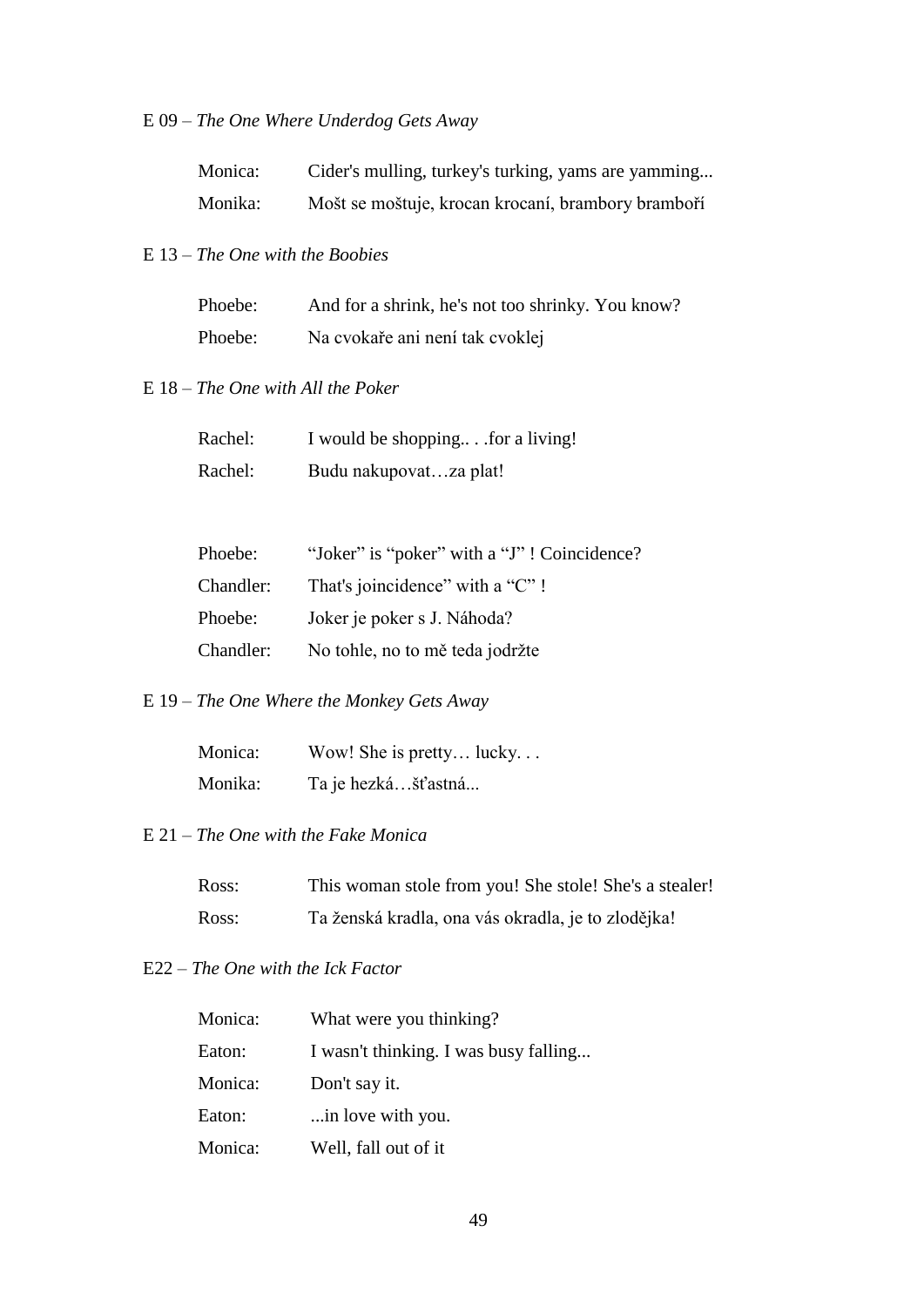E 09 – *The One Where Underdog Gets Away*

| | |
|---|---|
| Monica: | Cider's mulling, turkey's turking, yams are yamming... |
| Monika: | Mošt se moštuje, krocan krocaní, brambory bramboří |

E 13 – *The One with the Boobies*

| | |
|---|---|
| Phoebe: | And for a shrink, he's not too shrinky. You know? |
| Phoebe: | Na cvokaře ani není tak cvoklej |

E 18 – *The One with All the Poker*

| | |
|---|---|
| Rachel: | I would be shopping.. . .for a living! |
| Rachel: | Budu nakupovat…za plat! |

| | |
|---|---|
| Phoebe: | "Joker" is "poker" with a "J" ! Coincidence? |
| Chandler: | That's joincidence" with a "C" ! |
| Phoebe: | Joker je poker s J. Náhoda? |
| Chandler: | No tohle, no to mě teda jodržte |

E 19 – *The One Where the Monkey Gets Away*

| | |
|---|---|
| Monica: | Wow! She is pretty… lucky. . . |
| Monika: | Ta je hezká…šťastná... |

E 21 – *The One with the Fake Monica*

| | |
|---|---|
| Ross: | This woman stole from you! She stole! She's a stealer! |
| Ross: | Ta ženská kradla, ona vás okradla, je to zlodějka! |

E22 – *The One with the Ick Factor*

| | |
|---|---|
| Monica: | What were you thinking? |
| Eaton: | I wasn't thinking. I was busy falling... |
| Monica: | Don't say it. |
| Eaton: | ...in love with you. |
| Monica: | Well, fall out of it |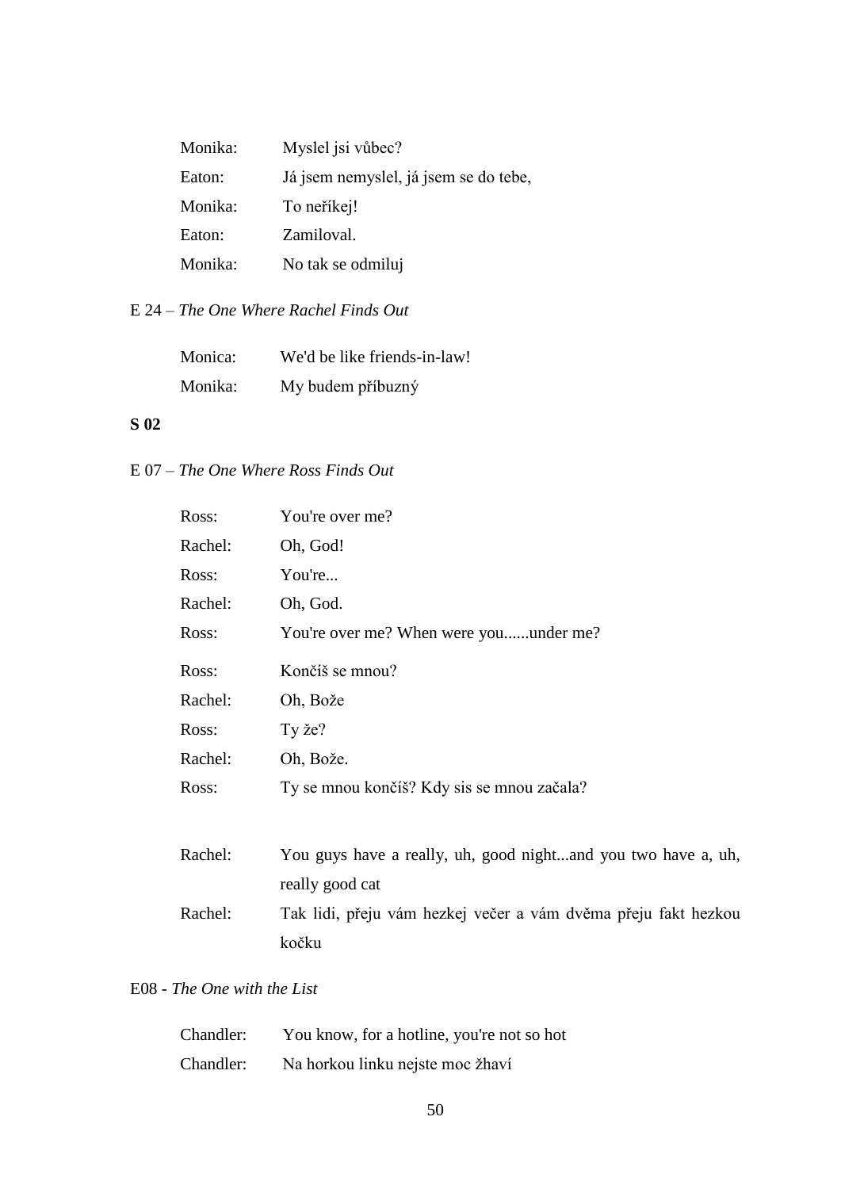| | |
|---|---|
| Monika: | Myslel jsi vůbec? |
| Eaton: | Já jsem nemyslel, já jsem se do tebe, |
| Monika: | To neříkej! |
| Eaton: | Zamiloval. |
| Monika: | No tak se odmiluj |

E 24 – *The One Where Rachel Finds Out*

| | |
|---|---|
| Monica: | We'd be like friends-in-law! |
| Monika: | My budem příbuzný |

**S 02**

E 07 – *The One Where Ross Finds Out*

| | |
|---|---|
| Ross: | You're over me? |
| Rachel: | Oh, God! |
| Ross: | You're... |
| Rachel: | Oh, God. |
| Ross: | You're over me? When were you......under me? |
| Ross: | Končíš se mnou? |
| Rachel: | Oh, Bože |
| Ross: | Ty že? |
| Rachel: | Oh, Bože. |
| Ross: | Ty se mnou končíš? Kdy sis se mnou začala? |

| | |
|---|---|
| Rachel: | You guys have a really, uh, good night...and you two have a, uh, really good cat |
| Rachel: | Tak lidi, přeju vám hezkej večer a vám dvěma přeju fakt hezkou kočku |

E08 - *The One with the List*

| | |
|---|---|
| Chandler: | You know, for a hotline, you're not so hot |
| Chandler: | Na horkou linku nejste moc žhaví |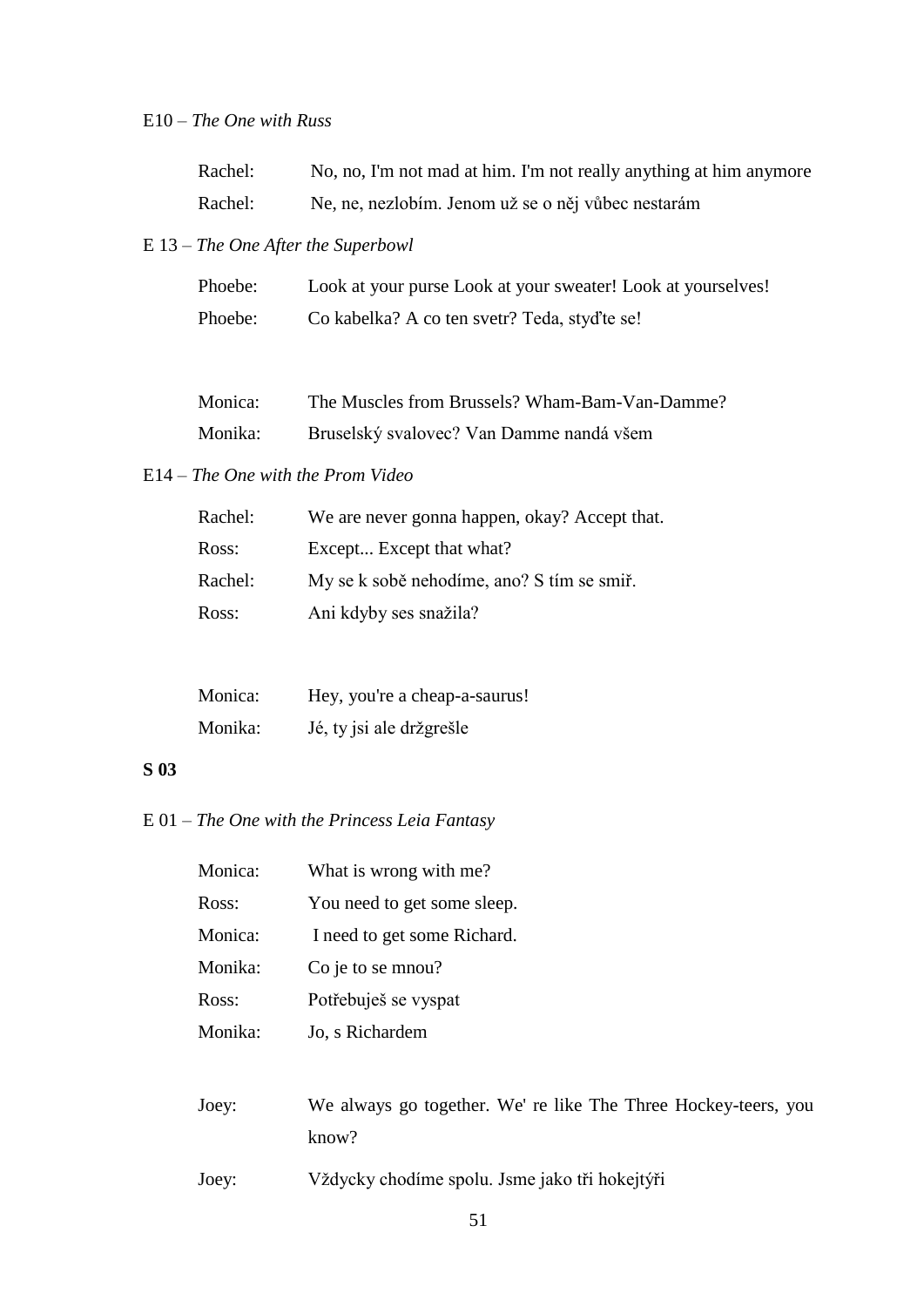E10 – *The One with Russ*

| | |
|---|---|
| Rachel: | No, no, I'm not mad at him. I'm not really anything at him anymore |
| Rachel: | Ne, ne, nezlobím. Jenom už se o něj vůbec nestarám |

E 13 – *The One After the Superbowl*

| | |
|---|---|
| Phoebe: | Look at your purse Look at your sweater! Look at yourselves! |
| Phoebe: | Co kabelka? A co ten svetr? Teda, styďte se! |

| | |
|---|---|
| Monica: | The Muscles from Brussels? Wham-Bam-Van-Damme? |
| Monika: | Bruselský svalovec? Van Damme nandá všem |

E14 – *The One with the Prom Video*

| | |
|---|---|
| Rachel: | We are never gonna happen, okay? Accept that. |
| Ross: | Except... Except that what? |
| Rachel: | My se k sobě nehodíme, ano? S tím se smiř. |
| Ross: | Ani kdyby ses snažila? |

| | |
|---|---|
| Monica: | Hey, you're a cheap-a-saurus! |
| Monika: | Jé, ty jsi ale držgrešle |

**S 03**

E 01 – *The One with the Princess Leia Fantasy*

| | |
|---|---|
| Monica: | What is wrong with me? |
| Ross: | You need to get some sleep. |
| Monica: | I need to get some Richard. |
| Monika: | Co je to se mnou? |
| Ross: | Potřebuješ se vyspat |
| Monika: | Jo, s Richardem |

| | |
|---|---|
| Joey: | We always go together. We' re like The Three Hockey-teers, you know? |
| Joey: | Vždycky chodíme spolu. Jsme jako tři hokejtýři |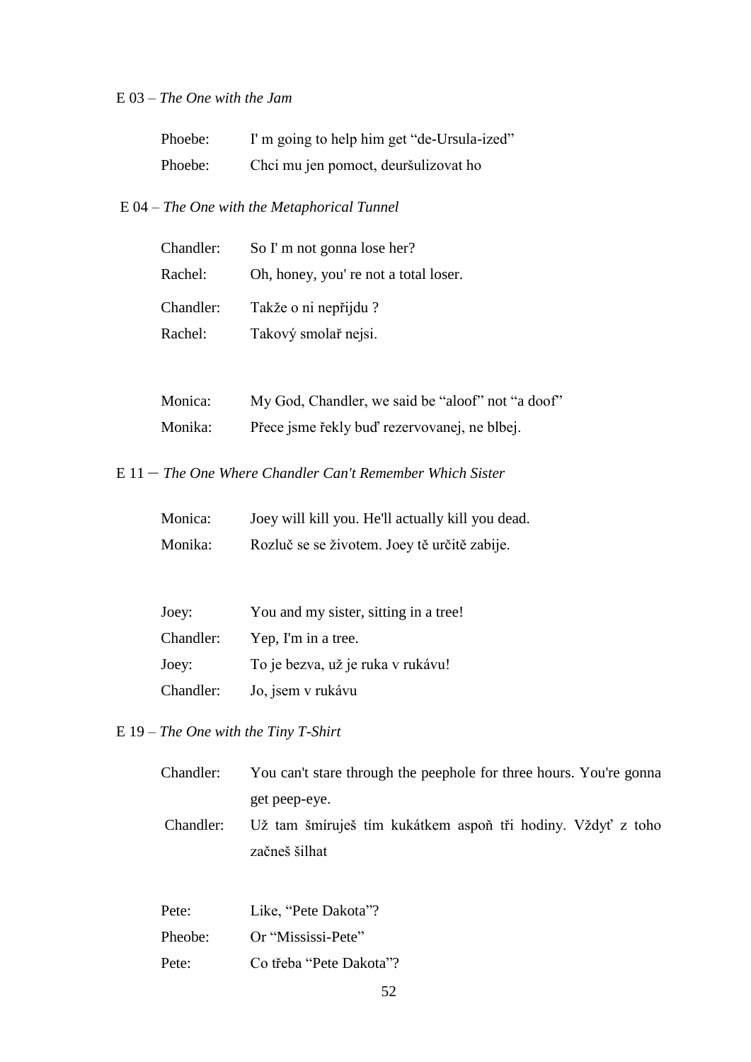E 03 – *The One with the Jam*

| | |
|---|---|
| Phoebe: | I' m going to help him get “de-Ursula-ized” |
| Phoebe: | Chci mu jen pomoct, deuršulizovat ho |

E 04 – *The One with the Metaphorical Tunnel*

| | |
|---|---|
| Chandler: | So I' m not gonna lose her? |
| Rachel: | Oh, honey, you' re not a total loser. |
| Chandler: | Takže o ni nepřijdu ? |
| Rachel: | Takový smolař nejsi. |

| | |
|---|---|
| Monica: | My God, Chandler, we said be “aloof” not “a doof” |
| Monika: | Přece jsme řekly buď rezervovanej, ne blbej. |

E 11 – *The One Where Chandler Can't Remember Which Sister*

| | |
|---|---|
| Monica: | Joey will kill you. He'll actually kill you dead. |
| Monika: | Rozluč se se životem. Joey tě určitě zabije. |

| | |
|---|---|
| Joey: | You and my sister, sitting in a tree! |
| Chandler: | Yep, I'm in a tree. |
| Joey: | To je bezva, už je ruka v rukávu! |
| Chandler: | Jo, jsem v rukávu |

E 19 – *The One with the Tiny T-Shirt*

| | |
|---|---|
| Chandler: | You can't stare through the peephole for three hours. You're gonna get peep-eye. |
| Chandler: | Už tam šmíruješ tím kukátkem aspoň tři hodiny. Vždyť z toho začneš šilhat |

| | |
|---|---|
| Pete: | Like, “Pete Dakota”? |
| Pheobe: | Or “Mississi-Pete” |
| Pete: | Co třeba “Pete Dakota”? |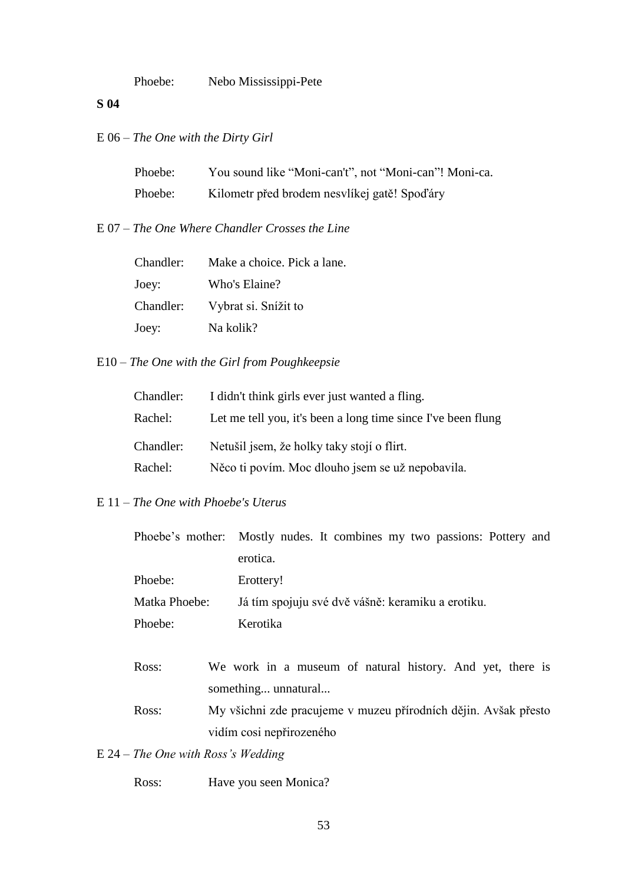Phoebe: Nebo Mississippi-Pete

**S 04**

E 06 – *The One with the Dirty Girl*

Phoebe: You sound like "Moni-can't", not "Moni-can"! Moni-ca.

Phoebe: Kilometr před brodem nesvlíkej gatě! Spoďáry

E 07 – *The One Where Chandler Crosses the Line*

Chandler: Make a choice. Pick a lane.

Joey: Who's Elaine?

Chandler: Vybrat si. Snížit to

Joey: Na kolik?

E10 – *The One with the Girl from Poughkeepsie*

Chandler: I didn't think girls ever just wanted a fling.

Rachel: Let me tell you, it's been a long time since I've been flung

Chandler: Netušil jsem, že holky taky stojí o flirt.

Rachel: Něco ti povím. Moc dlouho jsem se už nepobavila.

E 11 – *The One with Phoebe's Uterus*

Phoebe's mother: Mostly nudes. It combines my two passions: Pottery and erotica.

Phoebe: Erottery!

Matka Phoebe: Já tím spojuju své dvě vášně: keramiku a erotiku.

Phoebe: Kerotika

Ross: We work in a museum of natural history. And yet, there is something... unnatural...

Ross: My všichni zde pracujeme v muzeu přírodních dějin. Avšak přesto vidím cosi nepřirozeného

E 24 – *The One with Ross's Wedding*

Ross: Have you seen Monica?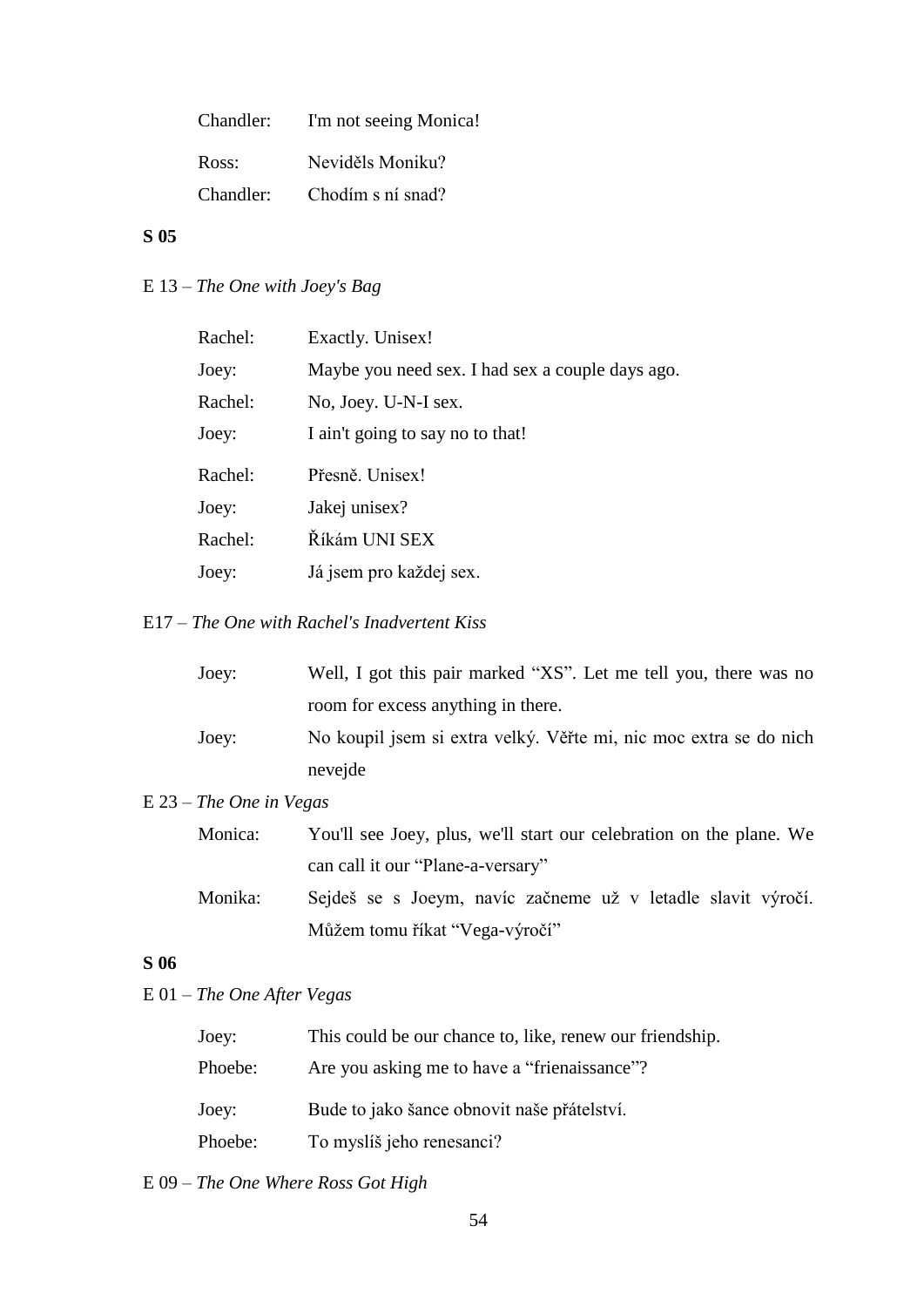Chandler: I'm not seeing Monica!

Ross: Neviděls Moniku?

Chandler: Chodím s ní snad?

**S 05**

E 13 – *The One with Joey's Bag*

Rachel: Exactly. Unisex!

Joey: Maybe you need sex. I had sex a couple days ago.

Rachel: No, Joey. U-N-I sex.

Joey: I ain't going to say no to that!

Rachel: Přesně. Unisex!

Joey: Jakej unisex?

Rachel: Říkám UNI SEX

Joey: Já jsem pro každej sex.

E17 – *The One with Rachel's Inadvertent Kiss*

Joey: Well, I got this pair marked "XS". Let me tell you, there was no room for excess anything in there.

Joey: No koupil jsem si extra velký. Věřte mi, nic moc extra se do nich nevejde

E 23 – *The One in Vegas*

Monica: You'll see Joey, plus, we'll start our celebration on the plane. We can call it our "Plane-a-versary"

Monika: Sejdeš se s Joeym, navíc začneme už v letadle slavit výročí. Můžem tomu říkat "Vega-výročí"

**S 06**

E 01 – *The One After Vegas*

Joey: This could be our chance to, like, renew our friendship.

Phoebe: Are you asking me to have a "frienaissance"?

Joey: Bude to jako šance obnovit naše přátelství.

Phoebe: To myslíš jeho renesanci?

E 09 – *The One Where Ross Got High*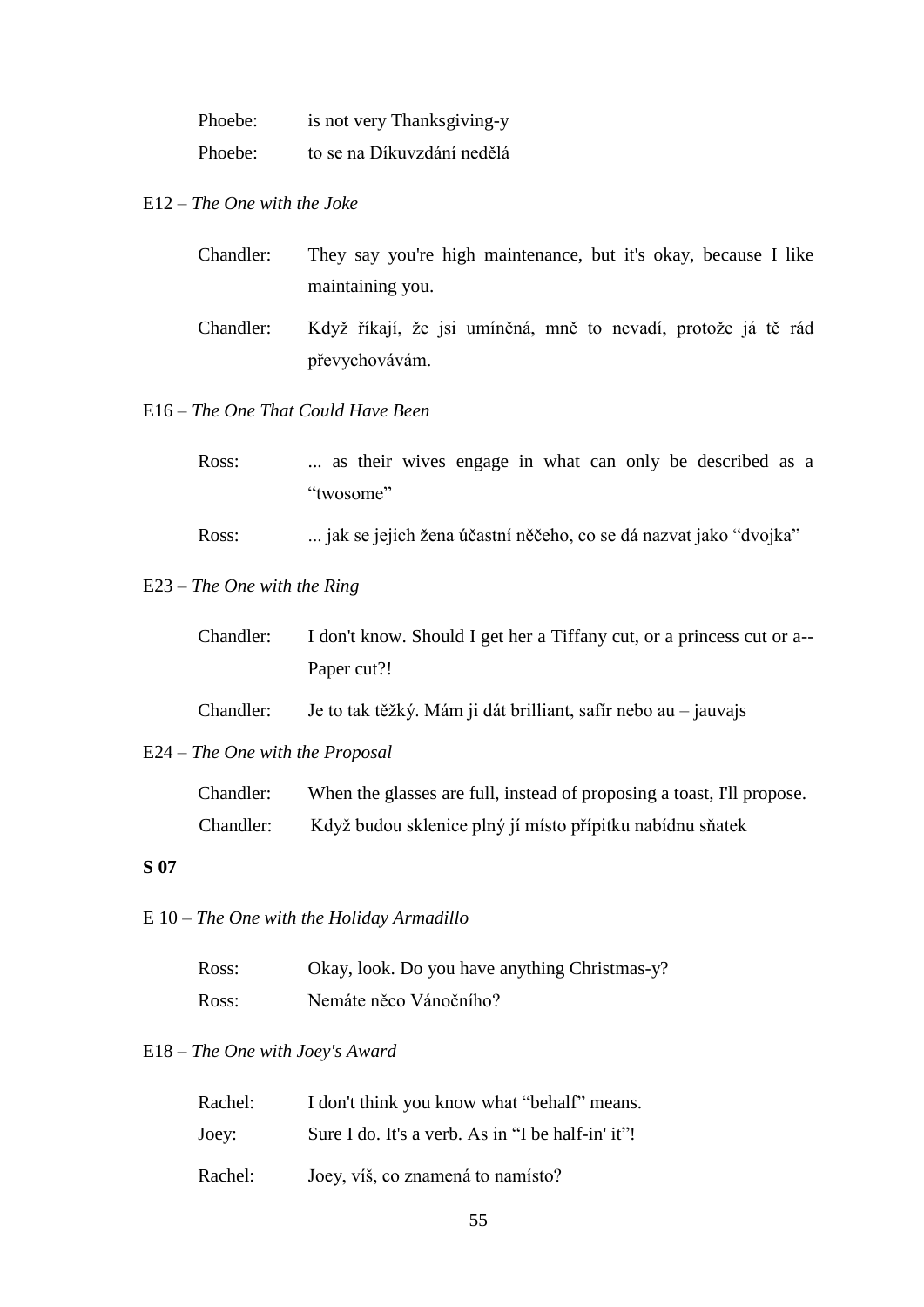Phoebe: is not very Thanksgiving-y

Phoebe: to se na Díkuvzdání nedělá

E12 – *The One with the Joke*

Chandler: They say you're high maintenance, but it's okay, because I like maintaining you.

Chandler: Když říkají, že jsi umíněná, mně to nevadí, protože já tě rád převychovávám.

E16 – *The One That Could Have Been*

Ross: ... as their wives engage in what can only be described as a "twosome"

Ross: ... jak se jejich žena účastní něčeho, co se dá nazvat jako "dvojka"

E23 – *The One with the Ring*

Chandler: I don't know. Should I get her a Tiffany cut, or a princess cut or a-- Paper cut?!

Chandler: Je to tak těžký. Mám ji dát brilliant, safír nebo au – jauvajs

E24 – *The One with the Proposal*

Chandler: When the glasses are full, instead of proposing a toast, I'll propose.

Chandler: Když budou sklenice plný jí místo přípitku nabídnu sňatek

**S 07**

E 10 – *The One with the Holiday Armadillo*

Ross: Okay, look. Do you have anything Christmas-y?

Ross: Nemáte něco Vánočního?

E18 – *The One with Joey's Award*

Rachel: I don't think you know what "behalf" means.

Joey: Sure I do. It's a verb. As in "I be half-in' it"!

Rachel: Joey, víš, co znamená to namísto?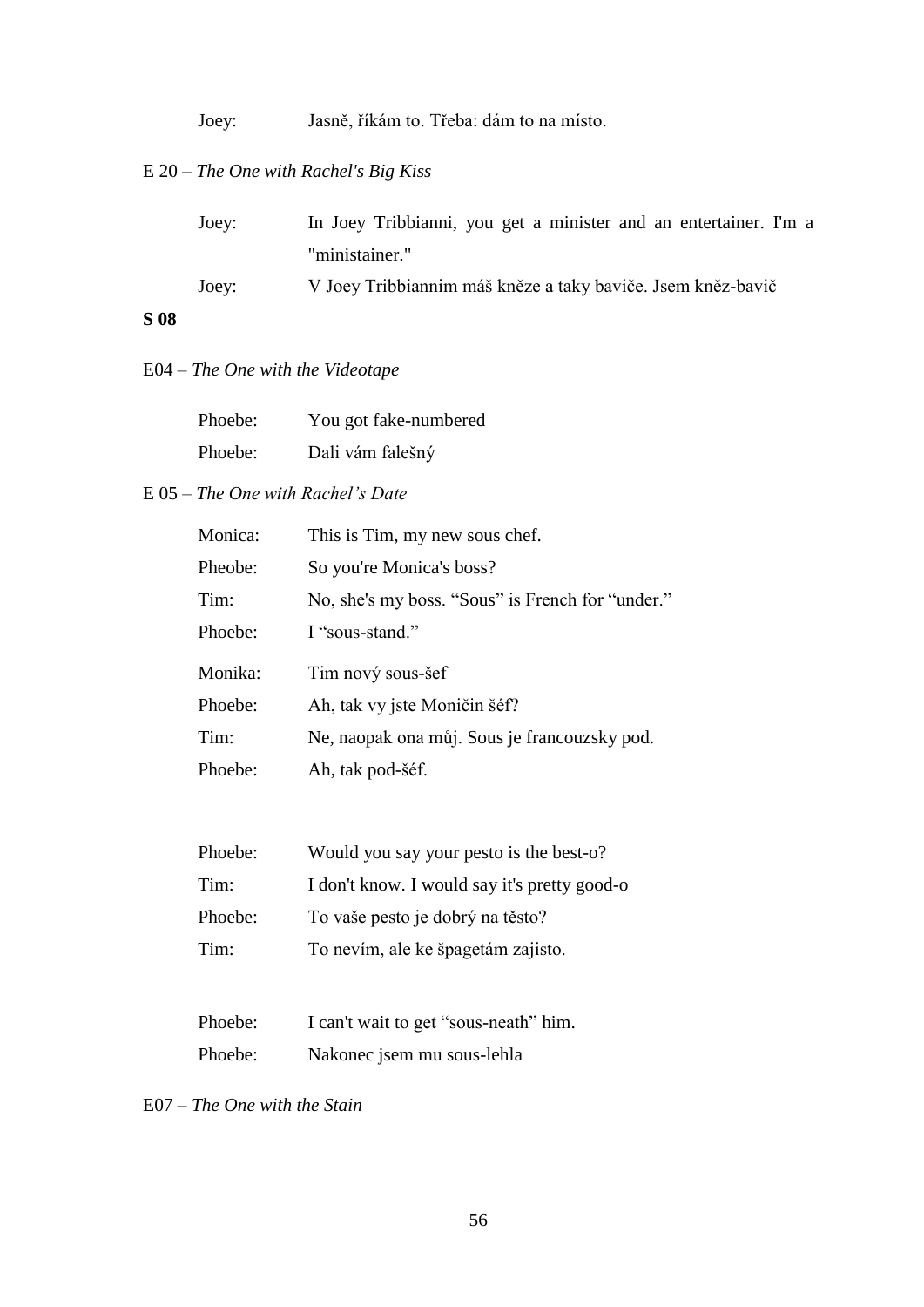Joey: Jasně, říkám to. Třeba: dám to na místo.

E 20 – *The One with Rachel's Big Kiss*

Joey: In Joey Tribbianni, you get a minister and an entertainer. I'm a "ministainer."

Joey: V Joey Tribbiannim máš kněze a taky baviče. Jsem kněz-bavič

**S 08**

E04 – *The One with the Videotape*

Phoebe: You got fake-numbered

Phoebe: Dali vám falešný

E 05 – *The One with Rachel's Date*

Monica: This is Tim, my new sous chef.

Pheobe: So you're Monica's boss?

Tim: No, she's my boss. "Sous" is French for "under."

Phoebe: I "sous-stand."

Monika: Tim nový sous-šef

Phoebe: Ah, tak vy jste Moničin šéf?

Tim: Ne, naopak ona můj. Sous je francouzsky pod.

Phoebe: Ah, tak pod-šéf.

Phoebe: Would you say your pesto is the best-o?

Tim: I don't know. I would say it's pretty good-o

Phoebe: To vaše pesto je dobrý na těsto?

Tim: To nevím, ale ke špagetám zajisto.

Phoebe: I can't wait to get "sous-neath" him.

Phoebe: Nakonec jsem mu sous-lehla

E07 – *The One with the Stain*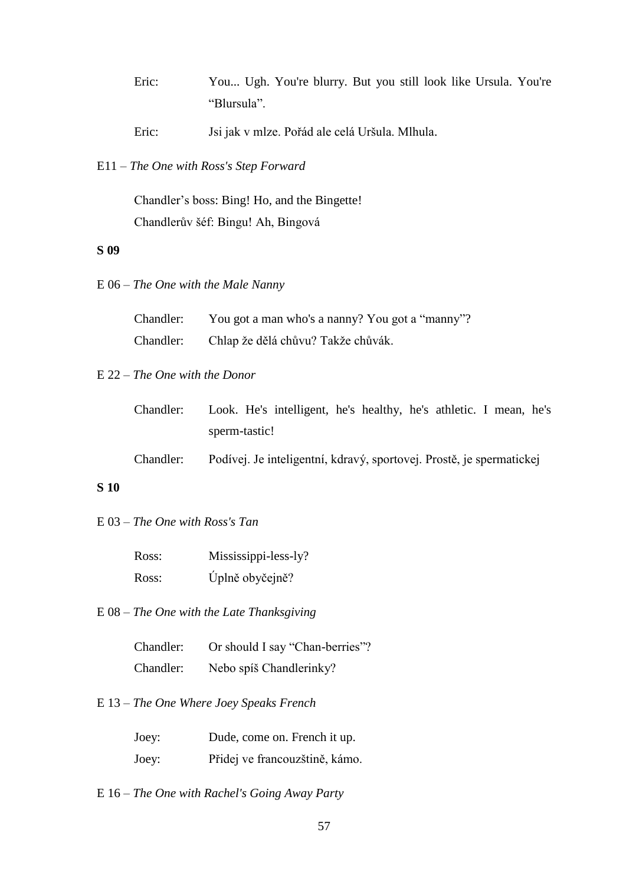Eric: You... Ugh. You're blurry. But you still look like Ursula. You're "Blursula".

Eric: Jsi jak v mlze. Pořád ale celá Uršula. Mlhula.

E11 – *The One with Ross's Step Forward*

Chandler's boss: Bing! Ho, and the Bingette!
Chandlerův šéf: Bingu! Ah, Bingová

**S 09**

E 06 – *The One with the Male Nanny*

Chandler: You got a man who's a nanny? You got a "manny"?

Chandler: Chlap že dělá chůvu? Takže chůvák.

E 22 – *The One with the Donor*

Chandler: Look. He's intelligent, he's healthy, he's athletic. I mean, he's sperm-tastic!

Chandler: Podívej. Je inteligentní, kdravý, sportovej. Prostě, je spermatickej

**S 10**

E 03 – *The One with Ross's Tan*

Ross: Mississippi-less-ly?

Ross: Úplně obyčejně?

E 08 – *The One with the Late Thanksgiving*

Chandler: Or should I say "Chan-berries"?

Chandler: Nebo spíš Chandlerinky?

E 13 – *The One Where Joey Speaks French*

Joey: Dude, come on. French it up.

Joey: Přidej ve francouzštině, kámo.

E 16 – *The One with Rachel's Going Away Party*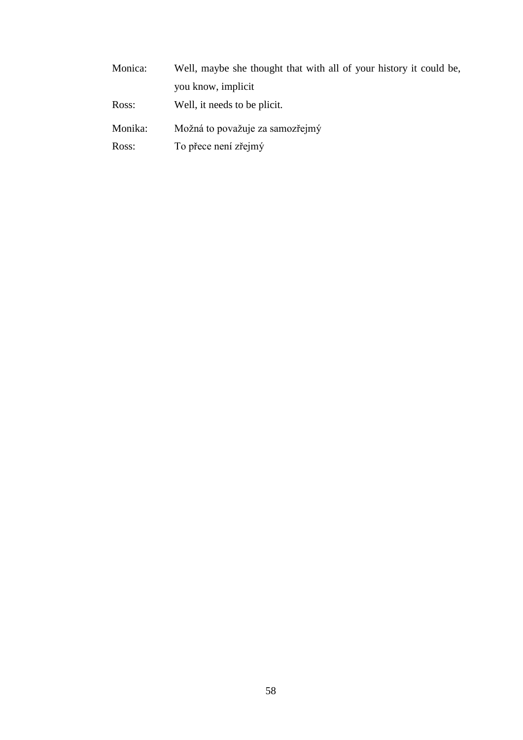Monica: Well, maybe she thought that with all of your history it could be, you know, implicit

Ross: Well, it needs to be plicit.

Monika: Možná to považuje za samozřejmý

Ross: To přece není zřejmý